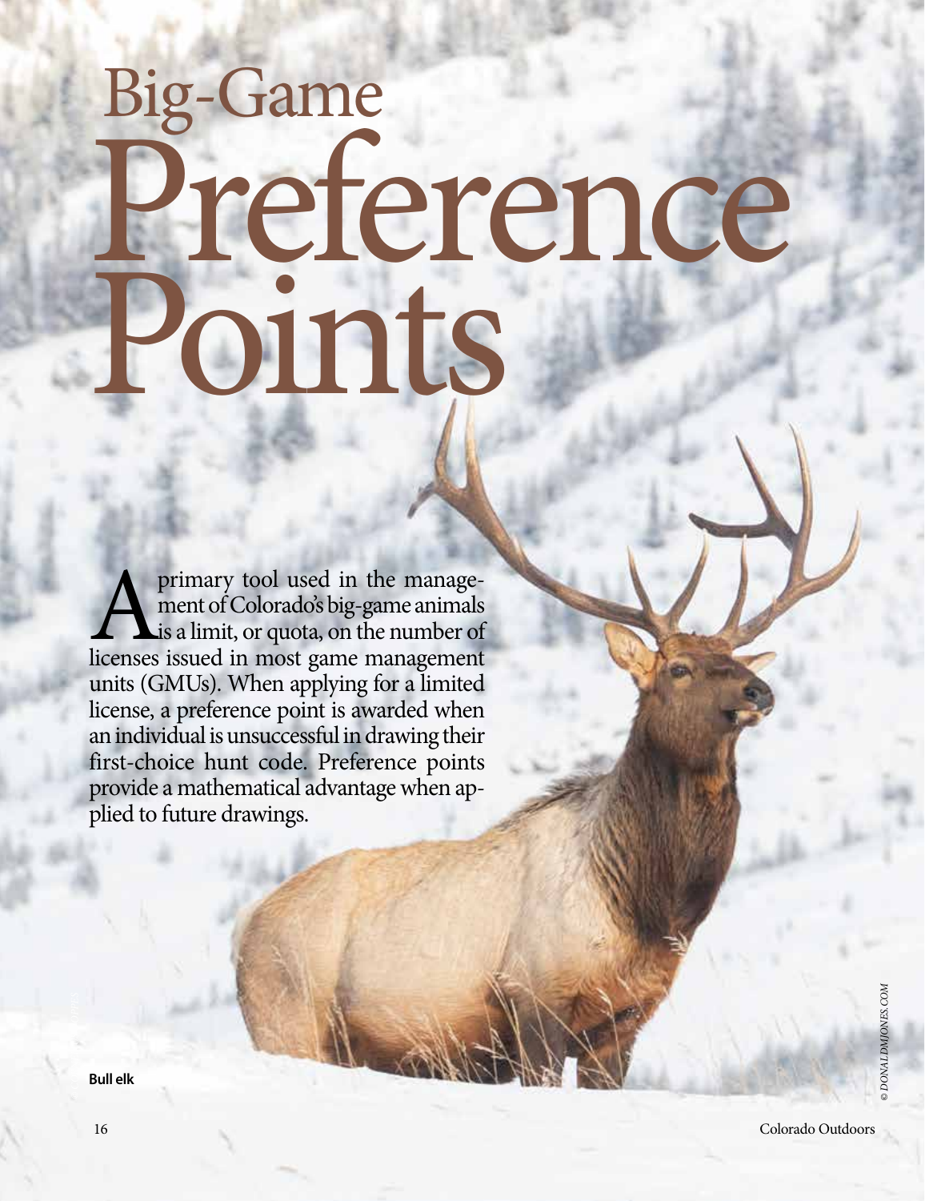# Big-Game Preference Points

A primary tool used in the management of Colorado's big-game animals is a limit, or quota, on the number of licenses issued in most game management units (GMUs). When applying for a limited license, a preference point is awarded when an individual is unsuccessful in drawing their first-choice hunt code. Preference points provide a mathematical advantage when applied to future drawings.

Bull elk

© DONALDMJONES.COM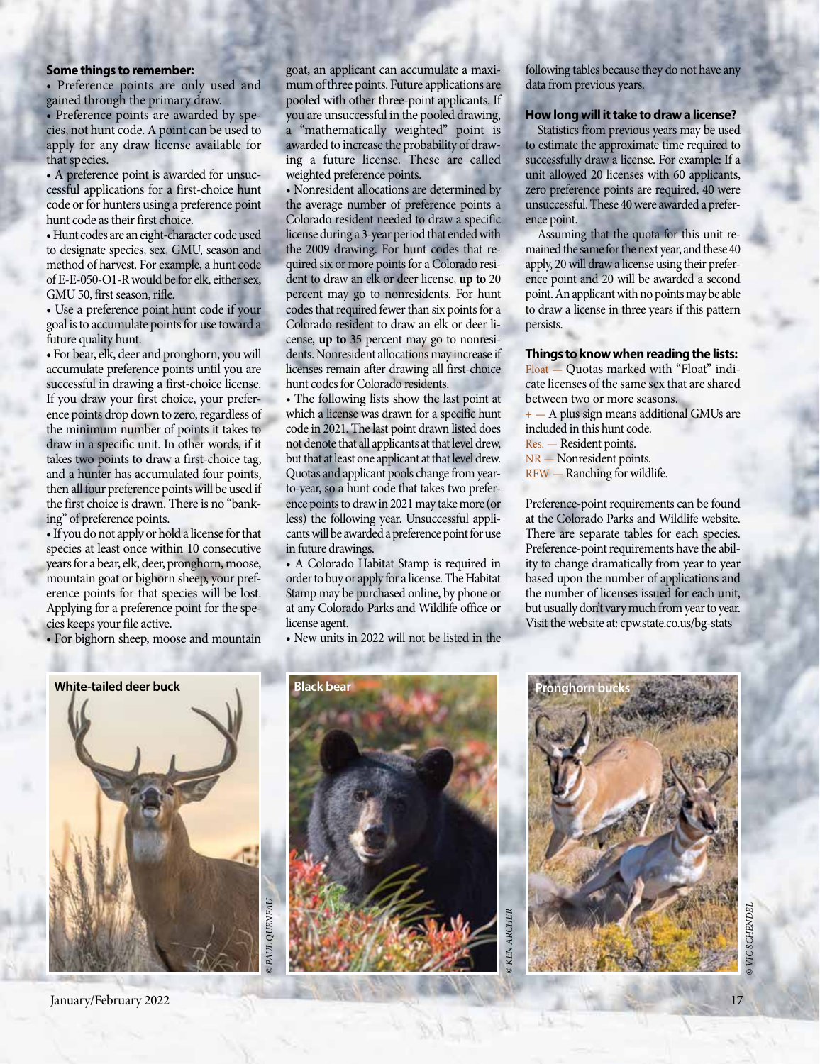**Some things to remember:**

- Preference points are only used and gained through the primary draw.
- Preference points are awarded by species, not hunt code. A point can be used to apply for any draw license available for that species.
- A preference point is awarded for unsuccessful applications for a first-choice hunt code or for hunters using a preference point hunt code as their first choice.
- Hunt codes are an eight-character code used to designate species, sex, GMU, season and method of harvest. For example, a hunt code of E-E-050-O1-R would be for elk, either sex, GMU 50, first season, rifle.
- Use a preference point hunt code if your goal is to accumulate points for use toward a future quality hunt.
- For bear, elk, deer and pronghorn, you will accumulate preference points until you are successful in drawing a first-choice license. If you draw your first choice, your preference points drop down to zero, regardless of the minimum number of points it takes to draw in a specific unit. In other words, if it takes two points to draw a first-choice tag, and a hunter has accumulated four points, then all four preference points will be used if the first choice is drawn. There is no "banking" of preference points.
- If you do not apply or hold a license for that species at least once within 10 consecutive years for a bear, elk, deer, pronghorn, moose, mountain goat or bighorn sheep, your preference points for that species will be lost. Applying for a preference point for the species keeps your file active.
- For bighorn sheep, moose and mountain goat, an applicant can accumulate a maximum of three points. Future applications are pooled with other three-point applicants. If you are unsuccessful in the pooled drawing, a "mathematically weighted" point is awarded to increase the probability of drawing a future license. These are called weighted preference points.
- Nonresident allocations are determined by the average number of preference points a Colorado resident needed to draw a specific license during a 3-year period that ended with the 2009 drawing. For hunt codes that required six or more points for a Colorado resident to draw an elk or deer license, **up to** 20 percent may go to nonresidents. For hunt codes that required fewer than six points for a Colorado resident to draw an elk or deer license, **up to** 35 percent may go to nonresidents. Nonresident allocations may increase if licenses remain after drawing all first-choice hunt codes for Colorado residents.
- The following lists show the last point at which a license was drawn for a specific hunt code in 2021. The last point drawn listed does not denote that all applicants at that level drew, but that at least one applicant at that level drew. Quotas and applicant pools change from year-to-year, so a hunt code that takes two preference points to draw in 2021 may take more (or less) the following year. Unsuccessful applicants will be awarded a preference point for use in future drawings.
- A Colorado Habitat Stamp is required in order to buy or apply for a license. The Habitat Stamp may be purchased online, by phone or at any Colorado Parks and Wildlife office or license agent.
- New units in 2022 will not be listed in the following tables because they do not have any data from previous years.

**How long will it take to draw a license?**

Statistics from previous years may be used to estimate the approximate time required to successfully draw a license. For example: If a unit allowed 20 licenses with 60 applicants, zero preference points are required, 40 were unsuccessful. These 40 were awarded a preference point.

Assuming that the quota for this unit remained the same for the next year, and these 40 apply, 20 will draw a license using their preference point and 20 will be awarded a second point. An applicant with no points may be able to draw a license in three years if this pattern persists.

**Things to know when reading the lists:**

Float — Quotas marked with "Float" indicate licenses of the same sex that are shared between two or more seasons.

+ — A plus sign means additional GMUs are included in this hunt code.

Res. — Resident points.

NR — Nonresident points.

RFW — Ranching for wildlife.

Preference-point requirements can be found at the Colorado Parks and Wildlife website. There are separate tables for each species. Preference-point requirements have the ability to change dramatically from year to year based upon the number of applications and the number of licenses issued for each unit, but usually don't vary much from year to year. Visit the website at: cpw.state.co.us/bg-stats

White-tailed deer buck © PAUL QUENEAU

Black bear © KEN ARCHER

Pronghorn bucks © VIC SCHENDEL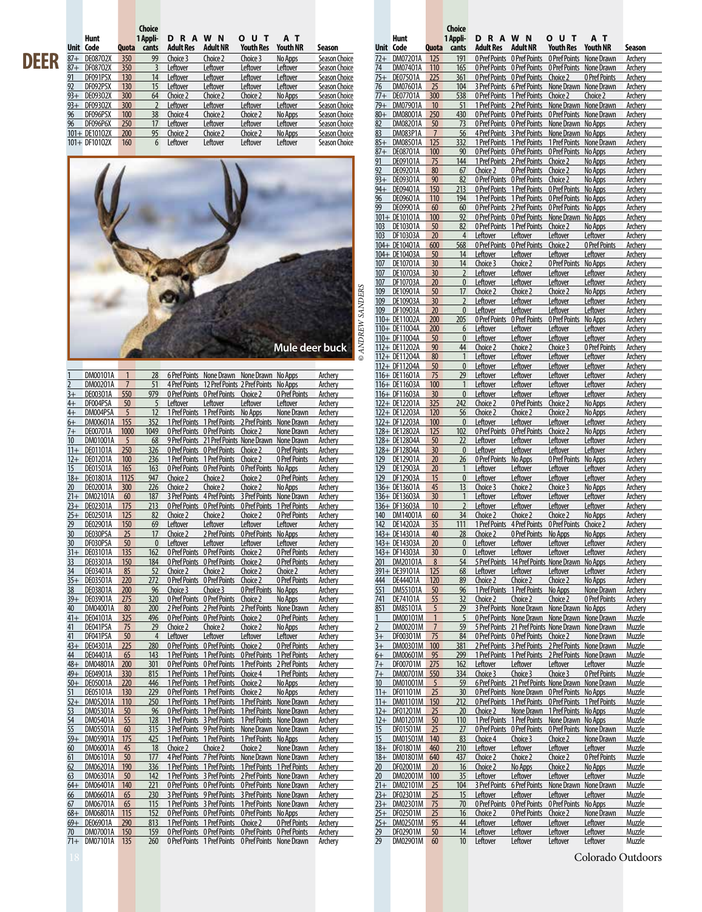# DEER

| Unit | Hunt Code | Quota | Choice 1 Applicants | DRAWN OUT AT Adult Res | Adult NR | Youth Res | Youth NR | Season |
|---|---|---|---|---|---|---|---|---|
| 87+ | DE08702X | 350 | 99 | Choice 3 | Choice 2 | Choice 3 | No Apps | Season Choice |
| 87+ | DF08702X | 350 | 3 | Leftover | Leftover | Leftover | Leftover | Season Choice |
| 91 | DF091P5X | 130 | 14 | Leftover | Leftover | Leftover | Leftover | Season Choice |
| 92 | DF092P5X | 130 | 15 | Leftover | Leftover | Leftover | Leftover | Season Choice |
| 93+ | DE09302X | 300 | 64 | Choice 2 | Choice 2 | Choice 2 | No Apps | Season Choice |
| 93+ | DF09302X | 300 | 2 | Leftover | Leftover | Leftover | Leftover | Season Choice |
| 96 | DF096P5X | 100 | 38 | Choice 4 | Choice 2 | Choice 2 | No Apps | Season Choice |
| 96 | DF096P6X | 250 | 17 | Leftover | Leftover | Leftover | Leftover | Season Choice |
| 101+ | DE10102X | 200 | 95 | Choice 2 | Choice 2 | Choice 2 | No Apps | Season Choice |
| 101+ | DF10102X | 160 | 6 | Leftover | Leftover | Leftover | Leftover | Season Choice |

Mule deer buck

© ANDREW SANDERS

| Unit | Hunt Code | Quota | Choice 1 Applicants | DRAWN OUT AT Adult Res | Adult NR | Youth Res | Youth NR | Season |
|---|---|---|---|---|---|---|---|---|
| 1 | DM00101A | 1 | 28 | 6 Pref Points | None Drawn | None Drawn | No Apps | Archery |
| 2 | DM00201A | 7 | 51 | 4 Pref Points | 12 Pref Points | 2 Pref Points | No Apps | Archery |
| 3+ | DE00301A | 550 | 979 | 0 Pref Points | 0 Pref Points | Choice 2 | 0 Pref Points | Archery |
| 4+ | DF004P5A | 50 | 5 | Leftover | Leftover | Leftover | Leftover | Archery |
| 4+ | DM004P5A | 5 | 12 | 1 Pref Points | 1 Pref Points | No Apps | None Drawn | Archery |
| 6+ | DM00601A | 155 | 352 | 1 Pref Points | 1 Pref Points | 2 Pref Points | None Drawn | Archery |
| 7+ | DE00701A | 1000 | 1049 | 0 Pref Points | 0 Pref Points | Choice 2 | None Drawn | Archery |
| 10 | DM01001A | 5 | 68 | 9 Pref Points | 21 Pref Points | None Drawn | None Drawn | Archery |
| 11+ | DE01101A | 250 | 326 | 0 Pref Points | 0 Pref Points | Choice 2 | 0 Pref Points | Archery |
| 12+ | DE01201A | 100 | 236 | 1 Pref Points | 1 Pref Points | Choice 2 | 0 Pref Points | Archery |
| 15 | DE01501A | 165 | 163 | 0 Pref Points | 0 Pref Points | 0 Pref Points | No Apps | Archery |
| 18+ | DE01801A | 1125 | 947 | Choice 2 | Choice 2 | Choice 2 | 0 Pref Points | Archery |
| 20 | DE02001A | 300 | 226 | Choice 2 | Choice 2 | Choice 2 | No Apps | Archery |
| 21+ | DM02101A | 60 | 187 | 3 Pref Points | 4 Pref Points | 3 Pref Points | None Drawn | Archery |
| 23+ | DE02301A | 175 | 213 | 0 Pref Points | 0 Pref Points | 0 Pref Points | 1 Pref Points | Archery |
| 25+ | DE02501A | 125 | 82 | Choice 2 | Choice 2 | Choice 2 | 0 Pref Points | Archery |
| 29 | DE02901A | 150 | 69 | Leftover | Leftover | Leftover | Leftover | Archery |
| 30 | DE030P5A | 25 | 17 | Choice 2 | 2 Pref Points | 0 Pref Points | No Apps | Archery |
| 30 | DF030P5A | 50 | 0 | Leftover | Leftover | Leftover | Leftover | Archery |
| 31+ | DE03101A | 135 | 162 | 0 Pref Points | 0 Pref Points | Choice 2 | 0 Pref Points | Archery |
| 33 | DE03301A | 150 | 184 | 0 Pref Points | 0 Pref Points | Choice 2 | 0 Pref Points | Archery |
| 34 | DE03401A | 85 | 52 | Choice 2 | Choice 2 | Choice 2 | Choice 2 | Archery |
| 35+ | DE03501A | 220 | 272 | 0 Pref Points | 0 Pref Points | Choice 2 | 0 Pref Points | Archery |
| 38 | DE03801A | 200 | 96 | Choice 3 | Choice 3 | 0 Pref Points | No Apps | Archery |
| 39+ | DE03901A | 275 | 320 | 0 Pref Points | 0 Pref Points | Choice 2 | No Apps | Archery |
| 40 | DM04001A | 80 | 200 | 2 Pref Points | 2 Pref Points | 2 Pref Points | None Drawn | Archery |
| 41+ | DE04101A | 325 | 496 | 0 Pref Points | 0 Pref Points | Choice 2 | 0 Pref Points | Archery |
| 41 | DE041P5A | 75 | 29 | Choice 2 | Choice 2 | Choice 2 | No Apps | Archery |
| 41 | DF041P5A | 50 | 4 | Leftover | Leftover | Leftover | Leftover | Archery |
| 43+ | DE04301A | 225 | 280 | 0 Pref Points | 0 Pref Points | Choice 2 | 0 Pref Points | Archery |
| 44 | DE04401A | 65 | 143 | 1 Pref Points | 1 Pref Points | 0 Pref Points | 1 Pref Points | Archery |
| 48+ | DM04801A | 200 | 301 | 0 Pref Points | 0 Pref Points | 1 Pref Points | 2 Pref Points | Archery |
| 49+ | DE04901A | 330 | 815 | 1 Pref Points | 1 Pref Points | Choice 4 | 1 Pref Points | Archery |
| 50+ | DE05001A | 220 | 446 | 1 Pref Points | 1 Pref Points | Choice 2 | No Apps | Archery |
| 51 | DE05101A | 130 | 229 | 0 Pref Points | 1 Pref Points | Choice 2 | No Apps | Archery |
| 52+ | DM05201A | 110 | 250 | 1 Pref Points | 1 Pref Points | 1 Pref Points | None Drawn | Archery |
| 53 | DM05301A | 50 | 96 | 0 Pref Points | 1 Pref Points | 1 Pref Points | None Drawn | Archery |
| 54 | DM05401A | 55 | 128 | 1 Pref Points | 3 Pref Points | 1 Pref Points | None Drawn | Archery |
| 55 | DM05501A | 60 | 315 | 3 Pref Points | 9 Pref Points | None Drawn | None Drawn | Archery |
| 59+ | DM05901A | 175 | 425 | 1 Pref Points | 1 Pref Points | 1 Pref Points | No Apps | Archery |
| 60 | DM06001A | 45 | 18 | Choice 2 | Choice 2 | Choice 2 | None Drawn | Archery |
| 61 | DM06101A | 50 | 177 | 4 Pref Points | 7 Pref Points | None Drawn | None Drawn | Archery |
| 62 | DM06201A | 190 | 336 | 1 Pref Points | 1 Pref Points | 1 Pref Points | 1 Pref Points | Archery |
| 63 | DM06301A | 50 | 142 | 1 Pref Points | 3 Pref Points | 2 Pref Points | None Drawn | Archery |
| 64+ | DM06401A | 140 | 221 | 0 Pref Points | 0 Pref Points | 0 Pref Points | None Drawn | Archery |
| 66 | DM06601A | 65 | 230 | 3 Pref Points | 9 Pref Points | 3 Pref Points | None Drawn | Archery |
| 67 | DM06701A | 65 | 115 | 1 Pref Points | 3 Pref Points | 1 Pref Points | None Drawn | Archery |
| 68+ | DM06801A | 115 | 152 | 0 Pref Points | 0 Pref Points | 0 Pref Points | No Apps | Archery |
| 69+ | DE06901A | 290 | 813 | 1 Pref Points | 1 Pref Points | Choice 2 | 0 Pref Points | Archery |
| 70 | DM07001A | 150 | 159 | 0 Pref Points | 0 Pref Points | 0 Pref Points | 0 Pref Points | Archery |
| 71+ | DM07101A | 135 | 260 | 0 Pref Points | 1 Pref Points | 0 Pref Points | None Drawn | Archery |
| 72+ | DM07201A | 125 | 191 | 0 Pref Points | 0 Pref Points | 0 Pref Points | None Drawn | Archery |
| 74 | DM07401A | 110 | 165 | 0 Pref Points | 0 Pref Points | 0 Pref Points | None Drawn | Archery |
| 75+ | DE07501A | 225 | 361 | 0 Pref Points | 0 Pref Points | Choice 2 | 0 Pref Points | Archery |
| 76 | DM07601A | 25 | 104 | 3 Pref Points | 6 Pref Points | None Drawn | None Drawn | Archery |
| 77+ | DE07701A | 300 | 538 | 0 Pref Points | 1 Pref Points | Choice 2 | Choice 2 | Archery |
| 79+ | DM07901A | 10 | 51 | 1 Pref Points | 2 Pref Points | None Drawn | None Drawn | Archery |
| 80+ | DM08001A | 250 | 430 | 0 Pref Points | 0 Pref Points | 0 Pref Points | None Drawn | Archery |
| 82 | DM08201A | 50 | 73 | 0 Pref Points | 0 Pref Points | None Drawn | No Apps | Archery |
| 83 | DM083P1A | 7 | 56 | 4 Pref Points | 3 Pref Points | None Drawn | No Apps | Archery |
| 85+ | DM08501A | 125 | 332 | 1 Pref Points | 1 Pref Points | 1 Pref Points | None Drawn | Archery |
| 87+ | DE08701A | 100 | 90 | 0 Pref Points | 0 Pref Points | 0 Pref Points | No Apps | Archery |
| 91 | DE09101A | 75 | 144 | 1 Pref Points | 2 Pref Points | Choice 2 | No Apps | Archery |
| 92 | DE09201A | 80 | 67 | Choice 2 | 0 Pref Points | Choice 2 | No Apps | Archery |
| 93+ | DE09301A | 90 | 82 | 0 Pref Points | 0 Pref Points | Choice 2 | No Apps | Archery |
| 94+ | DE09401A | 150 | 213 | 0 Pref Points | 1 Pref Points | 0 Pref Points | No Apps | Archery |
| 96 | DE09601A | 110 | 194 | 1 Pref Points | 1 Pref Points | 0 Pref Points | No Apps | Archery |
| 99 | DE09901A | 60 | 60 | 0 Pref Points | 2 Pref Points | 0 Pref Points | No Apps | Archery |
| 101+ | DE10101A | 100 | 92 | 0 Pref Points | 0 Pref Points | None Drawn | No Apps | Archery |
| 103 | DE10301A | 50 | 82 | 0 Pref Points | 1 Pref Points | Choice 2 | No Apps | Archery |
| 103 | DF10303A | 20 | 4 | Leftover | Leftover | Leftover | Leftover | Archery |
| 104+ | DE10401A | 600 | 568 | 0 Pref Points | 0 Pref Points | Choice 2 | 0 Pref Points | Archery |
| 104+ | DE10403A | 50 | 14 | Leftover | Leftover | Leftover | Leftover | Archery |
| 107 | DE10701A | 30 | 14 | Choice 3 | Choice 2 | 0 Pref Points | No Apps | Archery |
| 107 | DE10703A | 30 | 2 | Leftover | Leftover | Leftover | Leftover | Archery |
| 107 | DF10703A | 20 | 0 | Leftover | Leftover | Leftover | Leftover | Archery |
| 109 | DE10901A | 50 | 17 | Choice 2 | Choice 2 | Choice 2 | No Apps | Archery |
| 109 | DE10903A | 30 | 2 | Leftover | Leftover | Leftover | Leftover | Archery |
| 109 | DF10903A | 20 | 0 | Leftover | Leftover | Leftover | Leftover | Archery |
| 110+ | DE11002A | 200 | 205 | 0 Pref Points | 0 Pref Points | 0 Pref Points | No Apps | Archery |
| 110+ | DE11004A | 200 | 6 | Leftover | Leftover | Leftover | Leftover | Archery |
| 110+ | DF11004A | 50 | 0 | Leftover | Leftover | Leftover | Leftover | Archery |
| 112+ | DE11202A | 90 | 44 | Choice 2 | Choice 2 | Choice 3 | 0 Pref Points | Archery |
| 112+ | DE11204A | 80 | 1 | Leftover | Leftover | Leftover | Leftover | Archery |
| 112+ | DF11204A | 50 | 0 | Leftover | Leftover | Leftover | Leftover | Archery |
| 116+ | DE11601A | 75 | 29 | Choice 2 | Leftover | Leftover | Leftover | Archery |
| 116+ | DE11603A | 100 | 1 | Leftover | Leftover | Leftover | Leftover | Archery |
| 116+ | DF11603A | 30 | 0 | Leftover | Leftover | Leftover | Leftover | Archery |
| 122+ | DE12201A | 325 | 242 | Choice 2 | 0 Pref Points | Choice 2 | No Apps | Archery |
| 122+ | DE12203A | 120 | 56 | Choice 2 | Choice 2 | Choice 2 | No Apps | Archery |
| 122+ | DF12203A | 100 | 0 | Leftover | Leftover | Leftover | Leftover | Archery |
| 128+ | DE12802A | 125 | 102 | 0 Pref Points | 0 Pref Points | Choice 2 | No Apps | Archery |
| 128+ | DE12804A | 50 | 22 | Leftover | Leftover | Leftover | Leftover | Archery |
| 128+ | DF12804A | 30 | 0 | Leftover | Leftover | Leftover | Leftover | Archery |
| 129 | DE12901A | 20 | 26 | 0 Pref Points | No Apps | 0 Pref Points | No Apps | Archery |
| 129 | DE12903A | 20 | 1 | Leftover | Leftover | Leftover | Leftover | Archery |
| 129 | DF12903A | 15 | 0 | Leftover | Leftover | Leftover | Leftover | Archery |
| 136+ | DE13601A | 45 | 13 | Choice 3 | Choice 2 | Choice 3 | No Apps | Archery |
| 136+ | DE13603A | 30 | 1 | Leftover | Leftover | Leftover | Leftover | Archery |
| 136+ | DF13603A | 10 | 2 | Leftover | Leftover | Leftover | Leftover | Archery |
| 140 | DM14001A | 60 | 34 | Choice 2 | Choice 2 | Choice 2 | No Apps | Archery |
| 142 | DE14202A | 35 | 111 | 1 Pref Points | 4 Pref Points | 0 Pref Points | Choice 2 | Archery |
| 143+ | DE14301A | 40 | 28 | Choice 2 | 0 Pref Points | No Apps | No Apps | Archery |
| 143+ | DE14303A | 20 | 0 | Leftover | Leftover | Leftover | Leftover | Archery |
| 143+ | DF14303A | 30 | 0 | Leftover | Leftover | Leftover | Leftover | Archery |
| 201 | DM20101A | 8 | 54 | 5 Pref Points | 14 Pref Points | None Drawn | No Apps | Archery |
| 391+ | DE39101A | 125 | 68 | Leftover | Leftover | Leftover | Leftover | Archery |
| 444 | DE44401A | 120 | 89 | Choice 2 | Choice 2 | Choice 2 | No Apps | Archery |
| 551 | DM55101A | 50 | 96 | 1 Pref Points | 1 Pref Points | No Apps | None Drawn | Archery |
| 741 | DE74101A | 55 | 32 | Choice 2 | Choice 2 | Choice 2 | 0 Pref Points | Archery |
| 851 | DM85101A | 5 | 29 | 3 Pref Points | None Drawn | None Drawn | No Apps | Archery |
| 1 | DM00101M | 1 | 5 | 0 Pref Points | None Drawn | None Drawn | None Drawn | Muzzle |
| 2 | DM00201M | 7 | 59 | 5 Pref Points | 21 Pref Points | None Drawn | None Drawn | Muzzle |
| 3+ | DF00301M | 75 | 84 | 0 Pref Points | 0 Pref Points | Choice 2 | None Drawn | Muzzle |
| 3+ | DM00301M | 100 | 381 | 2 Pref Points | 3 Pref Points | 2 Pref Points | None Drawn | Muzzle |
| 6+ | DM00601M | 95 | 299 | 1 Pref Points | 1 Pref Points | 2 Pref Points | None Drawn | Muzzle |
| 7+ | DF00701M | 275 | 162 | Leftover | Leftover | Leftover | Leftover | Muzzle |
| 7+ | DM00701M | 550 | 334 | Choice 3 | Choice 3 | Choice 3 | 0 Pref Points | Muzzle |
| 10 | DM01001M | 5 | 59 | 6 Pref Points | 21 Pref Points | None Drawn | None Drawn | Muzzle |
| 11+ | DF01101M | 25 | 30 | 0 Pref Points | None Drawn | 0 Pref Points | No Apps | Muzzle |
| 11+ | DM01101M | 150 | 212 | 0 Pref Points | 1 Pref Points | 0 Pref Points | 1 Pref Points | Muzzle |
| 12+ | DF01201M | 25 | 20 | Choice 2 | None Drawn | 1 Pref Points | No Apps | Muzzle |
| 12+ | DM01201M | 50 | 110 | 1 Pref Points | 1 Pref Points | None Drawn | No Apps | Muzzle |
| 15 | DF01501M | 25 | 27 | 0 Pref Points | 0 Pref Points | 0 Pref Points | None Drawn | Muzzle |
| 15 | DM01501M | 140 | 83 | Choice 4 | Choice 3 | Choice 2 | None Drawn | Muzzle |
| 18+ | DF01801M | 460 | 210 | Leftover | Leftover | Leftover | Leftover | Muzzle |
| 18+ | DM01801M | 640 | 437 | Choice 2 | Choice 2 | Choice 2 | 0 Pref Points | Muzzle |
| 20 | DF02001M | 20 | 16 | Choice 2 | No Apps | Choice 2 | No Apps | Muzzle |
| 20 | DM02001M | 100 | 35 | Leftover | Leftover | Leftover | Leftover | Muzzle |
| 21+ | DM02101M | 25 | 104 | 3 Pref Points | 6 Pref Points | None Drawn | None Drawn | Muzzle |
| 23+ | DF02301M | 25 | 15 | Leftover | Leftover | Leftover | Leftover | Muzzle |
| 23+ | DM02301M | 75 | 70 | 0 Pref Points | 0 Pref Points | 0 Pref Points | No Apps | Muzzle |
| 25+ | DF02501M | 25 | 16 | Choice 2 | 0 Pref Points | Choice 2 | None Drawn | Muzzle |
| 25+ | DM02501M | 95 | 44 | Leftover | Leftover | Leftover | Leftover | Muzzle |
| 29 | DF02901M | 50 | 14 | Leftover | Leftover | Leftover | Leftover | Muzzle |
| 29 | DM02901M | 60 | 10 | Leftover | Leftover | Leftover | Leftover | Muzzle |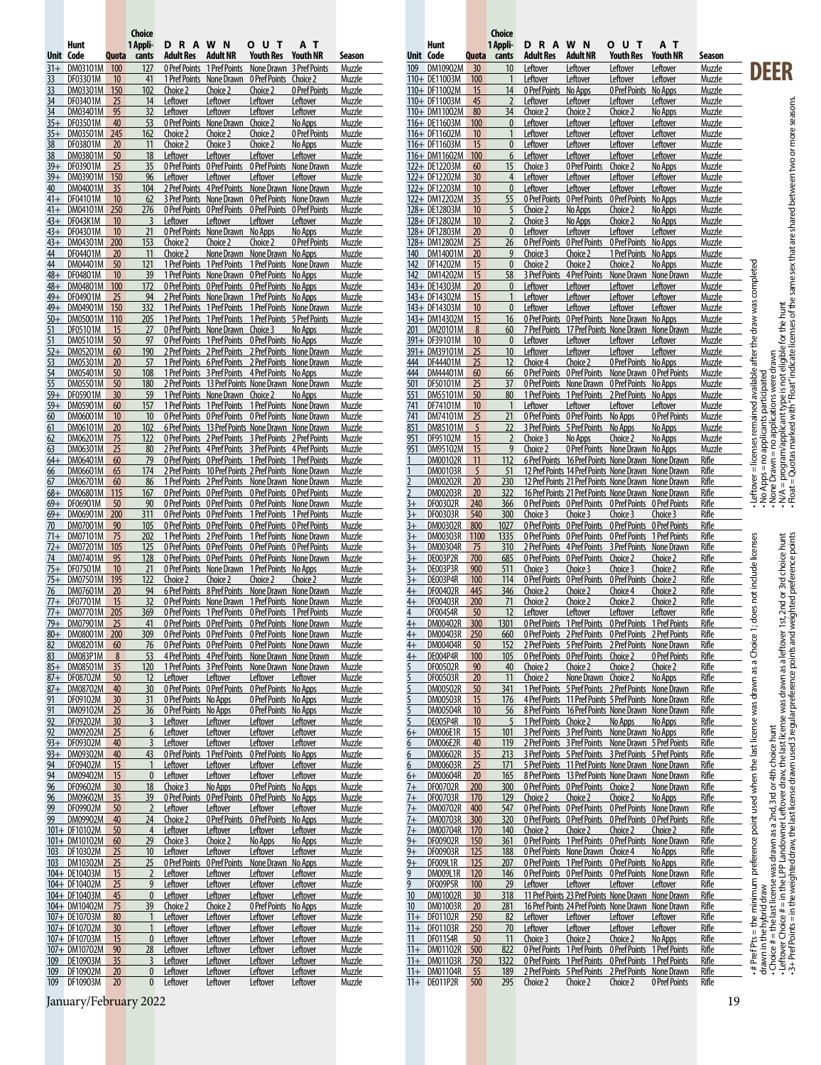# DEER

| Unit | Hunt Code | Quota | Choice 1 Applicants | DRAWN Adult Res | DRAWN Adult NR | OUT Youth Res | AT Youth NR | Season |
|---|---|---|---|---|---|---|---|---|
| 31+ | DM03101M | 100 | 127 | 0 Pref Points | 1 Pref Points | None Drawn | 3 Pref Points | Muzzle |
| 33 | DF03301M | 10 | 41 | 1 Pref Points | None Drawn | 0 Pref Points | Choice 2 | Muzzle |
| 33 | DM03301M | 150 | 102 | Choice 2 | Choice 2 | Choice 2 | 0 Pref Points | Muzzle |
| 34 | DF03401M | 25 | 14 | Leftover | Leftover | Leftover | Leftover | Muzzle |
| 34 | DM03401M | 95 | 32 | Leftover | Leftover | Leftover | Leftover | Muzzle |
| 35+ | DF03501M | 40 | 53 | 0 Pref Points | None Drawn | Choice 2 | No Apps | Muzzle |
| 35+ | DM03501M | 245 | 162 | Choice 2 | Choice 2 | Choice 2 | 0 Pref Points | Muzzle |
| 38 | DF03801M | 20 | 11 | Choice 2 | Choice 3 | Choice 2 | No Apps | Muzzle |
| 38 | DM03801M | 50 | 18 | Leftover | Leftover | Leftover | Leftover | Muzzle |
| 39+ | DF03901M | 25 | 35 | 0 Pref Points | 0 Pref Points | 0 Pref Points | None Drawn | Muzzle |
| 39+ | DM03901M | 150 | 96 | Leftover | Leftover | Leftover | Leftover | Muzzle |
| 40 | DM04001M | 35 | 104 | 2 Pref Points | 4 Pref Points | None Drawn | None Drawn | Muzzle |
| 41+ | DF04101M | 10 | 62 | 3 Pref Points | None Drawn | 0 Pref Points | None Drawn | Muzzle |
| 41+ | DM04101M | 250 | 276 | 0 Pref Points | 0 Pref Points | 0 Pref Points | 0 Pref Points | Muzzle |
| 43+ | DF043K1M | 10 | 3 | Leftover | Leftover | Leftover | Leftover | Muzzle |
| 43+ | DF04301M | 10 | 21 | 0 Pref Points | None Drawn | No Apps | No Apps | Muzzle |
| 43+ | DM04301M | 200 | 153 | Choice 2 | Choice 2 | Choice 2 | 0 Pref Points | Muzzle |
| 44 | DF04401M | 20 | 11 | Choice 2 | None Drawn | None Drawn | No Apps | Muzzle |
| 44 | DM04401M | 50 | 121 | 1 Pref Points | 1 Pref Points | 1 Pref Points | None Drawn | Muzzle |
| 48+ | DF04801M | 10 | 39 | 1 Pref Points | None Drawn | 0 Pref Points | No Apps | Muzzle |
| 48+ | DM04801M | 100 | 172 | 0 Pref Points | 0 Pref Points | 0 Pref Points | No Apps | Muzzle |
| 49+ | DF04901M | 25 | 94 | 2 Pref Points | None Drawn | 1 Pref Points | No Apps | Muzzle |
| 49+ | DM04901M | 150 | 332 | 1 Pref Points | 1 Pref Points | 1 Pref Points | None Drawn | Muzzle |
| 50+ | DM05001M | 110 | 205 | 1 Pref Points | 1 Pref Points | 1 Pref Points | 5 Pref Points | Muzzle |
| 51 | DF05101M | 15 | 27 | 0 Pref Points | None Drawn | Choice 3 | No Apps | Muzzle |
| 51 | DM05101M | 50 | 97 | 0 Pref Points | 1 Pref Points | 0 Pref Points | No Apps | Muzzle |
| 52+ | DM05201M | 60 | 190 | 2 Pref Points | 2 Pref Points | 2 Pref Points | None Drawn | Muzzle |
| 53 | DM05301M | 20 | 57 | 1 Pref Points | 6 Pref Points | 2 Pref Points | None Drawn | Muzzle |
| 54 | DM05401M | 50 | 108 | 1 Pref Points | 3 Pref Points | 4 Pref Points | No Apps | Muzzle |
| 55 | DM05501M | 50 | 180 | 2 Pref Points | 13 Pref Points | None Drawn | None Drawn | Muzzle |
| 59+ | DF05901M | 30 | 59 | 1 Pref Points | None Drawn | Choice 2 | No Apps | Muzzle |
| 59+ | DM05901M | 60 | 157 | 1 Pref Points | 1 Pref Points | 1 Pref Points | None Drawn | Muzzle |
| 60 | DM06001M | 10 | 10 | 0 Pref Points | 0 Pref Points | 0 Pref Points | None Drawn | Muzzle |
| 61 | DM06101M | 20 | 102 | 6 Pref Points | 13 Pref Points | None Drawn | None Drawn | Muzzle |
| 62 | DM06201M | 75 | 122 | 0 Pref Points | 2 Pref Points | 3 Pref Points | 2 Pref Points | Muzzle |
| 63 | DM06301M | 25 | 80 | 2 Pref Points | 4 Pref Points | 3 Pref Points | 4 Pref Points | Muzzle |
| 64+ | DM06401M | 60 | 79 | 0 Pref Points | 0 Pref Points | 1 Pref Points | 1 Pref Points | Muzzle |
| 66 | DM06601M | 65 | 174 | 2 Pref Points | 10 Pref Points | 2 Pref Points | None Drawn | Muzzle |
| 67 | DM06701M | 60 | 86 | 1 Pref Points | 2 Pref Points | None Drawn | None Drawn | Muzzle |
| 68+ | DM06801M | 115 | 167 | 0 Pref Points | 0 Pref Points | 0 Pref Points | 0 Pref Points | Muzzle |
| 69+ | DF06901M | 50 | 90 | 0 Pref Points | 0 Pref Points | 0 Pref Points | None Drawn | Muzzle |
| 69+ | DM06901M | 200 | 311 | 0 Pref Points | 0 Pref Points | 1 Pref Points | 1 Pref Points | Muzzle |
| 70 | DM07001M | 90 | 105 | 0 Pref Points | 0 Pref Points | 0 Pref Points | 0 Pref Points | Muzzle |
| 71+ | DM07101M | 75 | 202 | 1 Pref Points | 2 Pref Points | 1 Pref Points | None Drawn | Muzzle |
| 72+ | DM07201M | 105 | 125 | 0 Pref Points | 0 Pref Points | 0 Pref Points | 0 Pref Points | Muzzle |
| 74 | DM07401M | 95 | 128 | 0 Pref Points | 0 Pref Points | 0 Pref Points | None Drawn | Muzzle |
| 75+ | DF07501M | 10 | 21 | 0 Pref Points | None Drawn | 1 Pref Points | No Apps | Muzzle |
| 75+ | DM07501M | 195 | 122 | Choice 2 | Choice 2 | Choice 2 | Choice 2 | Muzzle |
| 76 | DM07601M | 20 | 94 | 6 Pref Points | 8 Pref Points | None Drawn | None Drawn | Muzzle |
| 77+ | DF07701M | 15 | 32 | 0 Pref Points | None Drawn | 1 Pref Points | None Drawn | Muzzle |
| 77+ | DM07701M | 205 | 369 | 0 Pref Points | 1 Pref Points | 0 Pref Points | 1 Pref Points | Muzzle |
| 79+ | DM07901M | 25 | 41 | 0 Pref Points | 0 Pref Points | 0 Pref Points | None Drawn | Muzzle |
| 80+ | DM08001M | 200 | 309 | 0 Pref Points | 0 Pref Points | 0 Pref Points | None Drawn | Muzzle |
| 82 | DM08201M | 60 | 76 | 0 Pref Points | 0 Pref Points | 0 Pref Points | None Drawn | Muzzle |
| 83 | DM083P1M | 8 | 53 | 4 Pref Points | 4 Pref Points | None Drawn | None Drawn | Muzzle |
| 85+ | DM08501M | 35 | 120 | 1 Pref Points | 3 Pref Points | None Drawn | None Drawn | Muzzle |
| 87+ | DF08702M | 50 | 12 | Leftover | Leftover | Leftover | Leftover | Muzzle |
| 87+ | DM08702M | 40 | 30 | 0 Pref Points | 0 Pref Points | 0 Pref Points | No Apps | Muzzle |
| 91 | DF09102M | 30 | 31 | 0 Pref Points | No Apps | 0 Pref Points | No Apps | Muzzle |
| 91 | DM09102M | 25 | 36 | 0 Pref Points | No Apps | 0 Pref Points | No Apps | Muzzle |
| 92 | DF09202M | 30 | 3 | Leftover | Leftover | Leftover | Leftover | Muzzle |
| 92 | DM09202M | 25 | 6 | Leftover | Leftover | Leftover | Leftover | Muzzle |
| 93+ | DF09302M | 40 | 3 | Leftover | Leftover | Leftover | Leftover | Muzzle |
| 93+ | DM09302M | 40 | 43 | 0 Pref Points | 1 Pref Points | 0 Pref Points | No Apps | Muzzle |
| 94 | DF09402M | 15 | 1 | Leftover | Leftover | Leftover | Leftover | Muzzle |
| 94 | DM09402M | 15 | 0 | Leftover | Leftover | Leftover | Leftover | Muzzle |
| 96 | DF09602M | 30 | 18 | Choice 3 | No Apps | 0 Pref Points | No Apps | Muzzle |
| 96 | DM09602M | 35 | 39 | 0 Pref Points | 0 Pref Points | 0 Pref Points | No Apps | Muzzle |
| 99 | DF09902M | 50 | 2 | Leftover | Leftover | Leftover | Leftover | Muzzle |
| 99 | DM09902M | 40 | 24 | Choice 2 | 0 Pref Points | 0 Pref Points | No Apps | Muzzle |
| 101+ | DF10102M | 50 | 4 | Leftover | Leftover | Leftover | Leftover | Muzzle |
| 101+ | DM10102M | 60 | 29 | Choice 3 | Choice 2 | No Apps | No Apps | Muzzle |
| 103 | DF10302M | 25 | 10 | Leftover | Leftover | Leftover | Leftover | Muzzle |
| 103 | DM10302M | 25 | 25 | 0 Pref Points | 0 Pref Points | None Drawn | No Apps | Muzzle |
| 104+ | DE10403M | 15 | 2 | Leftover | Leftover | Leftover | Leftover | Muzzle |
| 104+ | DF10402M | 25 | 9 | Leftover | Leftover | Leftover | Leftover | Muzzle |
| 104+ | DF10403M | 45 | 0 | Leftover | Leftover | Leftover | Leftover | Muzzle |
| 104+ | DM10402M | 75 | 39 | Choice 2 | Choice 2 | 0 Pref Points | No Apps | Muzzle |
| 107+ | DE10703M | 80 | 1 | Leftover | Leftover | Leftover | Leftover | Muzzle |
| 107+ | DF10702M | 30 | 1 | Leftover | Leftover | Leftover | Leftover | Muzzle |
| 107+ | DF10703M | 15 | 0 | Leftover | Leftover | Leftover | Leftover | Muzzle |
| 107+ | DM10702M | 90 | 28 | Leftover | Leftover | Leftover | Leftover | Muzzle |
| 109 | DE10903M | 35 | 3 | Leftover | Leftover | Leftover | Leftover | Muzzle |
| 109 | DF10902M | 20 | 0 | Leftover | Leftover | Leftover | Leftover | Muzzle |
| 109 | DF10903M | 20 | 0 | Leftover | Leftover | Leftover | Leftover | Muzzle |
| 109 | DM10902M | 30 | 10 | Leftover | Leftover | Leftover | Leftover | Muzzle |
| 110+ | DE11003M | 100 | 1 | Leftover | Leftover | Leftover | Leftover | Muzzle |
| 110+ | DF11002M | 15 | 14 | 0 Pref Points | No Apps | 0 Pref Points | No Apps | Muzzle |
| 110+ | DF11003M | 45 | 2 | Leftover | Leftover | Leftover | Leftover | Muzzle |
| 110+ | DM11002M | 80 | 34 | Choice 2 | Choice 2 | Choice 2 | No Apps | Muzzle |
| 116+ | DE11603M | 100 | 0 | Leftover | Leftover | Leftover | Leftover | Muzzle |
| 116+ | DF11602M | 10 | 1 | Leftover | Leftover | Leftover | Leftover | Muzzle |
| 116+ | DF11603M | 15 | 0 | Leftover | Leftover | Leftover | Leftover | Muzzle |
| 116+ | DM11602M | 100 | 6 | Leftover | Leftover | Leftover | Leftover | Muzzle |
| 122+ | DE12203M | 60 | 15 | Choice 3 | 0 Pref Points | Choice 2 | No Apps | Muzzle |
| 122+ | DF12202M | 30 | 4 | Leftover | Leftover | Leftover | Leftover | Muzzle |
| 122+ | DF12203M | 10 | 0 | Leftover | Leftover | Leftover | Leftover | Muzzle |
| 122+ | DM12202M | 35 | 55 | 0 Pref Points | 0 Pref Points | 0 Pref Points | No Apps | Muzzle |
| 128+ | DE12803M | 10 | 5 | Choice 2 | No Apps | Choice 2 | No Apps | Muzzle |
| 128+ | DF12802M | 10 | 2 | Choice 3 | No Apps | Choice 2 | No Apps | Muzzle |
| 128+ | DF12803M | 20 | 0 | Leftover | Leftover | Leftover | Leftover | Muzzle |
| 128+ | DM12802M | 25 | 26 | 0 Pref Points | 0 Pref Points | 0 Pref Points | No Apps | Muzzle |
| 140 | DM14001M | 20 | 9 | Choice 3 | Choice 2 | 1 Pref Points | No Apps | Muzzle |
| 142 | DF14202M | 15 | 0 | Choice 2 | Choice 2 | Choice 2 | No Apps | Muzzle |
| 142 | DM14202M | 15 | 58 | 3 Pref Points | 4 Pref Points | None Drawn | None Drawn | Muzzle |
| 143+ | DE14303M | 20 | 0 | Leftover | Leftover | Leftover | Leftover | Muzzle |
| 143+ | DF14302M | 15 | 1 | Leftover | Leftover | Leftover | Leftover | Muzzle |
| 143+ | DF14303M | 10 | 0 | Leftover | Leftover | Leftover | Leftover | Muzzle |
| 143+ | DM14302M | 15 | 16 | 0 Pref Points | 0 Pref Points | None Drawn | No Apps | Muzzle |
| 201 | DM20101M | 8 | 60 | 7 Pref Points | 17 Pref Points | None Drawn | None Drawn | Muzzle |
| 391+ | DF39101M | 10 | 0 | Leftover | Leftover | Leftover | Leftover | Muzzle |
| 391+ | DM39101M | 25 | 10 | Leftover | Leftover | Leftover | Leftover | Muzzle |
| 444 | DF44401M | 25 | 12 | Choice 4 | Choice 2 | 0 Pref Points | No Apps | Muzzle |
| 444 | DM44401M | 60 | 66 | 0 Pref Points | 0 Pref Points | None Drawn | 0 Pref Points | Muzzle |
| 501 | DF50101M | 25 | 37 | 0 Pref Points | None Drawn | 0 Pref Points | No Apps | Muzzle |
| 551 | DM55101M | 50 | 80 | 1 Pref Points | 1 Pref Points | 2 Pref Points | No Apps | Muzzle |
| 741 | DF74101M | 10 | 1 | Leftover | Leftover | Leftover | Leftover | Muzzle |
| 741 | DM74101M | 25 | 21 | 0 Pref Points | 0 Pref Points | No Apps | 0 Pref Points | Muzzle |
| 851 | DM85101M | 5 | 22 | 3 Pref Points | 5 Pref Points | No Apps | No Apps | Muzzle |
| 951 | DF95102M | 15 | 2 | Choice 3 | No Apps | Choice 2 | No Apps | Muzzle |
| 951 | DM95102M | 15 | 9 | Choice 2 | 0 Pref Points | None Drawn | No Apps | Muzzle |
| 1 | DM00102R | 11 | 112 | 6 Pref Points | 16 Pref Points | None Drawn | None Drawn | Rifle |
| 1 | DM00103R | 5 | 51 | 12 Pref Points | 14 Pref Points | None Drawn | None Drawn | Rifle |
| 2 | DM00202R | 20 | 230 | 12 Pref Points | 21 Pref Points | None Drawn | None Drawn | Rifle |
| 2 | DM00203R | 20 | 322 | 16 Pref Points | 21 Pref Points | None Drawn | None Drawn | Rifle |
| 3+ | DF00302R | 240 | 366 | 0 Pref Points | 0 Pref Points | 0 Pref Points | 0 Pref Points | Rifle |
| 3+ | DF00303R | 540 | 300 | Choice 3 | Choice 3 | Choice 3 | Choice 3 | Rifle |
| 3+ | DM00302R | 800 | 1027 | 0 Pref Points | 0 Pref Points | 0 Pref Points | 0 Pref Points | Rifle |
| 3+ | DM00303R | 1100 | 1335 | 0 Pref Points | 0 Pref Points | 0 Pref Points | 1 Pref Points | Rifle |
| 3+ | DM00304R | 75 | 310 | 2 Pref Points | 4 Pref Points | 3 Pref Points | None Drawn | Rifle |
| 3+ | DE003P2R | 700 | 685 | 0 Pref Points | 0 Pref Points | Choice 2 | Choice 2 | Rifle |
| 3+ | DE003P3R | 900 | 511 | Choice 3 | Choice 3 | Choice 3 | Choice 2 | Rifle |
| 3+ | DE003P4R | 100 | 114 | 0 Pref Points | 0 Pref Points | 0 Pref Points | Choice 2 | Rifle |
| 4+ | DF00402R | 445 | 346 | Choice 2 | Choice 2 | Choice 4 | Choice 2 | Rifle |
| 4+ | DF00403R | 200 | 71 | Choice 2 | Choice 2 | Choice 2 | Choice 2 | Rifle |
| 4 | DF004S4R | 50 | 12 | Leftover | Leftover | Leftover | Leftover | Rifle |
| 4+ | DM00402R | 300 | 1301 | 0 Pref Points | 1 Pref Points | 0 Pref Points | 1 Pref Points | Rifle |
| 4+ | DM00403R | 250 | 660 | 0 Pref Points | 2 Pref Points | 0 Pref Points | 2 Pref Points | Rifle |
| 4+ | DM00404R | 50 | 152 | 2 Pref Points | 5 Pref Points | 2 Pref Points | None Drawn | Rifle |
| 4+ | DE004P4R | 100 | 105 | 0 Pref Points | 0 Pref Points | Choice 2 | 0 Pref Points | Rifle |
| 5 | DF00502R | 90 | 40 | Choice 2 | Choice 2 | Choice 2 | Choice 2 | Rifle |
| 5 | DF00503R | 20 | 11 | Choice 2 | None Drawn | Choice 2 | No Apps | Rifle |
| 5 | DM00502R | 50 | 341 | 1 Pref Points | 5 Pref Points | 2 Pref Points | None Drawn | Rifle |
| 5 | DM00503R | 15 | 176 | 4 Pref Points | 11 Pref Points | 5 Pref Points | None Drawn | Rifle |
| 5 | DM00504R | 10 | 56 | 8 Pref Points | 16 Pref Points | None Drawn | None Drawn | Rifle |
| 5 | DE005P4R | 10 | 5 | 1 Pref Points | Choice 2 | No Apps | No Apps | Rifle |
| 6+ | DM006E1R | 15 | 101 | 3 Pref Points | 3 Pref Points | None Drawn | No Apps | Rifle |
| 6 | DM006E2R | 40 | 119 | 2 Pref Points | 3 Pref Points | None Drawn | 5 Pref Points | Rifle |
| 6 | DM00602R | 35 | 213 | 3 Pref Points | 5 Pref Points | 3 Pref Points | 5 Pref Points | Rifle |
| 6 | DM00603R | 25 | 171 | 5 Pref Points | 11 Pref Points | None Drawn | None Drawn | Rifle |
| 6+ | DM00604R | 20 | 165 | 8 Pref Points | 13 Pref Points | None Drawn | None Drawn | Rifle |
| 7+ | DF00702R | 200 | 300 | 0 Pref Points | 0 Pref Points | Choice 2 | None Drawn | Rifle |
| 7+ | DF00703R | 170 | 129 | Choice 2 | Choice 2 | Choice 2 | No Apps | Rifle |
| 7+ | DM00702R | 400 | 547 | 0 Pref Points | 0 Pref Points | 0 Pref Points | None Drawn | Rifle |
| 7+ | DM00703R | 300 | 320 | 0 Pref Points | 0 Pref Points | 0 Pref Points | 0 Pref Points | Rifle |
| 7+ | DM00704R | 170 | 140 | Choice 2 | Choice 2 | Choice 2 | Choice 2 | Rifle |
| 9+ | DF00902R | 150 | 361 | 0 Pref Points | 1 Pref Points | 0 Pref Points | None Drawn | Rifle |
| 9+ | DF00903R | 125 | 188 | 0 Pref Points | None Drawn | Choice 4 | No Apps | Rifle |
| 9+ | DF009L1R | 125 | 207 | 0 Pref Points | 1 Pref Points | 0 Pref Points | No Apps | Rifle |
| 9 | DM009L1R | 120 | 146 | 0 Pref Points | 0 Pref Points | 0 Pref Points | None Drawn | Rifle |
| 9 | DF009P5R | 100 | 29 | Leftover | Leftover | Leftover | Leftover | Rifle |
| 10 | DM01002R | 30 | 318 | 11 Pref Points | 23 Pref Points | None Drawn | None Drawn | Rifle |
| 10 | DM01003R | 20 | 281 | 16 Pref Points | 24 Pref Points | None Drawn | None Drawn | Rifle |
| 11+ | DF01102R | 250 | 82 | Leftover | Leftover | Leftover | Leftover | Rifle |
| 11+ | DF01103R | 250 | 70 | Leftover | Leftover | Leftover | Leftover | Rifle |
| 11 | DF011S4R | 50 | 11 | Choice 3 | Choice 2 | Choice 2 | No Apps | Rifle |
| 11+ | DM01102R | 500 | 822 | 0 Pref Points | 1 Pref Points | 0 Pref Points | 1 Pref Points | Rifle |
| 11+ | DM01103R | 750 | 1322 | 0 Pref Points | 1 Pref Points | 0 Pref Points | 1 Pref Points | Rifle |
| 11+ | DM01104R | 55 | 189 | 2 Pref Points | 5 Pref Points | 2 Pref Points | None Drawn | Rifle |
| 11+ | DE011P2R | 500 | 295 | Choice 2 | Choice 2 | Choice 2 | 0 Pref Points | Rifle |

- Leftover = licenses remained available after the draw was completed
- No Apps = no applicants participated
- None Drawn = no applications were drawn
- N/A = program/applicant type is not eligible for the hunt
- Float = Quotas marked with "Float" indicate licenses of the same sex that are shared between two or more seasons.

- # Pref Pts = the minimum preference point used when the last license was drawn as a Choice 1; does not include licenses drawn in the hybrid draw
- Choice # = the last license was drawn as a 2nd, 3rd or 4th choice hunt
- Leftover Choice # = in the LPP Landowner Leftover draw, the last license was drawn as a leftover 1st, 2nd or 3rd choice hunt
- 3+ Pref Points = in the weighted draw, the last license drawn used 3 regular preference points and weighted preference points

January/February 2022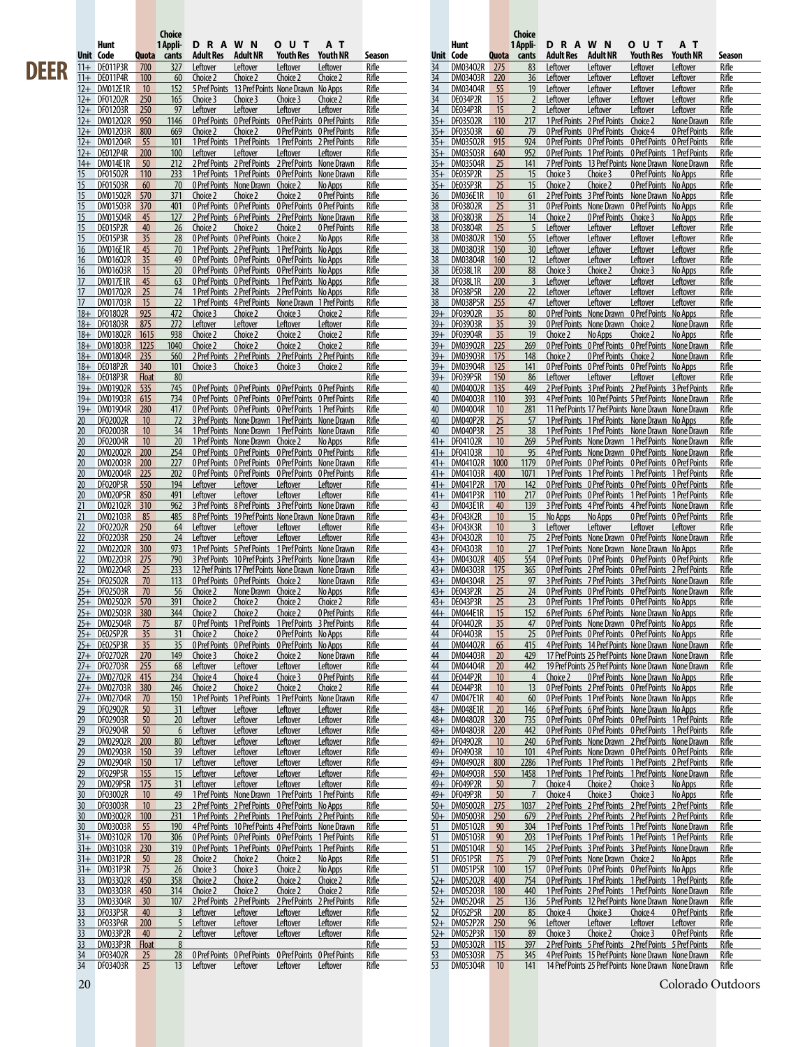# DEER

| Unit | Hunt Code | Quota | Choice 1 Applicants | DRAWN OUT AT Adult Res | Adult NR | Youth Res | Youth NR | Season |
|---|---|---|---|---|---|---|---|---|
| 11+ | DE011P3R | 700 | 327 | Leftover | Leftover | Leftover | Leftover | Rifle |
| 11+ | DE011P4R | 100 | 60 | Choice 2 | Choice 2 | Choice 2 | Choice 2 | Rifle |
| 12+ | DM012E1R | 10 | 152 | 5 Pref Points | 13 Pref Points | None Drawn | No Apps | Rifle |
| 12+ | DF01202R | 250 | 165 | Choice 3 | Choice 3 | Choice 3 | Choice 2 | Rifle |
| 12+ | DF01203R | 250 | 97 | Leftover | Leftover | Leftover | Leftover | Rifle |
| 12+ | DM01202R | 950 | 1146 | 0 Pref Points | 0 Pref Points | 0 Pref Points | 0 Pref Points | Rifle |
| 12+ | DM01203R | 800 | 669 | Choice 2 | Choice 2 | 0 Pref Points | 0 Pref Points | Rifle |
| 12+ | DM01204R | 55 | 101 | 1 Pref Points | 1 Pref Points | 1 Pref Points | 2 Pref Points | Rifle |
| 12+ | DE012P4R | 200 | 100 | Leftover | Leftover | Leftover | Leftover | Rifle |
| 14+ | DM014E1R | 50 | 212 | 2 Pref Points | 2 Pref Points | 2 Pref Points | None Drawn | Rifle |
| 15 | DF01502R | 110 | 233 | 1 Pref Points | 1 Pref Points | 0 Pref Points | None Drawn | Rifle |
| 15 | DF01503R | 60 | 70 | 0 Pref Points | None Drawn | Choice 2 | No Apps | Rifle |
| 15 | DM01502R | 570 | 371 | Choice 2 | Choice 2 | Choice 2 | 0 Pref Points | Rifle |
| 15 | DM01503R | 370 | 401 | 0 Pref Points | 0 Pref Points | 0 Pref Points | 0 Pref Points | Rifle |
| 15 | DM01504R | 45 | 127 | 2 Pref Points | 6 Pref Points | 2 Pref Points | None Drawn | Rifle |
| 15 | DE015P2R | 40 | 26 | Choice 2 | Choice 2 | Choice 2 | 0 Pref Points | Rifle |
| 15 | DE015P3R | 35 | 28 | 0 Pref Points | 0 Pref Points | Choice 2 | No Apps | Rifle |
| 16 | DM016E1R | 45 | 70 | 1 Pref Points | 2 Pref Points | 1 Pref Points | No Apps | Rifle |
| 16 | DM01602R | 35 | 49 | 0 Pref Points | 0 Pref Points | 0 Pref Points | No Apps | Rifle |
| 16 | DM01603R | 15 | 20 | 0 Pref Points | 0 Pref Points | 0 Pref Points | No Apps | Rifle |
| 17 | DM017E1R | 45 | 63 | 0 Pref Points | 0 Pref Points | 1 Pref Points | No Apps | Rifle |
| 17 | DM01702R | 25 | 74 | 1 Pref Points | 2 Pref Points | 2 Pref Points | No Apps | Rifle |
| 17 | DM01703R | 15 | 22 | 1 Pref Points | 4 Pref Points | None Drawn | 1 Pref Points | Rifle |
| 18+ | DF01802R | 925 | 472 | Choice 3 | Choice 2 | Choice 3 | Choice 2 | Rifle |
| 18+ | DF01803R | 875 | 272 | Leftover | Leftover | Leftover | Leftover | Rifle |
| 18+ | DM01802R | 1615 | 938 | Choice 2 | Choice 2 | Choice 2 | Choice 2 | Rifle |
| 18+ | DM01803R | 1225 | 1040 | Choice 2 | Choice 2 | Choice 2 | Choice 2 | Rifle |
| 18+ | DM01804R | 235 | 560 | 2 Pref Points | 2 Pref Points | 2 Pref Points | 2 Pref Points | Rifle |
| 18+ | DE018P2R | 340 | 101 | Choice 3 | Choice 3 | Choice 3 | Choice 2 | Rifle |
| 18+ | DE018P3R | Float | 80 | | | | | Rifle |
| 19+ | DM01902R | 535 | 745 | 0 Pref Points | 0 Pref Points | 0 Pref Points | 0 Pref Points | Rifle |
| 19+ | DM01903R | 615 | 734 | 0 Pref Points | 0 Pref Points | 0 Pref Points | 0 Pref Points | Rifle |
| 19+ | DM01904R | 280 | 417 | 0 Pref Points | 0 Pref Points | 0 Pref Points | 1 Pref Points | Rifle |
| 20 | DF02002R | 10 | 72 | 3 Pref Points | None Drawn | 1 Pref Points | None Drawn | Rifle |
| 20 | DF02003R | 10 | 34 | 1 Pref Points | None Drawn | 1 Pref Points | None Drawn | Rifle |
| 20 | DF02004R | 10 | 20 | 1 Pref Points | None Drawn | Choice 2 | No Apps | Rifle |
| 20 | DM02002R | 200 | 254 | 0 Pref Points | 0 Pref Points | 0 Pref Points | 0 Pref Points | Rifle |
| 20 | DM02003R | 200 | 227 | 0 Pref Points | 0 Pref Points | 0 Pref Points | None Drawn | Rifle |
| 20 | DM02004R | 225 | 202 | 0 Pref Points | 0 Pref Points | 0 Pref Points | 0 Pref Points | Rifle |
| 20 | DF020P5R | 550 | 194 | Leftover | Leftover | Leftover | Leftover | Rifle |
| 20 | DM020P5R | 850 | 491 | Leftover | Leftover | Leftover | Leftover | Rifle |
| 21 | DM02102R | 310 | 962 | 3 Pref Points | 8 Pref Points | 3 Pref Points | None Drawn | Rifle |
| 21 | DM02103R | 85 | 485 | 8 Pref Points | 19 Pref Points | None Drawn | None Drawn | Rifle |
| 22 | DF02202R | 250 | 64 | Leftover | Leftover | Leftover | Leftover | Rifle |
| 22 | DF02203R | 250 | 24 | Leftover | Leftover | Leftover | Leftover | Rifle |
| 22 | DM02202R | 300 | 973 | 1 Pref Points | 5 Pref Points | 1 Pref Points | None Drawn | Rifle |
| 22 | DM02203R | 275 | 790 | 3 Pref Points | 10 Pref Points | 3 Pref Points | None Drawn | Rifle |
| 22 | DM02204R | 25 | 233 | 12 Pref Points | 17 Pref Points | None Drawn | None Drawn | Rifle |
| 25+ | DF02502R | 70 | 113 | 0 Pref Points | 0 Pref Points | Choice 2 | None Drawn | Rifle |
| 25+ | DF02503R | 70 | 56 | Choice 2 | None Drawn | Choice 2 | No Apps | Rifle |
| 25+ | DM02502R | 570 | 391 | Choice 2 | Choice 2 | Choice 2 | Choice 2 | Rifle |
| 25+ | DM02503R | 380 | 344 | Choice 2 | Choice 2 | Choice 2 | 0 Pref Points | Rifle |
| 25+ | DM02504R | 75 | 87 | 0 Pref Points | 1 Pref Points | 1 Pref Points | 3 Pref Points | Rifle |
| 25+ | DE025P2R | 35 | 31 | Choice 2 | Choice 2 | 0 Pref Points | No Apps | Rifle |
| 25+ | DE025P3R | 35 | 35 | 0 Pref Points | 0 Pref Points | 0 Pref Points | No Apps | Rifle |
| 27+ | DF02702R | 270 | 149 | Choice 3 | Choice 2 | Choice 2 | None Drawn | Rifle |
| 27+ | DF02703R | 255 | 68 | Leftover | Leftover | Leftover | Leftover | Rifle |
| 27+ | DM02702R | 415 | 234 | Choice 4 | Choice 4 | Choice 3 | 0 Pref Points | Rifle |
| 27+ | DM02703R | 380 | 246 | Choice 2 | Choice 2 | Choice 2 | Choice 2 | Rifle |
| 27+ | DM02704R | 70 | 150 | 1 Pref Points | 1 Pref Points | 1 Pref Points | None Drawn | Rifle |
| 29 | DF02902R | 50 | 31 | Leftover | Leftover | Leftover | Leftover | Rifle |
| 29 | DF02903R | 50 | 20 | Leftover | Leftover | Leftover | Leftover | Rifle |
| 29 | DF02904R | 50 | 6 | Leftover | Leftover | Leftover | Leftover | Rifle |
| 29 | DM02902R | 200 | 80 | Leftover | Leftover | Leftover | Leftover | Rifle |
| 29 | DM02903R | 150 | 39 | Leftover | Leftover | Leftover | Leftover | Rifle |
| 29 | DM02904R | 150 | 17 | Leftover | Leftover | Leftover | Leftover | Rifle |
| 29 | DF029P5R | 155 | 15 | Leftover | Leftover | Leftover | Leftover | Rifle |
| 29 | DM029P5R | 175 | 31 | Leftover | Leftover | Leftover | Leftover | Rifle |
| 30 | DF03002R | 10 | 49 | 1 Pref Points | None Drawn | 1 Pref Points | 1 Pref Points | Rifle |
| 30 | DF03003R | 10 | 23 | 2 Pref Points | 2 Pref Points | 0 Pref Points | No Apps | Rifle |
| 30 | DM03002R | 100 | 231 | 1 Pref Points | 2 Pref Points | 1 Pref Points | 2 Pref Points | Rifle |
| 30 | DM03003R | 55 | 190 | 4 Pref Points | 10 Pref Points | 4 Pref Points | None Drawn | Rifle |
| 31+ | DM03102R | 170 | 306 | 0 Pref Points | 0 Pref Points | 0 Pref Points | 1 Pref Points | Rifle |
| 31+ | DM03103R | 230 | 319 | 0 Pref Points | 1 Pref Points | 0 Pref Points | 1 Pref Points | Rifle |
| 31+ | DM031P2R | 50 | 28 | Choice 2 | Choice 2 | Choice 2 | No Apps | Rifle |
| 31+ | DM031P3R | 75 | 26 | Choice 3 | Choice 3 | Choice 2 | No Apps | Rifle |
| 33 | DM03302R | 450 | 358 | Choice 2 | Choice 2 | Choice 2 | Choice 2 | Rifle |
| 33 | DM03303R | 450 | 314 | Choice 2 | Choice 2 | Choice 2 | Choice 2 | Rifle |
| 33 | DM03304R | 30 | 107 | 2 Pref Points | 2 Pref Points | 2 Pref Points | 2 Pref Points | Rifle |
| 33 | DF033P5R | 40 | 3 | Leftover | Leftover | Leftover | Leftover | Rifle |
| 33 | DF033P6R | 200 | 5 | Leftover | Leftover | Leftover | Leftover | Rifle |
| 33 | DM033P2R | 40 | 2 | Leftover | Leftover | Leftover | Leftover | Rifle |
| 33 | DM033P3R | Float | 8 | | | | | Rifle |
| 34 | DF03402R | 25 | 28 | 0 Pref Points | 0 Pref Points | 0 Pref Points | 0 Pref Points | Rifle |
| 34 | DF03403R | 25 | 13 | Leftover | Leftover | Leftover | Leftover | Rifle |
| 34 | DM03402R | 275 | 83 | Leftover | Leftover | Leftover | Leftover | Rifle |
| 34 | DM03403R | 220 | 36 | Leftover | Leftover | Leftover | Leftover | Rifle |
| 34 | DM03404R | 55 | 19 | Leftover | Leftover | Leftover | Leftover | Rifle |
| 34 | DE034P2R | 15 | 2 | Leftover | Leftover | Leftover | Leftover | Rifle |
| 34 | DE034P3R | 15 | 2 | Leftover | Leftover | Leftover | Leftover | Rifle |
| 35+ | DF03502R | 110 | 217 | 1 Pref Points | 2 Pref Points | Choice 2 | None Drawn | Rifle |
| 35+ | DF03503R | 60 | 79 | 0 Pref Points | 0 Pref Points | Choice 4 | 0 Pref Points | Rifle |
| 35+ | DM03502R | 915 | 924 | 0 Pref Points | 0 Pref Points | 0 Pref Points | 0 Pref Points | Rifle |
| 35+ | DM03503R | 640 | 952 | 0 Pref Points | 1 Pref Points | 0 Pref Points | 1 Pref Points | Rifle |
| 35+ | DM03504R | 25 | 141 | 7 Pref Points | 13 Pref Points | None Drawn | None Drawn | Rifle |
| 35+ | DE035P2R | 25 | 15 | Choice 3 | Choice 3 | 0 Pref Points | No Apps | Rifle |
| 35+ | DE035P3R | 25 | 15 | Choice 2 | Choice 2 | 0 Pref Points | No Apps | Rifle |
| 36 | DM036E1R | 10 | 61 | 2 Pref Points | 3 Pref Points | None Drawn | No Apps | Rifle |
| 38 | DF03802R | 25 | 31 | 0 Pref Points | None Drawn | 0 Pref Points | No Apps | Rifle |
| 38 | DF03803R | 25 | 14 | Choice 2 | 0 Pref Points | Choice 3 | No Apps | Rifle |
| 38 | DF03804R | 25 | 5 | Leftover | Leftover | Leftover | Leftover | Rifle |
| 38 | DM03802R | 150 | 55 | Leftover | Leftover | Leftover | Leftover | Rifle |
| 38 | DM03803R | 150 | 30 | Leftover | Leftover | Leftover | Leftover | Rifle |
| 38 | DM03804R | 160 | 12 | Leftover | Leftover | Leftover | Leftover | Rifle |
| 38 | DE038L1R | 200 | 88 | Choice 3 | Choice 2 | Choice 3 | No Apps | Rifle |
| 38 | DF038L1R | 200 | 3 | Leftover | Leftover | Leftover | Leftover | Rifle |
| 38 | DF038P5R | 220 | 22 | Leftover | Leftover | Leftover | Leftover | Rifle |
| 38 | DM038P5R | 255 | 47 | Leftover | Leftover | Leftover | Leftover | Rifle |
| 39+ | DF03902R | 35 | 80 | 0 Pref Points | None Drawn | 0 Pref Points | No Apps | Rifle |
| 39+ | DF03903R | 35 | 39 | 0 Pref Points | None Drawn | Choice 2 | None Drawn | Rifle |
| 39+ | DF03904R | 35 | 19 | Choice 2 | No Apps | Choice 2 | No Apps | Rifle |
| 39+ | DM03902R | 225 | 269 | 0 Pref Points | 0 Pref Points | 0 Pref Points | None Drawn | Rifle |
| 39+ | DM03903R | 175 | 148 | Choice 2 | 0 Pref Points | Choice 2 | None Drawn | Rifle |
| 39+ | DM03904R | 125 | 141 | 0 Pref Points | 0 Pref Points | 0 Pref Points | No Apps | Rifle |
| 39+ | DF039P5R | 150 | 86 | Leftover | Leftover | Leftover | Leftover | Rifle |
| 40 | DM04002R | 135 | 449 | 2 Pref Points | 3 Pref Points | 2 Pref Points | 3 Pref Points | Rifle |
| 40 | DM04003R | 110 | 393 | 4 Pref Points | 10 Pref Points | 5 Pref Points | None Drawn | Rifle |
| 40 | DM04004R | 10 | 281 | 11 Pref Points | 17 Pref Points | None Drawn | None Drawn | Rifle |
| 40 | DM040P2R | 25 | 57 | 1 Pref Points | 1 Pref Points | None Drawn | No Apps | Rifle |
| 40 | DM040P3R | 25 | 38 | 1 Pref Points | 1 Pref Points | None Drawn | None Drawn | Rifle |
| 41+ | DF04102R | 10 | 269 | 5 Pref Points | None Drawn | 1 Pref Points | None Drawn | Rifle |
| 41+ | DF04103R | 10 | 95 | 4 Pref Points | None Drawn | 0 Pref Points | None Drawn | Rifle |
| 41+ | DM04102R | 1000 | 1179 | 0 Pref Points | 0 Pref Points | 0 Pref Points | 0 Pref Points | Rifle |
| 41+ | DM04103R | 400 | 1071 | 1 Pref Points | 1 Pref Points | 1 Pref Points | 1 Pref Points | Rifle |
| 41+ | DM041P2R | 170 | 142 | 0 Pref Points | 0 Pref Points | 0 Pref Points | 0 Pref Points | Rifle |
| 41+ | DM041P3R | 110 | 217 | 0 Pref Points | 0 Pref Points | 1 Pref Points | 1 Pref Points | Rifle |
| 43 | DM043E1R | 40 | 139 | 3 Pref Points | 4 Pref Points | 4 Pref Points | None Drawn | Rifle |
| 43+ | DF043K2R | 10 | 15 | No Apps | No Apps | 0 Pref Points | 0 Pref Points | Rifle |
| 43+ | DF043K3R | 10 | 3 | Leftover | Leftover | Leftover | Leftover | Rifle |
| 43+ | DF04302R | 10 | 75 | 2 Pref Points | None Drawn | 0 Pref Points | None Drawn | Rifle |
| 43+ | DF04303R | 10 | 27 | 1 Pref Points | None Drawn | None Drawn | No Apps | Rifle |
| 43+ | DM04302R | 405 | 554 | 0 Pref Points | 0 Pref Points | 0 Pref Points | 0 Pref Points | Rifle |
| 43+ | DM04303R | 175 | 365 | 0 Pref Points | 2 Pref Points | 0 Pref Points | 2 Pref Points | Rifle |
| 43+ | DM04304R | 25 | 97 | 3 Pref Points | 7 Pref Points | 3 Pref Points | None Drawn | Rifle |
| 43+ | DE043P2R | 25 | 24 | 0 Pref Points | 0 Pref Points | 0 Pref Points | None Drawn | Rifle |
| 43+ | DE043P3R | 25 | 23 | 0 Pref Points | 1 Pref Points | 0 Pref Points | No Apps | Rifle |
| 44+ | DM044E1R | 15 | 152 | 6 Pref Points | 6 Pref Points | None Drawn | No Apps | Rifle |
| 44 | DF04402R | 35 | 47 | 0 Pref Points | None Drawn | 0 Pref Points | No Apps | Rifle |
| 44 | DF04403R | 15 | 25 | 0 Pref Points | 0 Pref Points | 0 Pref Points | No Apps | Rifle |
| 44 | DM04402R | 65 | 415 | 4 Pref Points | 14 Pref Points | None Drawn | None Drawn | Rifle |
| 44 | DM04403R | 20 | 429 | 17 Pref Points | 25 Pref Points | None Drawn | None Drawn | Rifle |
| 44 | DM04404R | 20 | 442 | 19 Pref Points | 25 Pref Points | None Drawn | None Drawn | Rifle |
| 44 | DE044P2R | 10 | 4 | Choice 2 | 0 Pref Points | None Drawn | No Apps | Rifle |
| 44 | DE044P3R | 10 | 13 | 0 Pref Points | 2 Pref Points | 0 Pref Points | No Apps | Rifle |
| 47 | DM047E1R | 40 | 60 | 0 Pref Points | 1 Pref Points | None Drawn | No Apps | Rifle |
| 48+ | DM048E1R | 20 | 146 | 6 Pref Points | 6 Pref Points | None Drawn | No Apps | Rifle |
| 48+ | DM04802R | 320 | 735 | 0 Pref Points | 0 Pref Points | 0 Pref Points | 1 Pref Points | Rifle |
| 48+ | DM04803R | 220 | 442 | 0 Pref Points | 0 Pref Points | 0 Pref Points | 1 Pref Points | Rifle |
| 49+ | DF04902R | 10 | 240 | 6 Pref Points | None Drawn | 2 Pref Points | None Drawn | Rifle |
| 49+ | DF04903R | 10 | 101 | 4 Pref Points | None Drawn | 0 Pref Points | 0 Pref Points | Rifle |
| 49+ | DM04902R | 800 | 2286 | 1 Pref Points | 1 Pref Points | 1 Pref Points | 2 Pref Points | Rifle |
| 49+ | DM04903R | 550 | 1458 | 1 Pref Points | 1 Pref Points | 1 Pref Points | None Drawn | Rifle |
| 49+ | DF049P2R | 50 | 7 | Choice 4 | Choice 2 | Choice 3 | No Apps | Rifle |
| 49+ | DF049P3R | 50 | 7 | Choice 4 | Choice 3 | Choice 3 | No Apps | Rifle |
| 50+ | DM05002R | 275 | 1037 | 2 Pref Points | 2 Pref Points | 2 Pref Points | 2 Pref Points | Rifle |
| 50+ | DM05003R | 250 | 679 | 2 Pref Points | 2 Pref Points | 2 Pref Points | 2 Pref Points | Rifle |
| 51 | DM05102R | 90 | 304 | 1 Pref Points | 1 Pref Points | 1 Pref Points | None Drawn | Rifle |
| 51 | DM05103R | 90 | 203 | 1 Pref Points | 1 Pref Points | 1 Pref Points | 1 Pref Points | Rifle |
| 51 | DM05104R | 50 | 145 | 2 Pref Points | 3 Pref Points | 3 Pref Points | None Drawn | Rifle |
| 51 | DF051P5R | 75 | 79 | 0 Pref Points | None Drawn | Choice 2 | No Apps | Rifle |
| 51 | DM051P5R | 100 | 157 | 0 Pref Points | 0 Pref Points | 0 Pref Points | No Apps | Rifle |
| 52+ | DM05202R | 400 | 754 | 0 Pref Points | 1 Pref Points | 1 Pref Points | 1 Pref Points | Rifle |
| 52+ | DM05203R | 180 | 440 | 1 Pref Points | 2 Pref Points | 1 Pref Points | None Drawn | Rifle |
| 52+ | DM05204R | 25 | 136 | 5 Pref Points | 12 Pref Points | None Drawn | None Drawn | Rifle |
| 52 | DF052P5R | 200 | 85 | Choice 4 | Choice 3 | Choice 4 | 0 Pref Points | Rifle |
| 52+ | DM052P2R | 250 | 96 | Leftover | Leftover | Leftover | Leftover | Rifle |
| 52+ | DM052P3R | 150 | 89 | Choice 3 | Choice 2 | Choice 3 | 0 Pref Points | Rifle |
| 53 | DM05302R | 115 | 397 | 2 Pref Points | 5 Pref Points | 2 Pref Points | 5 Pref Points | Rifle |
| 53 | DM05303R | 75 | 345 | 4 Pref Points | 15 Pref Points | None Drawn | None Drawn | Rifle |
| 53 | DM05304R | 10 | 141 | 14 Pref Points | 25 Pref Points | None Drawn | None Drawn | Rifle |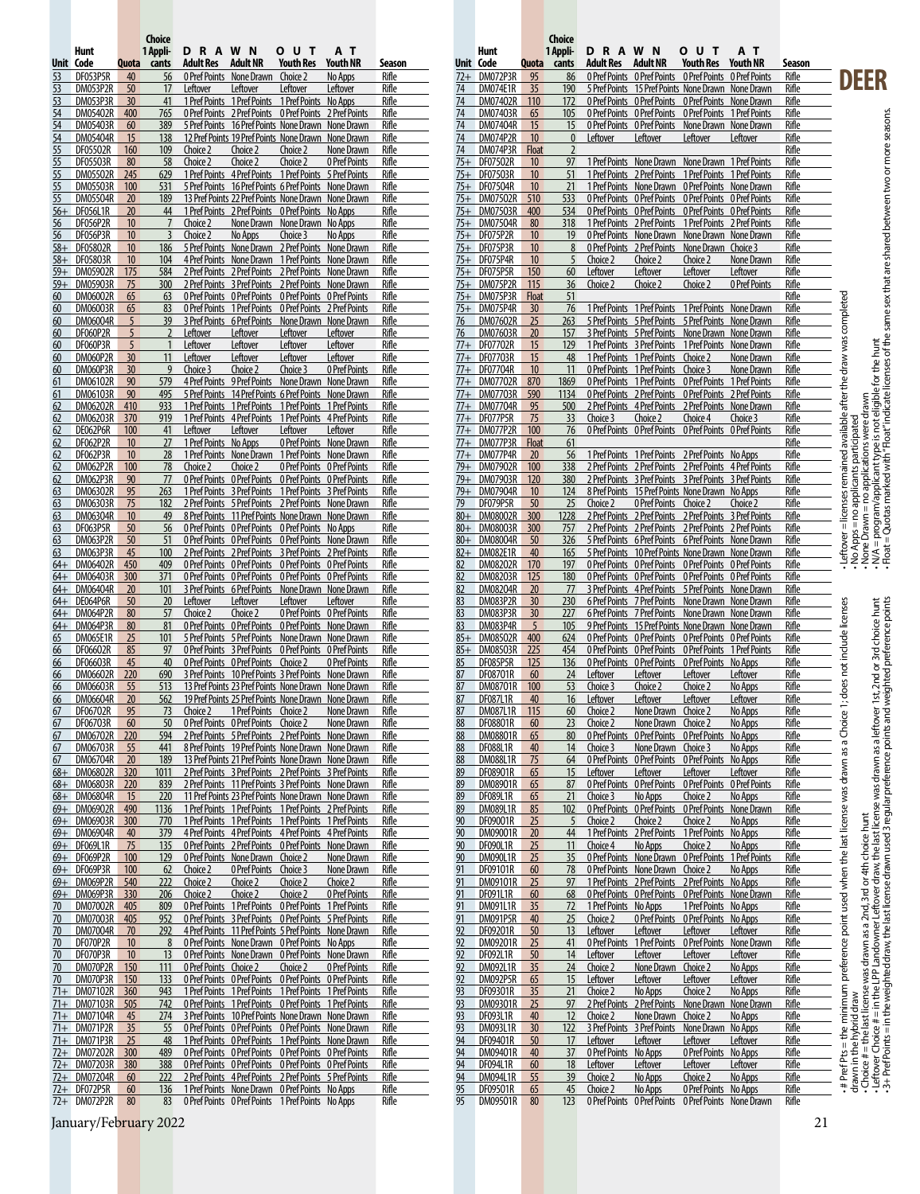# DEER

| Unit | Hunt Code | Quota | Choice 1 Applicants | DRAWN OUT AT Adult Res | Adult NR | Youth Res | Youth NR | Season |
|---|---|---|---|---|---|---|---|---|
| 53 | DF053P5R | 40 | 56 | 0 Pref Points | None Drawn | Choice 2 | No Apps | Rifle |
| 53 | DM053P2R | 50 | 17 | Leftover | Leftover | Leftover | Leftover | Rifle |
| 53 | DM053P3R | 30 | 41 | 1 Pref Points | 1 Pref Points | 1 Pref Points | No Apps | Rifle |
| 54 | DM05402R | 400 | 765 | 0 Pref Points | 2 Pref Points | 0 Pref Points | 2 Pref Points | Rifle |
| 54 | DM05403R | 60 | 389 | 5 Pref Points | 16 Pref Points | None Drawn | None Drawn | Rifle |
| 54 | DM05404R | 15 | 138 | 12 Pref Points | 19 Pref Points | None Drawn | None Drawn | Rifle |
| 55 | DF05502R | 160 | 109 | Choice 2 | Choice 2 | Choice 2 | None Drawn | Rifle |
| 55 | DF05503R | 80 | 58 | Choice 2 | Choice 2 | Choice 2 | 0 Pref Points | Rifle |
| 55 | DM05502R | 245 | 629 | 1 Pref Points | 4 Pref Points | 1 Pref Points | 5 Pref Points | Rifle |
| 55 | DM05503R | 100 | 531 | 5 Pref Points | 16 Pref Points | 6 Pref Points | None Drawn | Rifle |
| 55 | DM05504R | 20 | 189 | 13 Pref Points | 22 Pref Points | None Drawn | None Drawn | Rifle |
| 56+ | DF056L1R | 20 | 44 | 1 Pref Points | 2 Pref Points | 0 Pref Points | No Apps | Rifle |
| 56 | DF056P2R | 10 | 7 | Choice 2 | None Drawn | None Drawn | No Apps | Rifle |
| 56 | DF056P3R | 10 | 3 | Choice 2 | No Apps | Choice 3 | No Apps | Rifle |
| 58+ | DF05802R | 10 | 186 | 5 Pref Points | None Drawn | 2 Pref Points | None Drawn | Rifle |
| 58+ | DF05803R | 10 | 104 | 4 Pref Points | None Drawn | 1 Pref Points | None Drawn | Rifle |
| 59+ | DM05902R | 175 | 584 | 2 Pref Points | 2 Pref Points | 2 Pref Points | None Drawn | Rifle |
| 59+ | DM05903R | 75 | 300 | 2 Pref Points | 3 Pref Points | 2 Pref Points | None Drawn | Rifle |
| 60 | DM06002R | 65 | 63 | 0 Pref Points | 0 Pref Points | 0 Pref Points | 0 Pref Points | Rifle |
| 60 | DM06003R | 65 | 83 | 0 Pref Points | 1 Pref Points | 0 Pref Points | 2 Pref Points | Rifle |
| 60 | DM06004R | 5 | 39 | 3 Pref Points | 6 Pref Points | None Drawn | None Drawn | Rifle |
| 60 | DF060P2R | 5 | 2 | Leftover | Leftover | Leftover | Leftover | Rifle |
| 60 | DF060P3R | 5 | 1 | Leftover | Leftover | Leftover | Leftover | Rifle |
| 60 | DM060P2R | 30 | 11 | Leftover | Leftover | Leftover | Leftover | Rifle |
| 60 | DM060P3R | 30 | 9 | Choice 3 | Choice 2 | Choice 3 | 0 Pref Points | Rifle |
| 61 | DM06102R | 90 | 579 | 4 Pref Points | 9 Pref Points | None Drawn | None Drawn | Rifle |
| 61 | DM06103R | 90 | 495 | 5 Pref Points | 14 Pref Points | 6 Pref Points | None Drawn | Rifle |
| 62 | DM06202R | 410 | 933 | 1 Pref Points | 1 Pref Points | 1 Pref Points | 1 Pref Points | Rifle |
| 62 | DM06203R | 370 | 919 | 1 Pref Points | 4 Pref Points | 1 Pref Points | 4 Pref Points | Rifle |
| 62 | DE062P6R | 100 | 41 | Leftover | Leftover | Leftover | Leftover | Rifle |
| 62 | DF062P2R | 10 | 27 | 1 Pref Points | No Apps | 0 Pref Points | None Drawn | Rifle |
| 62 | DF062P3R | 10 | 28 | 1 Pref Points | None Drawn | 1 Pref Points | None Drawn | Rifle |
| 62 | DM062P2R | 100 | 78 | Choice 2 | Choice 2 | 0 Pref Points | 0 Pref Points | Rifle |
| 62 | DM062P3R | 90 | 77 | 0 Pref Points | 0 Pref Points | 0 Pref Points | 0 Pref Points | Rifle |
| 63 | DM06302R | 95 | 263 | 1 Pref Points | 3 Pref Points | 1 Pref Points | 3 Pref Points | Rifle |
| 63 | DM06303R | 75 | 182 | 2 Pref Points | 5 Pref Points | 2 Pref Points | None Drawn | Rifle |
| 63 | DM06304R | 10 | 49 | 8 Pref Points | 11 Pref Points | None Drawn | None Drawn | Rifle |
| 63 | DF063P5R | 50 | 56 | 0 Pref Points | 0 Pref Points | 0 Pref Points | No Apps | Rifle |
| 63 | DM063P2R | 50 | 51 | 0 Pref Points | 0 Pref Points | 0 Pref Points | None Drawn | Rifle |
| 63 | DM063P3R | 45 | 100 | 2 Pref Points | 2 Pref Points | 3 Pref Points | 2 Pref Points | Rifle |
| 64+ | DM06402R | 450 | 409 | 0 Pref Points | 0 Pref Points | 0 Pref Points | 0 Pref Points | Rifle |
| 64+ | DM06403R | 300 | 371 | 0 Pref Points | 0 Pref Points | 0 Pref Points | 0 Pref Points | Rifle |
| 64+ | DM06404R | 20 | 101 | 3 Pref Points | 6 Pref Points | None Drawn | None Drawn | Rifle |
| 64+ | DE064P6R | 50 | 20 | Leftover | Leftover | Leftover | Leftover | Rifle |
| 64+ | DM064P2R | 80 | 57 | Choice 2 | Choice 2 | 0 Pref Points | 0 Pref Points | Rifle |
| 64+ | DM064P3R | 80 | 81 | 0 Pref Points | 0 Pref Points | 0 Pref Points | None Drawn | Rifle |
| 65 | DM065E1R | 25 | 101 | 5 Pref Points | 5 Pref Points | None Drawn | None Drawn | Rifle |
| 66 | DF06602R | 85 | 97 | 0 Pref Points | 3 Pref Points | 0 Pref Points | 0 Pref Points | Rifle |
| 66 | DF06603R | 45 | 40 | 0 Pref Points | 0 Pref Points | Choice 2 | 0 Pref Points | Rifle |
| 66 | DM06602R | 220 | 690 | 3 Pref Points | 10 Pref Points | 3 Pref Points | None Drawn | Rifle |
| 66 | DM06603R | 55 | 513 | 13 Pref Points | 23 Pref Points | None Drawn | None Drawn | Rifle |
| 66 | DM06604R | 20 | 562 | 19 Pref Points | 25 Pref Points | None Drawn | None Drawn | Rifle |
| 67 | DF06702R | 95 | 73 | Choice 2 | 1 Pref Points | Choice 2 | None Drawn | Rifle |
| 67 | DF06703R | 60 | 50 | 0 Pref Points | 0 Pref Points | Choice 2 | None Drawn | Rifle |
| 67 | DM06702R | 220 | 594 | 2 Pref Points | 5 Pref Points | 2 Pref Points | None Drawn | Rifle |
| 67 | DM06703R | 55 | 441 | 8 Pref Points | 19 Pref Points | None Drawn | None Drawn | Rifle |
| 67 | DM06704R | 20 | 189 | 13 Pref Points | 21 Pref Points | None Drawn | None Drawn | Rifle |
| 68+ | DM06802R | 320 | 1011 | 2 Pref Points | 3 Pref Points | 2 Pref Points | 3 Pref Points | Rifle |
| 68+ | DM06803R | 220 | 839 | 2 Pref Points | 11 Pref Points | 3 Pref Points | None Drawn | Rifle |
| 68+ | DM06804R | 15 | 220 | 11 Pref Points | 23 Pref Points | None Drawn | None Drawn | Rifle |
| 69+ | DM06902R | 490 | 1136 | 1 Pref Points | 1 Pref Points | 1 Pref Points | 2 Pref Points | Rifle |
| 69+ | DM06903R | 300 | 770 | 1 Pref Points | 1 Pref Points | 1 Pref Points | 1 Pref Points | Rifle |
| 69+ | DM06904R | 40 | 379 | 4 Pref Points | 4 Pref Points | 4 Pref Points | 4 Pref Points | Rifle |
| 69+ | DF069L1R | 75 | 135 | 0 Pref Points | 2 Pref Points | 0 Pref Points | None Drawn | Rifle |
| 69+ | DF069P2R | 100 | 129 | 0 Pref Points | None Drawn | Choice 2 | None Drawn | Rifle |
| 69+ | DF069P3R | 100 | 62 | Choice 2 | 0 Pref Points | Choice 3 | None Drawn | Rifle |
| 69+ | DM069P2R | 540 | 222 | Choice 2 | Choice 2 | Choice 2 | Choice 2 | Rifle |
| 69+ | DM069P3R | 330 | 206 | Choice 2 | Choice 2 | Choice 2 | 0 Pref Points | Rifle |
| 70 | DM07002R | 405 | 809 | 0 Pref Points | 1 Pref Points | 0 Pref Points | 1 Pref Points | Rifle |
| 70 | DM07003R | 405 | 952 | 0 Pref Points | 3 Pref Points | 0 Pref Points | 5 Pref Points | Rifle |
| 70 | DM07004R | 70 | 292 | 4 Pref Points | 11 Pref Points | 5 Pref Points | None Drawn | Rifle |
| 70 | DF070P2R | 10 | 8 | 0 Pref Points | None Drawn | 0 Pref Points | No Apps | Rifle |
| 70 | DF070P3R | 10 | 13 | 0 Pref Points | None Drawn | 0 Pref Points | None Drawn | Rifle |
| 70 | DM070P2R | 150 | 111 | 0 Pref Points | Choice 2 | Choice 2 | 0 Pref Points | Rifle |
| 70 | DM070P3R | 150 | 133 | 0 Pref Points | 0 Pref Points | 0 Pref Points | 0 Pref Points | Rifle |
| 71+ | DM07102R | 360 | 943 | 1 Pref Points | 1 Pref Points | 1 Pref Points | 1 Pref Points | Rifle |
| 71+ | DM07103R | 505 | 742 | 0 Pref Points | 1 Pref Points | 0 Pref Points | 1 Pref Points | Rifle |
| 71+ | DM07104R | 45 | 274 | 3 Pref Points | 10 Pref Points | None Drawn | None Drawn | Rifle |
| 71+ | DM071P2R | 35 | 55 | 0 Pref Points | 0 Pref Points | 0 Pref Points | None Drawn | Rifle |
| 71+ | DM071P3R | 25 | 48 | 1 Pref Points | 0 Pref Points | 1 Pref Points | None Drawn | Rifle |
| 72+ | DM07202R | 300 | 489 | 0 Pref Points | 0 Pref Points | 0 Pref Points | 0 Pref Points | Rifle |
| 72+ | DM07203R | 380 | 388 | 0 Pref Points | 0 Pref Points | 0 Pref Points | 0 Pref Points | Rifle |
| 72+ | DM07204R | 60 | 222 | 2 Pref Points | 4 Pref Points | 2 Pref Points | 5 Pref Points | Rifle |
| 72+ | DF072P5R | 60 | 136 | 1 Pref Points | None Drawn | 0 Pref Points | No Apps | Rifle |
| 72+ | DM072P2R | 80 | 83 | 0 Pref Points | 0 Pref Points | 1 Pref Points | No Apps | Rifle |
| 72+ | DM072P3R | 95 | 86 | 0 Pref Points | 0 Pref Points | 0 Pref Points | 0 Pref Points | Rifle |
| 74 | DM074E1R | 35 | 190 | 5 Pref Points | 15 Pref Points | None Drawn | None Drawn | Rifle |
| 74 | DM07402R | 110 | 172 | 0 Pref Points | 0 Pref Points | 0 Pref Points | None Drawn | Rifle |
| 74 | DM07403R | 65 | 105 | 0 Pref Points | 0 Pref Points | 0 Pref Points | 1 Pref Points | Rifle |
| 74 | DM07404R | 15 | 15 | 0 Pref Points | 0 Pref Points | None Drawn | None Drawn | Rifle |
| 74 | DM074P2R | 10 | 0 | Leftover | Leftover | Leftover | Leftover | Rifle |
| 74 | DM074P3R | Float | 2 | | | | | Rifle |
| 75+ | DF07502R | 10 | 97 | 1 Pref Points | None Drawn | None Drawn | 1 Pref Points | Rifle |
| 75+ | DF07503R | 10 | 51 | 1 Pref Points | 2 Pref Points | 1 Pref Points | 1 Pref Points | Rifle |
| 75+ | DF07504R | 10 | 21 | 1 Pref Points | None Drawn | 0 Pref Points | None Drawn | Rifle |
| 75+ | DM07502R | 510 | 533 | 0 Pref Points | 0 Pref Points | 0 Pref Points | 0 Pref Points | Rifle |
| 75+ | DM07503R | 400 | 534 | 0 Pref Points | 0 Pref Points | 0 Pref Points | 0 Pref Points | Rifle |
| 75+ | DM07504R | 80 | 318 | 1 Pref Points | 2 Pref Points | 1 Pref Points | 2 Pref Points | Rifle |
| 75+ | DF075P2R | 10 | 19 | 0 Pref Points | None Drawn | None Drawn | None Drawn | Rifle |
| 75+ | DF075P3R | 10 | 8 | 0 Pref Points | 2 Pref Points | None Drawn | Choice 3 | Rifle |
| 75+ | DF075P4R | 10 | 5 | Choice 2 | Choice 2 | Choice 2 | None Drawn | Rifle |
| 75+ | DF075P5R | 150 | 60 | Leftover | Leftover | Leftover | Leftover | Rifle |
| 75+ | DM075P2R | 115 | 36 | Choice 2 | Choice 2 | Choice 2 | 0 Pref Points | Rifle |
| 75+ | DM075P3R | Float | 51 | | | | | Rifle |
| 75+ | DM075P4R | 30 | 76 | 1 Pref Points | 1 Pref Points | 1 Pref Points | None Drawn | Rifle |
| 76 | DM07602R | 25 | 263 | 5 Pref Points | 5 Pref Points | 5 Pref Points | None Drawn | Rifle |
| 76 | DM07603R | 20 | 157 | 3 Pref Points | 5 Pref Points | None Drawn | None Drawn | Rifle |
| 77+ | DF07702R | 15 | 129 | 1 Pref Points | 3 Pref Points | 1 Pref Points | None Drawn | Rifle |
| 77+ | DF07703R | 15 | 48 | 1 Pref Points | 1 Pref Points | Choice 2 | None Drawn | Rifle |
| 77+ | DF07704R | 10 | 11 | 0 Pref Points | 1 Pref Points | Choice 3 | None Drawn | Rifle |
| 77+ | DM07702R | 870 | 1869 | 0 Pref Points | 1 Pref Points | 0 Pref Points | 1 Pref Points | Rifle |
| 77+ | DM07703R | 590 | 1134 | 0 Pref Points | 2 Pref Points | 0 Pref Points | 2 Pref Points | Rifle |
| 77+ | DM07704R | 95 | 500 | 2 Pref Points | 4 Pref Points | 2 Pref Points | None Drawn | Rifle |
| 77+ | DF077P5R | 75 | 33 | Choice 3 | Choice 2 | Choice 4 | Choice 3 | Rifle |
| 77+ | DM077P2R | 100 | 76 | 0 Pref Points | 0 Pref Points | 0 Pref Points | 0 Pref Points | Rifle |
| 77+ | DM077P3R | Float | 61 | | | | | Rifle |
| 77+ | DM077P4R | 20 | 56 | 1 Pref Points | 1 Pref Points | 2 Pref Points | No Apps | Rifle |
| 79+ | DM07902R | 100 | 338 | 2 Pref Points | 2 Pref Points | 2 Pref Points | 4 Pref Points | Rifle |
| 79+ | DM07903R | 120 | 380 | 2 Pref Points | 3 Pref Points | 3 Pref Points | 3 Pref Points | Rifle |
| 79+ | DM07904R | 10 | 124 | 8 Pref Points | 15 Pref Points | None Drawn | No Apps | Rifle |
| 79 | DF079P5R | 50 | 25 | Choice 2 | 0 Pref Points | Choice 2 | Choice 2 | Rifle |
| 80+ | DM08002R | 300 | 1228 | 2 Pref Points | 2 Pref Points | 2 Pref Points | 3 Pref Points | Rifle |
| 80+ | DM08003R | 300 | 757 | 2 Pref Points | 2 Pref Points | 2 Pref Points | 2 Pref Points | Rifle |
| 80+ | DM08004R | 50 | 326 | 5 Pref Points | 6 Pref Points | 6 Pref Points | None Drawn | Rifle |
| 82+ | DM082E1R | 40 | 165 | 5 Pref Points | 10 Pref Points | None Drawn | None Drawn | Rifle |
| 82 | DM08202R | 170 | 197 | 0 Pref Points | 0 Pref Points | 0 Pref Points | 0 Pref Points | Rifle |
| 82 | DM08203R | 125 | 180 | 0 Pref Points | 0 Pref Points | 0 Pref Points | 0 Pref Points | Rifle |
| 82 | DM08204R | 20 | 77 | 3 Pref Points | 4 Pref Points | 5 Pref Points | None Drawn | Rifle |
| 83 | DM083P2R | 30 | 230 | 6 Pref Points | 7 Pref Points | None Drawn | None Drawn | Rifle |
| 83 | DM083P3R | 30 | 227 | 6 Pref Points | 7 Pref Points | None Drawn | None Drawn | Rifle |
| 83 | DM083P4R | 5 | 105 | 9 Pref Points | 15 Pref Points | None Drawn | None Drawn | Rifle |
| 85+ | DM08502R | 400 | 624 | 0 Pref Points | 0 Pref Points | 0 Pref Points | 0 Pref Points | Rifle |
| 85+ | DM08503R | 225 | 454 | 0 Pref Points | 0 Pref Points | 0 Pref Points | 1 Pref Points | Rifle |
| 85 | DF085P5R | 125 | 136 | 0 Pref Points | 0 Pref Points | 0 Pref Points | No Apps | Rifle |
| 87 | DF08701R | 60 | 24 | Leftover | Leftover | Leftover | Leftover | Rifle |
| 87 | DM08701R | 100 | 53 | Choice 3 | Choice 2 | Choice 2 | No Apps | Rifle |
| 87 | DF087L1R | 40 | 16 | Leftover | Leftover | Leftover | Leftover | Rifle |
| 87 | DM087L1R | 115 | 60 | Choice 2 | None Drawn | Choice 2 | No Apps | Rifle |
| 88 | DF08801R | 60 | 23 | Choice 2 | None Drawn | Choice 2 | No Apps | Rifle |
| 88 | DM08801R | 65 | 80 | 0 Pref Points | 0 Pref Points | 0 Pref Points | No Apps | Rifle |
| 88 | DF088L1R | 40 | 14 | Choice 3 | None Drawn | Choice 3 | No Apps | Rifle |
| 88 | DM088L1R | 75 | 64 | 0 Pref Points | 0 Pref Points | 0 Pref Points | No Apps | Rifle |
| 89 | DF08901R | 65 | 15 | Leftover | Leftover | Leftover | Leftover | Rifle |
| 89 | DM08901R | 65 | 87 | 0 Pref Points | 0 Pref Points | 0 Pref Points | 0 Pref Points | Rifle |
| 89 | DF089L1R | 65 | 21 | Choice 3 | No Apps | Choice 2 | No Apps | Rifle |
| 89 | DM089L1R | 85 | 102 | 0 Pref Points | 0 Pref Points | 0 Pref Points | None Drawn | Rifle |
| 90 | DF09001R | 25 | 5 | Choice 2 | Choice 2 | Choice 2 | No Apps | Rifle |
| 90 | DM09001R | 20 | 44 | 1 Pref Points | 2 Pref Points | 1 Pref Points | No Apps | Rifle |
| 90 | DF090L1R | 25 | 11 | Choice 4 | No Apps | Choice 2 | No Apps | Rifle |
| 90 | DM090L1R | 25 | 35 | 0 Pref Points | None Drawn | 0 Pref Points | 1 Pref Points | Rifle |
| 91 | DF09101R | 60 | 78 | 0 Pref Points | None Drawn | Choice 2 | No Apps | Rifle |
| 91 | DM09101R | 25 | 97 | 1 Pref Points | 2 Pref Points | 2 Pref Points | No Apps | Rifle |
| 91 | DF091L1R | 60 | 68 | 0 Pref Points | 0 Pref Points | 0 Pref Points | None Drawn | Rifle |
| 91 | DM091L1R | 35 | 72 | 1 Pref Points | No Apps | 1 Pref Points | No Apps | Rifle |
| 91 | DM091P5R | 40 | 25 | Choice 2 | 0 Pref Points | 0 Pref Points | No Apps | Rifle |
| 92 | DF09201R | 50 | 13 | Leftover | Leftover | Leftover | Leftover | Rifle |
| 92 | DM09201R | 25 | 41 | 0 Pref Points | 1 Pref Points | 0 Pref Points | None Drawn | Rifle |
| 92 | DF092L1R | 50 | 14 | Leftover | Leftover | Leftover | Leftover | Rifle |
| 92 | DM092L1R | 35 | 24 | Choice 2 | None Drawn | Choice 2 | No Apps | Rifle |
| 92 | DM092P5R | 65 | 15 | Leftover | Leftover | Leftover | Leftover | Rifle |
| 93 | DF09301R | 35 | 21 | Choice 2 | No Apps | Choice 2 | No Apps | Rifle |
| 93 | DM09301R | 25 | 97 | 2 Pref Points | 2 Pref Points | None Drawn | None Drawn | Rifle |
| 93 | DF093L1R | 40 | 12 | Choice 2 | None Drawn | Choice 2 | No Apps | Rifle |
| 93 | DM093L1R | 30 | 122 | 3 Pref Points | 3 Pref Points | None Drawn | No Apps | Rifle |
| 94 | DF09401R | 50 | 17 | Leftover | Leftover | Leftover | Leftover | Rifle |
| 94 | DM09401R | 40 | 37 | 0 Pref Points | No Apps | 0 Pref Points | No Apps | Rifle |
| 94 | DF094L1R | 60 | 18 | Leftover | Leftover | Leftover | Leftover | Rifle |
| 94 | DM094L1R | 55 | 39 | Choice 2 | No Apps | Choice 2 | No Apps | Rifle |
| 95 | DF09501R | 65 | 45 | Choice 2 | No Apps | 0 Pref Points | No Apps | Rifle |
| 95 | DM09501R | 80 | 123 | 0 Pref Points | 0 Pref Points | 0 Pref Points | None Drawn | Rifle |

- Leftover = licenses remained available after the draw was completed
- No Apps = no applicants participated
- None Drawn = no applications were drawn
- N/A = program/applicant type is not eligible for the hunt
- Float = Quotas marked with "Float" indicate licenses of the same sex that are shared between two or more seasons.

- # Pref Pts = the minimum preference point used when the last license was drawn as a Choice 1; does not include licenses drawn in the hybrid draw
- Choice # = the last license was drawn as a 2nd, 3rd or 4th choice hunt
- Leftover Choice # = in the LPP Landowner Leftover draw, the last license was drawn as a leftover 1st, 2nd or 3rd choice hunt
- 3+ Pref Points = in the weighted draw, the last license drawn used 3 regular preference points and weighted preference points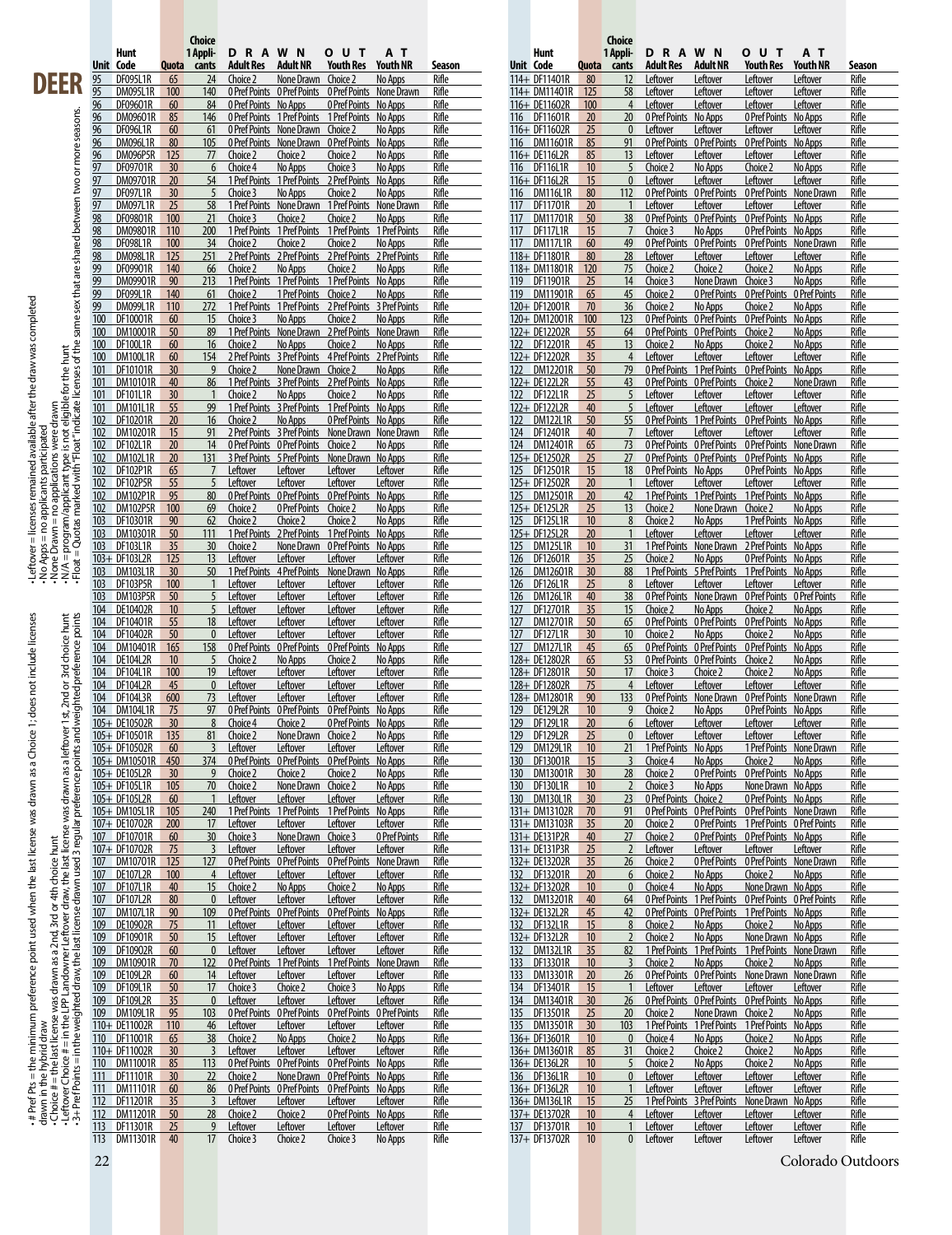# DEER

- # Pref Pts = the minimum preference point used when the last license was drawn as a Choice 1; does not include licenses drawn in the hybrid draw
- Choice # = the last license was drawn as a 2nd, 3rd or 4th choice hunt
- Leftover Choice # = in the LPP Landowner Leftover draw, the last license was drawn as a leftover 1st, 2nd or 3rd choice hunt
- 3+ Pref Points = in the weighted draw, the last license drawn used 3 regular preference points and weighted preference points
- Leftover = licenses remained available after the draw was completed
- No Apps = no applicants participated
- None Drawn = no applications were drawn
- N/A = program/applicant type is not eligible for the hunt
- Float = Quotas marked with "Float" indicate licenses of the same sex that are shared between two or more seasons.

| Unit | Hunt Code | Quota | Choice 1 Applicants | DRAWN Adult Res | DRAWN Adult NR | OUT Youth Res | AT Youth NR | Season |
|---|---|---|---|---|---|---|---|---|
| 95 | DF095L1R | 65 | 24 | Choice 2 | None Drawn | Choice 2 | No Apps | Rifle |
| 95 | DM095L1R | 100 | 140 | 0 Pref Points | 0 Pref Points | 0 Pref Points | None Drawn | Rifle |
| 96 | DF09601R | 60 | 84 | 0 Pref Points | No Apps | 0 Pref Points | No Apps | Rifle |
| 96 | DM09601R | 85 | 146 | 0 Pref Points | 1 Pref Points | 1 Pref Points | No Apps | Rifle |
| 96 | DF096L1R | 60 | 61 | 0 Pref Points | None Drawn | Choice 2 | No Apps | Rifle |
| 96 | DM096L1R | 80 | 105 | 0 Pref Points | None Drawn | 0 Pref Points | No Apps | Rifle |
| 96 | DM096P5R | 125 | 77 | Choice 2 | Choice 2 | Choice 2 | No Apps | Rifle |
| 97 | DF09701R | 30 | 6 | Choice 4 | No Apps | Choice 3 | No Apps | Rifle |
| 97 | DM09701R | 20 | 54 | 1 Pref Points | 1 Pref Points | 2 Pref Points | No Apps | Rifle |
| 97 | DF097L1R | 30 | 5 | Choice 3 | No Apps | Choice 2 | No Apps | Rifle |
| 97 | DM097L1R | 25 | 58 | 1 Pref Points | None Drawn | 1 Pref Points | None Drawn | Rifle |
| 98 | DF09801R | 100 | 21 | Choice 3 | Choice 2 | Choice 2 | No Apps | Rifle |
| 98 | DM09801R | 110 | 200 | 1 Pref Points | 1 Pref Points | 1 Pref Points | 1 Pref Points | Rifle |
| 98 | DF098L1R | 100 | 34 | Choice 2 | Choice 2 | Choice 2 | No Apps | Rifle |
| 98 | DM098L1R | 125 | 251 | 2 Pref Points | 2 Pref Points | 2 Pref Points | 2 Pref Points | Rifle |
| 99 | DF09901R | 140 | 66 | Choice 2 | No Apps | Choice 2 | No Apps | Rifle |
| 99 | DM09901R | 90 | 213 | 1 Pref Points | 1 Pref Points | 1 Pref Points | No Apps | Rifle |
| 99 | DF099L1R | 140 | 61 | Choice 2 | 1 Pref Points | Choice 2 | No Apps | Rifle |
| 99 | DM099L1R | 110 | 272 | 1 Pref Points | 1 Pref Points | 2 Pref Points | 3 Pref Points | Rifle |
| 100 | DF10001R | 60 | 15 | Choice 3 | No Apps | Choice 2 | No Apps | Rifle |
| 100 | DM10001R | 50 | 89 | 1 Pref Points | None Drawn | 2 Pref Points | None Drawn | Rifle |
| 100 | DF100L1R | 60 | 16 | Choice 2 | No Apps | Choice 2 | No Apps | Rifle |
| 100 | DM100L1R | 60 | 154 | 2 Pref Points | 3 Pref Points | 4 Pref Points | 2 Pref Points | Rifle |
| 101 | DF10101R | 30 | 9 | Choice 2 | None Drawn | Choice 2 | No Apps | Rifle |
| 101 | DM10101R | 40 | 86 | 1 Pref Points | 3 Pref Points | 2 Pref Points | No Apps | Rifle |
| 101 | DF101L1R | 30 | 1 | Choice 2 | No Apps | Choice 2 | No Apps | Rifle |
| 101 | DM101L1R | 55 | 99 | 1 Pref Points | 3 Pref Points | 1 Pref Points | No Apps | Rifle |
| 102 | DF10201R | 20 | 16 | Choice 2 | No Apps | 0 Pref Points | No Apps | Rifle |
| 102 | DM10201R | 15 | 91 | 2 Pref Points | 3 Pref Points | None Drawn | None Drawn | Rifle |
| 102 | DF102L1R | 20 | 14 | 0 Pref Points | 0 Pref Points | Choice 2 | No Apps | Rifle |
| 102 | DM102L1R | 20 | 131 | 3 Pref Points | 5 Pref Points | None Drawn | No Apps | Rifle |
| 102 | DF102P1R | 65 | 7 | Leftover | Leftover | Leftover | Leftover | Rifle |
| 102 | DF102P5R | 55 | 5 | Leftover | Leftover | Leftover | Leftover | Rifle |
| 102 | DM102P1R | 95 | 80 | 0 Pref Points | 0 Pref Points | 0 Pref Points | No Apps | Rifle |
| 102 | DM102P5R | 100 | 69 | Choice 2 | 0 Pref Points | Choice 2 | No Apps | Rifle |
| 103 | DF10301R | 90 | 62 | Choice 2 | Choice 2 | Choice 2 | No Apps | Rifle |
| 103 | DM10301R | 50 | 111 | 1 Pref Points | 2 Pref Points | 1 Pref Points | No Apps | Rifle |
| 103 | DF103L1R | 35 | 30 | Choice 2 | None Drawn | 0 Pref Points | No Apps | Rifle |
| 103+ | DF103L2R | 125 | 13 | Leftover | Leftover | Leftover | Leftover | Rifle |
| 103 | DM103L1R | 30 | 50 | 1 Pref Points | 4 Pref Points | None Drawn | No Apps | Rifle |
| 103 | DF103P5R | 100 | 1 | Leftover | Leftover | Leftover | Leftover | Rifle |
| 103 | DM103P5R | 50 | 5 | Leftover | Leftover | Leftover | Leftover | Rifle |
| 104 | DE10402R | 10 | 5 | Leftover | Leftover | Leftover | Leftover | Rifle |
| 104 | DF10401R | 55 | 18 | Leftover | Leftover | Leftover | Leftover | Rifle |
| 104 | DF10402R | 50 | 0 | Leftover | Leftover | Leftover | Leftover | Rifle |
| 104 | DM10401R | 165 | 158 | 0 Pref Points | 0 Pref Points | 0 Pref Points | No Apps | Rifle |
| 104 | DE104L2R | 10 | 5 | Choice 2 | No Apps | Choice 2 | No Apps | Rifle |
| 104 | DF104L1R | 100 | 19 | Leftover | Leftover | Leftover | Leftover | Rifle |
| 104 | DF104L2R | 45 | 0 | Leftover | Leftover | Leftover | Leftover | Rifle |
| 104 | DF104L3R | 600 | 73 | Leftover | Leftover | Leftover | Leftover | Rifle |
| 104 | DM104L1R | 75 | 97 | 0 Pref Points | 0 Pref Points | 0 Pref Points | No Apps | Rifle |
| 105+ | DE10502R | 30 | 8 | Choice 4 | Choice 2 | 0 Pref Points | No Apps | Rifle |
| 105+ | DF10501R | 135 | 81 | Choice 2 | None Drawn | Choice 2 | No Apps | Rifle |
| 105+ | DF10502R | 60 | 3 | Leftover | Leftover | Leftover | Leftover | Rifle |
| 105+ | DM10501R | 450 | 374 | 0 Pref Points | 0 Pref Points | 0 Pref Points | No Apps | Rifle |
| 105+ | DE105L2R | 30 | 9 | Choice 2 | Choice 2 | Choice 2 | No Apps | Rifle |
| 105+ | DF105L1R | 105 | 70 | Choice 2 | None Drawn | Choice 2 | No Apps | Rifle |
| 105+ | DF105L2R | 60 | 1 | Leftover | Leftover | Leftover | Leftover | Rifle |
| 105+ | DM105L1R | 105 | 240 | 1 Pref Points | 1 Pref Points | 1 Pref Points | No Apps | Rifle |
| 107+ | DE10702R | 200 | 17 | Leftover | Leftover | Leftover | Leftover | Rifle |
| 107 | DF10701R | 60 | 30 | Choice 3 | None Drawn | Choice 3 | 0 Pref Points | Rifle |
| 107+ | DF10702R | 75 | 3 | Leftover | Leftover | Leftover | Leftover | Rifle |
| 107 | DM10701R | 125 | 127 | 0 Pref Points | 0 Pref Points | 0 Pref Points | None Drawn | Rifle |
| 107 | DE107L2R | 100 | 4 | Leftover | Leftover | Leftover | Leftover | Rifle |
| 107 | DF107L1R | 40 | 15 | Choice 2 | No Apps | Choice 2 | No Apps | Rifle |
| 107 | DF107L2R | 80 | 0 | Leftover | Leftover | Leftover | Leftover | Rifle |
| 107 | DM107L1R | 90 | 109 | 0 Pref Points | 0 Pref Points | 0 Pref Points | No Apps | Rifle |
| 109 | DE10902R | 75 | 11 | Leftover | Leftover | Leftover | Leftover | Rifle |
| 109 | DF10901R | 50 | 15 | Leftover | Leftover | Leftover | Leftover | Rifle |
| 109 | DF10902R | 60 | 0 | Leftover | Leftover | Leftover | Leftover | Rifle |
| 109 | DM10901R | 70 | 122 | 0 Pref Points | 1 Pref Points | 1 Pref Points | None Drawn | Rifle |
| 109 | DE109L2R | 60 | 14 | Leftover | Leftover | Leftover | Leftover | Rifle |
| 109 | DF109L1R | 50 | 17 | Choice 3 | Choice 2 | Choice 3 | No Apps | Rifle |
| 109 | DF109L2R | 35 | 0 | Leftover | Leftover | Leftover | Leftover | Rifle |
| 109 | DM109L1R | 95 | 103 | 0 Pref Points | 0 Pref Points | 0 Pref Points | 0 Pref Points | Rifle |
| 110+ | DE11002R | 110 | 46 | Leftover | Leftover | Leftover | Leftover | Rifle |
| 110 | DF11001R | 65 | 38 | Choice 2 | No Apps | Choice 2 | No Apps | Rifle |
| 110+ | DF11002R | 30 | 3 | Leftover | Leftover | Leftover | Leftover | Rifle |
| 110 | DM11001R | 85 | 113 | 0 Pref Points | 0 Pref Points | 0 Pref Points | No Apps | Rifle |
| 111 | DF11101R | 30 | 22 | Choice 2 | None Drawn | 0 Pref Points | No Apps | Rifle |
| 111 | DM11101R | 60 | 86 | 0 Pref Points | 0 Pref Points | 0 Pref Points | No Apps | Rifle |
| 112 | DF11201R | 35 | 3 | Leftover | Leftover | Leftover | Leftover | Rifle |
| 112 | DM11201R | 50 | 28 | Choice 2 | Choice 2 | 0 Pref Points | No Apps | Rifle |
| 113 | DF11301R | 25 | 9 | Leftover | Leftover | Leftover | Leftover | Rifle |
| 113 | DM11301R | 40 | 17 | Choice 3 | Choice 2 | Choice 3 | No Apps | Rifle |
| 114+ | DF11401R | 80 | 12 | Leftover | Leftover | Leftover | Leftover | Rifle |
| 114+ | DM11401R | 125 | 58 | Leftover | Leftover | Leftover | Leftover | Rifle |
| 116+ | DE11602R | 100 | 4 | Leftover | Leftover | Leftover | Leftover | Rifle |
| 116 | DF11601R | 20 | 20 | 0 Pref Points | No Apps | 0 Pref Points | No Apps | Rifle |
| 116+ | DF11602R | 25 | 0 | Leftover | Leftover | Leftover | Leftover | Rifle |
| 116 | DM11601R | 85 | 91 | 0 Pref Points | 0 Pref Points | 0 Pref Points | No Apps | Rifle |
| 116+ | DE116L2R | 85 | 13 | Leftover | Leftover | Leftover | Leftover | Rifle |
| 116 | DF116L1R | 10 | 5 | Choice 2 | No Apps | Choice 2 | No Apps | Rifle |
| 116+ | DF116L2R | 15 | 0 | Leftover | Leftover | Leftover | Leftover | Rifle |
| 116 | DM116L1R | 80 | 112 | 0 Pref Points | 0 Pref Points | 0 Pref Points | None Drawn | Rifle |
| 117 | DF11701R | 20 | 1 | Leftover | Leftover | Leftover | Leftover | Rifle |
| 117 | DM11701R | 50 | 38 | 0 Pref Points | 0 Pref Points | 0 Pref Points | No Apps | Rifle |
| 117 | DF117L1R | 15 | 7 | Choice 3 | No Apps | 0 Pref Points | No Apps | Rifle |
| 117 | DM117L1R | 60 | 49 | 0 Pref Points | 0 Pref Points | 0 Pref Points | None Drawn | Rifle |
| 118+ | DF11801R | 80 | 28 | Leftover | Leftover | Leftover | Leftover | Rifle |
| 118+ | DM11801R | 120 | 75 | Choice 2 | Choice 2 | Choice 2 | No Apps | Rifle |
| 119 | DF11901R | 25 | 14 | Choice 3 | None Drawn | Choice 3 | No Apps | Rifle |
| 119 | DM11901R | 65 | 45 | Choice 2 | 0 Pref Points | 0 Pref Points | 0 Pref Points | Rifle |
| 120+ | DF12001R | 70 | 36 | Choice 2 | No Apps | Choice 2 | No Apps | Rifle |
| 120+ | DM12001R | 100 | 123 | 0 Pref Points | 0 Pref Points | 0 Pref Points | No Apps | Rifle |
| 122+ | DE12202R | 55 | 64 | 0 Pref Points | 0 Pref Points | Choice 2 | No Apps | Rifle |
| 122 | DF12201R | 45 | 13 | Choice 2 | No Apps | Choice 2 | No Apps | Rifle |
| 122+ | DF12202R | 35 | 4 | Leftover | Leftover | Leftover | Leftover | Rifle |
| 122 | DM12201R | 50 | 79 | 0 Pref Points | 1 Pref Points | 0 Pref Points | No Apps | Rifle |
| 122+ | DE122L2R | 55 | 43 | 0 Pref Points | 0 Pref Points | Choice 2 | None Drawn | Rifle |
| 122 | DF122L1R | 25 | 5 | Leftover | Leftover | Leftover | Leftover | Rifle |
| 122+ | DF122L2R | 40 | 5 | Leftover | Leftover | Leftover | Leftover | Rifle |
| 122 | DM122L1R | 50 | 55 | 0 Pref Points | 1 Pref Points | 0 Pref Points | No Apps | Rifle |
| 124 | DF12401R | 40 | 7 | Leftover | Leftover | Leftover | Leftover | Rifle |
| 124 | DM12401R | 65 | 73 | 0 Pref Points | 0 Pref Points | 0 Pref Points | None Drawn | Rifle |
| 125+ | DE12502R | 25 | 27 | 0 Pref Points | 0 Pref Points | 0 Pref Points | No Apps | Rifle |
| 125 | DF12501R | 15 | 18 | 0 Pref Points | No Apps | 0 Pref Points | No Apps | Rifle |
| 125+ | DF12502R | 20 | 1 | Leftover | Leftover | Leftover | Leftover | Rifle |
| 125 | DM12501R | 20 | 42 | 1 Pref Points | 1 Pref Points | 1 Pref Points | No Apps | Rifle |
| 125+ | DE125L2R | 25 | 13 | Choice 2 | None Drawn | Choice 2 | No Apps | Rifle |
| 125 | DF125L1R | 10 | 8 | Choice 2 | No Apps | 1 Pref Points | No Apps | Rifle |
| 125+ | DF125L2R | 20 | 1 | Leftover | Leftover | Leftover | Leftover | Rifle |
| 125 | DM125L1R | 10 | 31 | 1 Pref Points | None Drawn | 2 Pref Points | No Apps | Rifle |
| 126 | DF12601R | 35 | 25 | Choice 2 | No Apps | 0 Pref Points | No Apps | Rifle |
| 126 | DM12601R | 30 | 88 | 1 Pref Points | 5 Pref Points | 1 Pref Points | No Apps | Rifle |
| 126 | DF126L1R | 25 | 8 | Leftover | Leftover | Leftover | Leftover | Rifle |
| 126 | DM126L1R | 40 | 38 | 0 Pref Points | None Drawn | 0 Pref Points | 0 Pref Points | Rifle |
| 127 | DF12701R | 35 | 15 | Choice 2 | No Apps | Choice 2 | No Apps | Rifle |
| 127 | DM12701R | 50 | 65 | 0 Pref Points | 0 Pref Points | 0 Pref Points | No Apps | Rifle |
| 127 | DF127L1R | 30 | 10 | Choice 2 | No Apps | Choice 2 | No Apps | Rifle |
| 127 | DM127L1R | 45 | 65 | 0 Pref Points | 0 Pref Points | 0 Pref Points | No Apps | Rifle |
| 128+ | DE12802R | 65 | 53 | 0 Pref Points | 0 Pref Points | Choice 2 | No Apps | Rifle |
| 128+ | DF12801R | 50 | 17 | Choice 3 | Choice 2 | Choice 2 | No Apps | Rifle |
| 128+ | DF12802R | 75 | 4 | Leftover | Leftover | Leftover | Leftover | Rifle |
| 128+ | DM12801R | 90 | 133 | 0 Pref Points | None Drawn | 0 Pref Points | None Drawn | Rifle |
| 129 | DE129L2R | 10 | 9 | Choice 2 | No Apps | 0 Pref Points | No Apps | Rifle |
| 129 | DF129L1R | 20 | 6 | Leftover | Leftover | Leftover | Leftover | Rifle |
| 129 | DF129L2R | 25 | 0 | Leftover | Leftover | Leftover | Leftover | Rifle |
| 129 | DM129L1R | 10 | 21 | 1 Pref Points | No Apps | 1 Pref Points | None Drawn | Rifle |
| 130 | DF13001R | 15 | 3 | Choice 4 | No Apps | Choice 2 | No Apps | Rifle |
| 130 | DM13001R | 30 | 28 | Choice 2 | 0 Pref Points | 0 Pref Points | No Apps | Rifle |
| 130 | DF130L1R | 10 | 2 | Choice 3 | No Apps | None Drawn | No Apps | Rifle |
| 130 | DM130L1R | 30 | 23 | 0 Pref Points | Choice 2 | 0 Pref Points | No Apps | Rifle |
| 131+ | DM13102R | 70 | 91 | 0 Pref Points | 0 Pref Points | 0 Pref Points | None Drawn | Rifle |
| 131+ | DM13103R | 35 | 20 | Choice 2 | 0 Pref Points | 1 Pref Points | 0 Pref Points | Rifle |
| 131+ | DE131P2R | 40 | 27 | Choice 2 | 0 Pref Points | 0 Pref Points | No Apps | Rifle |
| 131+ | DE131P3R | 25 | 2 | Leftover | Leftover | Leftover | Leftover | Rifle |
| 132+ | DE13202R | 35 | 26 | Choice 2 | 0 Pref Points | 0 Pref Points | None Drawn | Rifle |
| 132 | DF13201R | 20 | 6 | Choice 2 | No Apps | Choice 2 | No Apps | Rifle |
| 132+ | DF13202R | 10 | 0 | Choice 4 | No Apps | None Drawn | No Apps | Rifle |
| 132 | DM13201R | 40 | 64 | 0 Pref Points | 1 Pref Points | 0 Pref Points | 0 Pref Points | Rifle |
| 132+ | DE132L2R | 45 | 42 | 0 Pref Points | 0 Pref Points | 1 Pref Points | No Apps | Rifle |
| 132 | DF132L1R | 15 | 8 | Choice 2 | No Apps | Choice 2 | No Apps | Rifle |
| 132+ | DF132L2R | 10 | 2 | Choice 2 | No Apps | None Drawn | No Apps | Rifle |
| 132 | DM132L1R | 35 | 82 | 1 Pref Points | 1 Pref Points | 1 Pref Points | None Drawn | Rifle |
| 133 | DF13301R | 10 | 3 | Choice 2 | No Apps | Choice 2 | No Apps | Rifle |
| 133 | DM13301R | 20 | 26 | 0 Pref Points | 0 Pref Points | None Drawn | None Drawn | Rifle |
| 134 | DF13401R | 15 | 1 | Leftover | Leftover | Leftover | Leftover | Rifle |
| 134 | DM13401R | 30 | 26 | 0 Pref Points | 0 Pref Points | 0 Pref Points | No Apps | Rifle |
| 135 | DF13501R | 25 | 20 | Choice 2 | None Drawn | Choice 2 | No Apps | Rifle |
| 135 | DM13501R | 30 | 103 | 1 Pref Points | 1 Pref Points | 1 Pref Points | No Apps | Rifle |
| 136+ | DF13601R | 10 | 0 | Choice 4 | No Apps | Choice 2 | No Apps | Rifle |
| 136+ | DM13601R | 85 | 31 | Choice 2 | Choice 2 | Choice 2 | No Apps | Rifle |
| 136+ | DE136L2R | 10 | 5 | Choice 2 | No Apps | Choice 2 | No Apps | Rifle |
| 136 | DF136L1R | 10 | 0 | Leftover | Leftover | Leftover | Leftover | Rifle |
| 136+ | DF136L2R | 10 | 1 | Leftover | Leftover | Leftover | Leftover | Rifle |
| 136+ | DM136L1R | 15 | 25 | 1 Pref Points | 3 Pref Points | None Drawn | No Apps | Rifle |
| 137+ | DF13702R | 10 | 4 | Leftover | Leftover | Leftover | Leftover | Rifle |
| 137 | DF13701R | 10 | 1 | Leftover | Leftover | Leftover | Leftover | Rifle |
| 137+ | DF13702R | 10 | 0 | Leftover | Leftover | Leftover | Leftover | Rifle |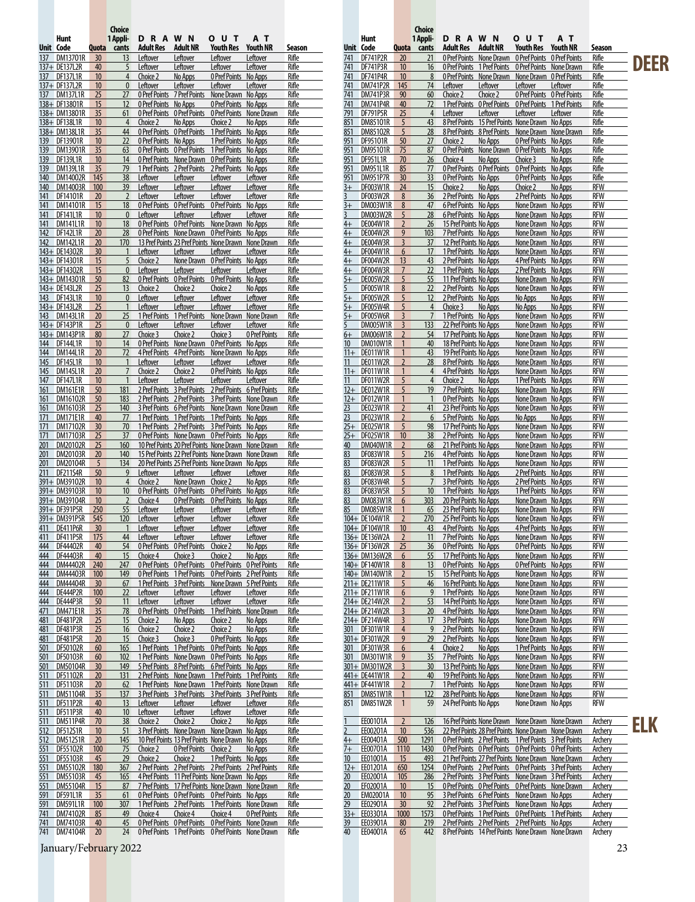# DEER

| Unit | Hunt Code | Quota | Choice 1 Applicants | DRAWN OUT Adult Res | Adult NR | Youth Res | Youth NR | Season |
|---|---|---|---|---|---|---|---|---|
| 137 | DM13701R | 30 | 13 | Leftover | Leftover | Leftover | Leftover | Rifle |
| 137+ | DE137L2R | 40 | 5 | Leftover | Leftover | Leftover | Leftover | Rifle |
| 137 | DF137L1R | 10 | 4 | Choice 2 | No Apps | 0 Pref Points | No Apps | Rifle |
| 137+ | DF137L2R | 10 | 0 | Leftover | Leftover | Leftover | Leftover | Rifle |
| 137 | DM137L1R | 25 | 27 | 0 Pref Points | 7 Pref Points | None Drawn | No Apps | Rifle |
| 138+ | DF13801R | 15 | 12 | 0 Pref Points | No Apps | 0 Pref Points | No Apps | Rifle |
| 138+ | DM13801R | 35 | 61 | 0 Pref Points | 0 Pref Points | 0 Pref Points | None Drawn | Rifle |
| 138+ | DF138L1R | 10 | 4 | Choice 2 | No Apps | Choice 2 | No Apps | Rifle |
| 138+ | DM138L1R | 35 | 44 | 0 Pref Points | 0 Pref Points | 1 Pref Points | No Apps | Rifle |
| 139 | DF13901R | 10 | 22 | 0 Pref Points | No Apps | 1 Pref Points | No Apps | Rifle |
| 139 | DM13901R | 35 | 63 | 0 Pref Points | 0 Pref Points | 1 Pref Points | No Apps | Rifle |
| 139 | DF139L1R | 10 | 14 | 0 Pref Points | None Drawn | 0 Pref Points | No Apps | Rifle |
| 139 | DM139L1R | 35 | 79 | 1 Pref Points | 2 Pref Points | 2 Pref Points | No Apps | Rifle |
| 140 | DM14002R | 145 | 38 | Leftover | Leftover | Leftover | Leftover | Rifle |
| 140 | DM14003R | 100 | 39 | Leftover | Leftover | Leftover | Leftover | Rifle |
| 141 | DF14101R | 20 | 2 | Leftover | Leftover | Leftover | Leftover | Rifle |
| 141 | DM14101R | 15 | 18 | 0 Pref Points | 0 Pref Points | 0 Pref Points | No Apps | Rifle |
| 141 | DF141L1R | 10 | 0 | Leftover | Leftover | Leftover | Leftover | Rifle |
| 141 | DM141L1R | 10 | 18 | 0 Pref Points | 0 Pref Points | None Drawn | No Apps | Rifle |
| 142 | DF142L1R | 20 | 28 | 0 Pref Points | None Drawn | 0 Pref Points | No Apps | Rifle |
| 142 | DM142L1R | 20 | 170 | 13 Pref Points | 23 Pref Points | None Drawn | None Drawn | Rifle |
| 143+ | DE14302R | 30 | 1 | Leftover | Leftover | Leftover | Leftover | Rifle |
| 143+ | DF14301R | 15 | 5 | Choice 2 | None Drawn | 0 Pref Points | No Apps | Rifle |
| 143+ | DF14302R | 15 | 0 | Leftover | Leftover | Leftover | Leftover | Rifle |
| 143+ | DM14301R | 50 | 82 | 0 Pref Points | 0 Pref Points | 0 Pref Points | No Apps | Rifle |
| 143+ | DE143L2R | 25 | 13 | Choice 2 | Choice 2 | Choice 2 | No Apps | Rifle |
| 143 | DF143L1R | 10 | 0 | Leftover | Leftover | Leftover | Leftover | Rifle |
| 143+ | DF143L2R | 25 | 1 | Leftover | Leftover | Leftover | Leftover | Rifle |
| 143 | DM143L1R | 20 | 25 | 1 Pref Points | 1 Pref Points | None Drawn | None Drawn | Rifle |
| 143+ | DF143P1R | 25 | 0 | Leftover | Leftover | Leftover | Leftover | Rifle |
| 143+ | DM143P1R | 80 | 27 | Choice 3 | Choice 2 | Choice 3 | 0 Pref Points | Rifle |
| 144 | DF144L1R | 10 | 14 | 0 Pref Points | None Drawn | 0 Pref Points | No Apps | Rifle |
| 144 | DM144L1R | 20 | 72 | 4 Pref Points | 4 Pref Points | None Drawn | No Apps | Rifle |
| 145 | DF145L1R | 10 | 1 | Leftover | Leftover | Leftover | Leftover | Rifle |
| 145 | DM145L1R | 20 | 7 | Choice 2 | Choice 2 | 0 Pref Points | No Apps | Rifle |
| 147 | DF147L1R | 10 | 1 | Leftover | Leftover | Leftover | Leftover | Rifle |
| 161 | DM161E1R | 50 | 181 | 2 Pref Points | 3 Pref Points | 2 Pref Points | 6 Pref Points | Rifle |
| 161 | DM16102R | 50 | 183 | 2 Pref Points | 2 Pref Points | 3 Pref Points | None Drawn | Rifle |
| 161 | DM16103R | 25 | 140 | 3 Pref Points | 6 Pref Points | None Drawn | None Drawn | Rifle |
| 171 | DM171E1R | 40 | 77 | 1 Pref Points | 1 Pref Points | 1 Pref Points | No Apps | Rifle |
| 171 | DM17102R | 30 | 70 | 1 Pref Points | 2 Pref Points | 3 Pref Points | No Apps | Rifle |
| 171 | DM17103R | 25 | 37 | 0 Pref Points | None Drawn | 0 Pref Points | No Apps | Rifle |
| 201 | DM20102R | 25 | 160 | 10 Pref Points | 20 Pref Points | None Drawn | None Drawn | Rifle |
| 201 | DM20103R | 20 | 140 | 15 Pref Points | 22 Pref Points | None Drawn | None Drawn | Rifle |
| 201 | DM20104R | 5 | 134 | 20 Pref Points | 25 Pref Points | None Drawn | No Apps | Rifle |
| 211 | DF211S4R | 50 | 9 | Leftover | Leftover | Leftover | Leftover | Rifle |
| 391+ | DM39102R | 10 | 4 | Choice 2 | None Drawn | Choice 2 | No Apps | Rifle |
| 391+ | DM39103R | 10 | 10 | 0 Pref Points | 0 Pref Points | 0 Pref Points | No Apps | Rifle |
| 391+ | DM39104R | 10 | 2 | Choice 4 | 0 Pref Points | 0 Pref Points | No Apps | Rifle |
| 391+ | DF391P5R | 250 | 55 | Leftover | Leftover | Leftover | Leftover | Rifle |
| 391+ | DM391P5R | 545 | 120 | Leftover | Leftover | Leftover | Leftover | Rifle |
| 411 | DE411P6R | 30 | 1 | Leftover | Leftover | Leftover | Leftover | Rifle |
| 411 | DF411P5R | 175 | 44 | Leftover | Leftover | Leftover | Leftover | Rifle |
| 444 | DF44402R | 40 | 54 | 0 Pref Points | 0 Pref Points | Choice 2 | No Apps | Rifle |
| 444 | DF44403R | 40 | 15 | Choice 4 | Choice 3 | Choice 2 | No Apps | Rifle |
| 444 | DM44402R | 240 | 247 | 0 Pref Points | 0 Pref Points | 0 Pref Points | 0 Pref Points | Rifle |
| 444 | DM44403R | 100 | 149 | 0 Pref Points | 1 Pref Points | 0 Pref Points | 2 Pref Points | Rifle |
| 444 | DM44404R | 30 | 67 | 1 Pref Points | 3 Pref Points | None Drawn | 5 Pref Points | Rifle |
| 444 | DE444P2R | 100 | 22 | Leftover | Leftover | Leftover | Leftover | Rifle |
| 444 | DE444P3R | 50 | 11 | Leftover | Leftover | Leftover | Leftover | Rifle |
| 471 | DM471E1R | 35 | 78 | 0 Pref Points | 0 Pref Points | 1 Pref Points | None Drawn | Rifle |
| 481 | DF481P2R | 25 | 15 | Choice 2 | No Apps | Choice 2 | No Apps | Rifle |
| 481 | DF481P3R | 25 | 16 | Choice 2 | Choice 2 | Choice 2 | No Apps | Rifle |
| 481 | DF481P5R | 20 | 15 | Choice 3 | Choice 3 | 0 Pref Points | No Apps | Rifle |
| 501 | DF50102R | 60 | 165 | 1 Pref Points | 1 Pref Points | 0 Pref Points | No Apps | Rifle |
| 501 | DF50103R | 60 | 102 | 1 Pref Points | None Drawn | 0 Pref Points | No Apps | Rifle |
| 501 | DM50104R | 30 | 149 | 5 Pref Points | 8 Pref Points | 6 Pref Points | No Apps | Rifle |
| 511 | DF51102R | 20 | 131 | 2 Pref Points | None Drawn | 1 Pref Points | 1 Pref Points | Rifle |
| 511 | DF51103R | 20 | 62 | 1 Pref Points | None Drawn | 1 Pref Points | None Drawn | Rifle |
| 511 | DM51104R | 35 | 137 | 3 Pref Points | 3 Pref Points | 3 Pref Points | 3 Pref Points | Rifle |
| 511 | DF511P2R | 40 | 13 | Leftover | Leftover | Leftover | Leftover | Rifle |
| 511 | DF511P3R | 40 | 10 | Leftover | Leftover | Leftover | Leftover | Rifle |
| 511 | DM511P4R | 70 | 38 | Choice 2 | Choice 2 | Choice 2 | No Apps | Rifle |
| 512 | DF512S1R | 10 | 51 | 3 Pref Points | None Drawn | None Drawn | No Apps | Rifle |
| 512 | DM512S1R | 20 | 145 | 10 Pref Points | 13 Pref Points | None Drawn | No Apps | Rifle |
| 551 | DF55102R | 100 | 75 | Choice 2 | 0 Pref Points | Choice 2 | No Apps | Rifle |
| 551 | DF55103R | 45 | 29 | Choice 2 | Choice 2 | 1 Pref Points | No Apps | Rifle |
| 551 | DM55102R | 180 | 367 | 2 Pref Points | 2 Pref Points | 2 Pref Points | 2 Pref Points | Rifle |
| 551 | DM55103R | 45 | 165 | 4 Pref Points | 11 Pref Points | None Drawn | No Apps | Rifle |
| 551 | DM55104R | 15 | 87 | 7 Pref Points | 17 Pref Points | None Drawn | None Drawn | Rifle |
| 591 | DF591L1R | 35 | 61 | 0 Pref Points | 0 Pref Points | 0 Pref Points | No Apps | Rifle |
| 591 | DM591L1R | 100 | 307 | 1 Pref Points | 2 Pref Points | 1 Pref Points | None Drawn | Rifle |
| 741 | DM74102R | 85 | 49 | Choice 4 | Choice 4 | Choice 4 | 0 Pref Points | Rifle |
| 741 | DM74103R | 40 | 45 | 0 Pref Points | 0 Pref Points | 0 Pref Points | None Drawn | Rifle |
| 741 | DM74104R | 20 | 24 | 0 Pref Points | 1 Pref Points | 0 Pref Points | None Drawn | Rifle |
| 741 | DF741P2R | 20 | 21 | 0 Pref Points | None Drawn | 0 Pref Points | 0 Pref Points | Rifle |
| 741 | DF741P3R | 10 | 16 | 0 Pref Points | 1 Pref Points | 0 Pref Points | None Drawn | Rifle |
| 741 | DF741P4R | 10 | 8 | 0 Pref Points | None Drawn | None Drawn | 0 Pref Points | Rifle |
| 741 | DM741P2R | 145 | 74 | Leftover | Leftover | Leftover | Leftover | Rifle |
| 741 | DM741P3R | 90 | 60 | Choice 2 | Choice 2 | 0 Pref Points | 0 Pref Points | Rifle |
| 741 | DM741P4R | 40 | 72 | 1 Pref Points | 0 Pref Points | 0 Pref Points | 1 Pref Points | Rifle |
| 791 | DF791P5R | 25 | 4 | Leftover | Leftover | Leftover | Leftover | Rifle |
| 851 | DM85101R | 5 | 43 | 8 Pref Points | 15 Pref Points | None Drawn | No Apps | Rifle |
| 851 | DM85102R | 5 | 28 | 8 Pref Points | 8 Pref Points | None Drawn | None Drawn | Rifle |
| 951 | DF95101R | 50 | 27 | Choice 2 | No Apps | 0 Pref Points | No Apps | Rifle |
| 951 | DM95101R | 75 | 87 | 0 Pref Points | None Drawn | 0 Pref Points | No Apps | Rifle |
| 951 | DF951L1R | 70 | 26 | Choice 4 | No Apps | Choice 3 | No Apps | Rifle |
| 951 | DM951L1R | 85 | 77 | 0 Pref Points | 0 Pref Points | 0 Pref Points | No Apps | Rifle |
| 951 | DM951P7R | 30 | 33 | 0 Pref Points | No Apps | 0 Pref Points | No Apps | Rifle |
| 3+ | DF003W1R | 24 | 15 | Choice 2 | No Apps | Choice 2 | No Apps | RFW |
| 3 | DF003W2R | 8 | 36 | 2 Pref Points | No Apps | 2 Pref Points | No Apps | RFW |
| 3+ | DM003W1R | 8 | 47 | 6 Pref Points | No Apps | None Drawn | No Apps | RFW |
| 3 | DM003W2R | 5 | 28 | 6 Pref Points | No Apps | None Drawn | No Apps | RFW |
| 4+ | DE004W1R | 2 | 26 | 15 Pref Points | No Apps | None Drawn | No Apps | RFW |
| 4+ | DE004W2R | 9 | 103 | 7 Pref Points | No Apps | None Drawn | No Apps | RFW |
| 4+ | DE004W3R | 3 | 37 | 12 Pref Points | No Apps | None Drawn | No Apps | RFW |
| 4+ | DF004W1R | 6 | 17 | 1 Pref Points | No Apps | None Drawn | No Apps | RFW |
| 4+ | DF004W2R | 13 | 43 | 2 Pref Points | No Apps | 4 Pref Points | No Apps | RFW |
| 4+ | DF004W3R | 7 | 22 | 1 Pref Points | No Apps | 2 Pref Points | No Apps | RFW |
| 5+ | DE005W2R | 5 | 55 | 11 Pref Points | No Apps | None Drawn | No Apps | RFW |
| 5 | DF005W1R | 8 | 22 | 2 Pref Points | No Apps | None Drawn | No Apps | RFW |
| 5+ | DF005W2R | 5 | 12 | 2 Pref Points | No Apps | No Apps | No Apps | RFW |
| 5+ | DF005W4R | 5 | 4 | Choice 3 | No Apps | No Apps | No Apps | RFW |
| 5+ | DF005W6R | 3 | 7 | 1 Pref Points | No Apps | None Drawn | No Apps | RFW |
| 5 | DM005W1R | 3 | 133 | 22 Pref Points | No Apps | None Drawn | No Apps | RFW |
| 6+ | DM006W1R | 2 | 54 | 17 Pref Points | No Apps | None Drawn | No Apps | RFW |
| 10 | DM010W1R | 1 | 40 | 18 Pref Points | No Apps | None Drawn | No Apps | RFW |
| 11+ | DE011W1R | 1 | 43 | 19 Pref Points | No Apps | None Drawn | No Apps | RFW |
| 11 | DE011W2R | 2 | 28 | 8 Pref Points | No Apps | None Drawn | No Apps | RFW |
| 11+ | DF011W1R | 1 | 4 | 4 Pref Points | No Apps | None Drawn | No Apps | RFW |
| 11 | DF011W2R | 5 | 4 | Choice 2 | No Apps | 1 Pref Points | No Apps | RFW |
| 12+ | DE012W1R | 5 | 19 | 7 Pref Points | No Apps | None Drawn | No Apps | RFW |
| 12+ | DF012W1R | 1 | 1 | 0 Pref Points | No Apps | None Drawn | No Apps | RFW |
| 23 | DE023W1R | 2 | 41 | 23 Pref Points | No Apps | None Drawn | No Apps | RFW |
| 23 | DF023W1R | 2 | 6 | 5 Pref Points | No Apps | No Apps | No Apps | RFW |
| 25+ | DE025W1R | 5 | 98 | 17 Pref Points | No Apps | None Drawn | No Apps | RFW |
| 25+ | DF025W1R | 10 | 38 | 2 Pref Points | No Apps | None Drawn | No Apps | RFW |
| 40 | DM040W1R | 2 | 68 | 21 Pref Points | No Apps | None Drawn | No Apps | RFW |
| 83 | DF083W1R | 5 | 216 | 4 Pref Points | No Apps | None Drawn | No Apps | RFW |
| 83 | DF083W2R | 5 | 11 | 1 Pref Points | No Apps | None Drawn | No Apps | RFW |
| 83 | DF083W3R | 5 | 8 | 1 Pref Points | No Apps | 2 Pref Points | No Apps | RFW |
| 83 | DF083W4R | 5 | 7 | 3 Pref Points | No Apps | 2 Pref Points | No Apps | RFW |
| 83 | DF083W5R | 5 | 10 | 1 Pref Points | No Apps | 1 Pref Points | No Apps | RFW |
| 83 | DM083W1R | 6 | 303 | 20 Pref Points | No Apps | None Drawn | No Apps | RFW |
| 85 | DM085W1R | 1 | 65 | 23 Pref Points | No Apps | None Drawn | No Apps | RFW |
| 104+ | DE104W1R | 2 | 270 | 25 Pref Points | No Apps | None Drawn | No Apps | RFW |
| 104+ | DF104W1R | 10 | 43 | 4 Pref Points | No Apps | 4 Pref Points | No Apps | RFW |
| 136+ | DE136W2A | 2 | 11 | 7 Pref Points | No Apps | None Drawn | No Apps | RFW |
| 136+ | DF136W2R | 25 | 36 | 0 Pref Points | No Apps | 0 Pref Points | No Apps | RFW |
| 136+ | DM136W2R | 6 | 55 | 17 Pref Points | No Apps | None Drawn | No Apps | RFW |
| 140+ | DF140W1R | 8 | 13 | 0 Pref Points | No Apps | 0 Pref Points | No Apps | RFW |
| 140+ | DM140W1R | 2 | 15 | 15 Pref Points | No Apps | None Drawn | No Apps | RFW |
| 211+ | DE211W1R | 5 | 46 | 16 Pref Points | No Apps | None Drawn | No Apps | RFW |
| 211+ | DF211W1R | 6 | 9 | 1 Pref Points | No Apps | None Drawn | No Apps | RFW |
| 214+ | DE214W2R | 2 | 53 | 14 Pref Points | No Apps | None Drawn | No Apps | RFW |
| 214+ | DF214W2R | 3 | 20 | 4 Pref Points | No Apps | None Drawn | No Apps | RFW |
| 214+ | DF214W4R | 3 | 17 | 3 Pref Points | No Apps | None Drawn | No Apps | RFW |
| 301 | DF301W1R | 4 | 9 | 2 Pref Points | No Apps | None Drawn | No Apps | RFW |
| 301+ | DF301W2R | 9 | 29 | 2 Pref Points | No Apps | None Drawn | No Apps | RFW |
| 301 | DF301W3R | 6 | 4 | Choice 2 | No Apps | 1 Pref Points | No Apps | RFW |
| 301 | DM301W1R | 9 | 35 | 7 Pref Points | No Apps | None Drawn | No Apps | RFW |
| 301+ | DM301W2R | 3 | 30 | 13 Pref Points | No Apps | None Drawn | No Apps | RFW |
| 441+ | DE441W1R | 2 | 40 | 19 Pref Points | No Apps | None Drawn | No Apps | RFW |
| 441+ | DF441W1R | 2 | 7 | 1 Pref Points | No Apps | None Drawn | No Apps | RFW |
| 851 | DM851W1R | 1 | 122 | 28 Pref Points | No Apps | None Drawn | No Apps | RFW |
| 851 | DM851W2R | 1 | 59 | 24 Pref Points | No Apps | None Drawn | No Apps | RFW |

# ELK

| Unit | Hunt Code | Quota | Choice 1 Applicants | DRAWN OUT Adult Res | Adult NR | Youth Res | Youth NR | Season |
|---|---|---|---|---|---|---|---|---|
| 1 | EE00101A | 2 | 126 | 16 Pref Points | None Drawn | None Drawn | None Drawn | Archery |
| 2 | EE00201A | 10 | 536 | 22 Pref Points | 28 Pref Points | None Drawn | None Drawn | Archery |
| 4+ | EE00401A | 500 | 1291 | 0 Pref Points | 2 Pref Points | 1 Pref Points | 3 Pref Points | Archery |
| 7+ | EE00701A | 1110 | 1430 | 0 Pref Points | 0 Pref Points | 0 Pref Points | 0 Pref Points | Archery |
| 10 | EE01001A | 15 | 493 | 21 Pref Points | 27 Pref Points | None Drawn | None Drawn | Archery |
| 12+ | EE01201A | 650 | 1254 | 0 Pref Points | 2 Pref Points | 0 Pref Points | 3 Pref Points | Archery |
| 20 | EE02001A | 105 | 286 | 2 Pref Points | 3 Pref Points | None Drawn | 3 Pref Points | Archery |
| 20 | EF02001A | 10 | 15 | 0 Pref Points | 0 Pref Points | 0 Pref Points | None Drawn | Archery |
| 20 | EM02001A | 10 | 95 | 3 Pref Points | 6 Pref Points | None Drawn | No Apps | Archery |
| 29 | EE02901A | 30 | 92 | 2 Pref Points | 3 Pref Points | None Drawn | No Apps | Archery |
| 33+ | EE03301A | 1000 | 1573 | 0 Pref Points | 1 Pref Points | 0 Pref Points | 1 Pref Points | Archery |
| 39 | EE03901A | 80 | 219 | 2 Pref Points | 2 Pref Points | 2 Pref Points | No Apps | Archery |
| 40 | EE04001A | 65 | 442 | 8 Pref Points | 14 Pref Points | None Drawn | None Drawn | Archery |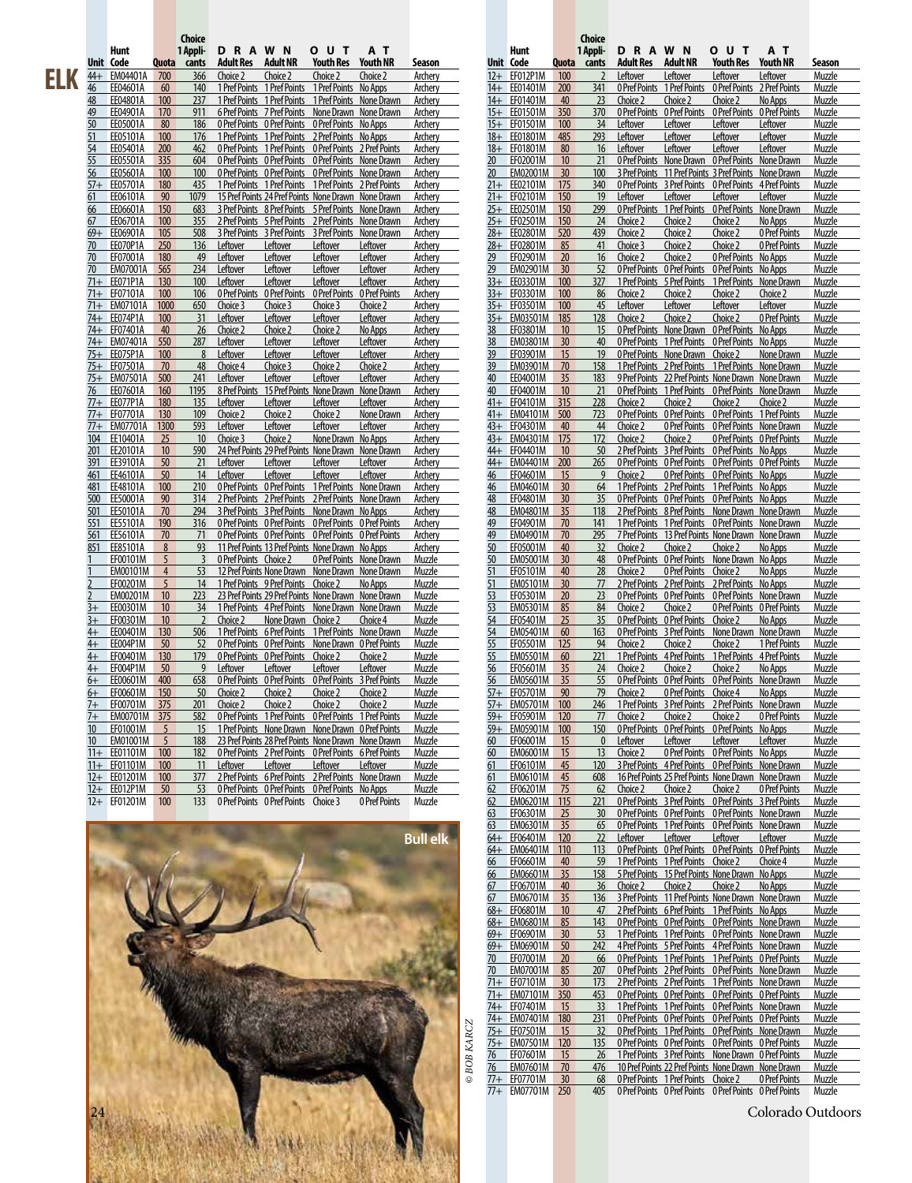# ELK

| Unit | Hunt Code | Quota | Choice 1 Applicants | DRAWN OUT AT Adult Res | Adult NR | Youth Res | Youth NR | Season |
|---|---|---|---|---|---|---|---|---|
| 44+ | EM04401A | 700 | 366 | Choice 2 | Choice 2 | Choice 2 | Choice 2 | Archery |
| 46 | EE04601A | 60 | 140 | 1 Pref Points | 1 Pref Points | 1 Pref Points | No Apps | Archery |
| 48 | EE04801A | 100 | 237 | 1 Pref Points | 1 Pref Points | 1 Pref Points | None Drawn | Archery |
| 49 | EE04901A | 170 | 911 | 6 Pref Points | 7 Pref Points | None Drawn | None Drawn | Archery |
| 50 | EE05001A | 80 | 186 | 0 Pref Points | 0 Pref Points | 0 Pref Points | No Apps | Archery |
| 51 | EE05101A | 100 | 176 | 1 Pref Points | 1 Pref Points | 2 Pref Points | No Apps | Archery |
| 54 | EE05401A | 200 | 462 | 0 Pref Points | 1 Pref Points | 0 Pref Points | 2 Pref Points | Archery |
| 55 | EE05501A | 335 | 604 | 0 Pref Points | 0 Pref Points | 0 Pref Points | None Drawn | Archery |
| 56 | EE05601A | 100 | 100 | 0 Pref Points | 0 Pref Points | 0 Pref Points | None Drawn | Archery |
| 57+ | EE05701A | 180 | 435 | 1 Pref Points | 1 Pref Points | 1 Pref Points | 2 Pref Points | Archery |
| 61 | EE06101A | 90 | 1079 | 15 Pref Points | 24 Pref Points | None Drawn | None Drawn | Archery |
| 66 | EE06601A | 150 | 683 | 3 Pref Points | 8 Pref Points | 5 Pref Points | None Drawn | Archery |
| 67 | EE06701A | 100 | 355 | 2 Pref Points | 5 Pref Points | 2 Pref Points | None Drawn | Archery |
| 69+ | EE06901A | 105 | 508 | 3 Pref Points | 3 Pref Points | 3 Pref Points | None Drawn | Archery |
| 70 | EE070P1A | 250 | 136 | Leftover | Leftover | Leftover | Leftover | Archery |
| 70 | EF07001A | 180 | 49 | Leftover | Leftover | Leftover | Leftover | Archery |
| 70 | EM07001A | 565 | 234 | Leftover | Leftover | Leftover | Leftover | Archery |
| 71+ | EE071P1A | 130 | 100 | Leftover | Leftover | Leftover | Leftover | Archery |
| 71+ | EF07101A | 100 | 106 | 0 Pref Points | 0 Pref Points | 0 Pref Points | 0 Pref Points | Archery |
| 71+ | EM07101A | 1000 | 650 | Choice 3 | Choice 3 | Choice 3 | Choice 2 | Archery |
| 74+ | EE074P1A | 100 | 31 | Leftover | Leftover | Leftover | Leftover | Archery |
| 74+ | EF07401A | 40 | 26 | Choice 2 | Choice 2 | Choice 2 | No Apps | Archery |
| 74+ | EM07401A | 550 | 287 | Leftover | Leftover | Leftover | Leftover | Archery |
| 75+ | EE075P1A | 100 | 8 | Leftover | Leftover | Leftover | Leftover | Archery |
| 75+ | EF07501A | 70 | 48 | Choice 4 | Choice 3 | Choice 2 | Choice 2 | Archery |
| 75+ | EM07501A | 500 | 241 | Leftover | Leftover | Leftover | Leftover | Archery |
| 76 | EE07601A | 160 | 1195 | 8 Pref Points | 15 Pref Points | None Drawn | None Drawn | Archery |
| 77+ | EE077P1A | 180 | 135 | Leftover | Leftover | Leftover | Leftover | Archery |
| 77+ | EF07701A | 130 | 109 | Choice 2 | Choice 2 | Choice 2 | None Drawn | Archery |
| 77+ | EM07701A | 1300 | 593 | Leftover | Leftover | Leftover | Leftover | Archery |
| 104 | EE10401A | 25 | 10 | Choice 3 | Choice 2 | None Drawn | No Apps | Archery |
| 201 | EE20101A | 10 | 590 | 24 Pref Points | 29 Pref Points | None Drawn | None Drawn | Archery |
| 391 | EE39101A | 50 | 21 | Leftover | Leftover | Leftover | Leftover | Archery |
| 461 | EE46101A | 50 | 14 | Leftover | Leftover | Leftover | Leftover | Archery |
| 481 | EE48101A | 100 | 210 | 0 Pref Points | 0 Pref Points | 1 Pref Points | None Drawn | Archery |
| 500 | EE50001A | 90 | 314 | 2 Pref Points | 2 Pref Points | 2 Pref Points | None Drawn | Archery |
| 501 | EE50101A | 70 | 294 | 3 Pref Points | 3 Pref Points | None Drawn | No Apps | Archery |
| 551 | EE55101A | 190 | 316 | 0 Pref Points | 0 Pref Points | 0 Pref Points | 0 Pref Points | Archery |
| 561 | EE56101A | 70 | 71 | 0 Pref Points | 0 Pref Points | 0 Pref Points | 0 Pref Points | Archery |
| 851 | EE85101A | 8 | 93 | 11 Pref Points | 13 Pref Points | None Drawn | No Apps | Archery |
| 1 | EF00101M | 5 | 3 | 0 Pref Points | Choice 2 | 0 Pref Points | None Drawn | Muzzle |
| 1 | EM00101M | 4 | 53 | 12 Pref Points | None Drawn | None Drawn | None Drawn | Muzzle |
| 2 | EF00201M | 5 | 14 | 1 Pref Points | 9 Pref Points | Choice 2 | No Apps | Muzzle |
| 2 | EM00201M | 10 | 223 | 23 Pref Points | 29 Pref Points | None Drawn | None Drawn | Muzzle |
| 3+ | EE00301M | 10 | 34 | 1 Pref Points | 4 Pref Points | None Drawn | None Drawn | Muzzle |
| 3+ | EF00301M | 10 | 2 | Choice 2 | None Drawn | Choice 2 | Choice 4 | Muzzle |
| 4+ | EE00401M | 130 | 506 | 1 Pref Points | 6 Pref Points | 1 Pref Points | None Drawn | Muzzle |
| 4+ | EE004P1M | 50 | 52 | 0 Pref Points | 0 Pref Points | None Drawn | 0 Pref Points | Muzzle |
| 4+ | EF00401M | 130 | 179 | 0 Pref Points | 0 Pref Points | Choice 2 | Choice 2 | Muzzle |
| 4+ | EF004P1M | 50 | 9 | Leftover | Leftover | Leftover | Leftover | Muzzle |
| 6+ | EE00601M | 400 | 658 | 0 Pref Points | 0 Pref Points | 0 Pref Points | 3 Pref Points | Muzzle |
| 6+ | EF00601M | 150 | 50 | Choice 2 | Choice 2 | Choice 2 | Choice 2 | Muzzle |
| 7+ | EF00701M | 375 | 201 | Choice 2 | Choice 2 | Choice 2 | Choice 2 | Muzzle |
| 7+ | EM00701M | 375 | 582 | 0 Pref Points | 1 Pref Points | 0 Pref Points | 1 Pref Points | Muzzle |
| 10 | EF01001M | 5 | 15 | 1 Pref Points | None Drawn | None Drawn | None Drawn | Muzzle |
| 10 | EM01001M | 5 | 188 | 23 Pref Points | 28 Pref Points | None Drawn | None Drawn | Muzzle |
| 11+ | EE01101M | 100 | 182 | 0 Pref Points | 2 Pref Points | 0 Pref Points | 6 Pref Points | Muzzle |
| 11+ | EF01101M | 100 | 11 | Leftover | Leftover | Leftover | Leftover | Muzzle |
| 12+ | EE01201M | 100 | 377 | 2 Pref Points | 6 Pref Points | 2 Pref Points | None Drawn | Muzzle |
| 12+ | EE012P1M | 50 | 53 | 0 Pref Points | 0 Pref Points | 0 Pref Points | No Apps | Muzzle |
| 12+ | EF01201M | 100 | 133 | 0 Pref Points | 0 Pref Points | Choice 3 | 0 Pref Points | Muzzle |
| 12+ | EF012P1M | 100 | 2 | Leftover | Leftover | Leftover | Leftover | Muzzle |
| 14+ | EE01401M | 200 | 341 | 0 Pref Points | 1 Pref Points | 0 Pref Points | 2 Pref Points | Muzzle |
| 14+ | EF01401M | 40 | 23 | Choice 2 | Choice 2 | Choice 2 | No Apps | Muzzle |
| 15+ | EE01501M | 350 | 370 | 0 Pref Points | 0 Pref Points | 0 Pref Points | 0 Pref Points | Muzzle |
| 15+ | EF01501M | 100 | 34 | Leftover | Leftover | Leftover | Leftover | Muzzle |
| 18+ | EE01801M | 485 | 293 | Leftover | Leftover | Leftover | Leftover | Muzzle |
| 18+ | EF01801M | 80 | 16 | Leftover | Leftover | Leftover | Leftover | Muzzle |
| 20 | EF02001M | 10 | 21 | 0 Pref Points | None Drawn | 0 Pref Points | None Drawn | Muzzle |
| 20 | EM02001M | 30 | 100 | 3 Pref Points | 11 Pref Points | 3 Pref Points | None Drawn | Muzzle |
| 21+ | EE02101M | 175 | 340 | 0 Pref Points | 3 Pref Points | 0 Pref Points | 4 Pref Points | Muzzle |
| 21+ | EF02101M | 150 | 19 | Leftover | Leftover | Leftover | Leftover | Muzzle |
| 25+ | EE02501M | 150 | 299 | 0 Pref Points | 1 Pref Points | 0 Pref Points | None Drawn | Muzzle |
| 25+ | EF02501M | 150 | 24 | Choice 2 | Choice 2 | Choice 2 | No Apps | Muzzle |
| 28+ | EE02801M | 520 | 439 | Choice 2 | Choice 2 | Choice 2 | 0 Pref Points | Muzzle |
| 28+ | EF02801M | 85 | 41 | Choice 3 | Choice 2 | Choice 2 | 0 Pref Points | Muzzle |
| 29 | EF02901M | 20 | 16 | Choice 2 | Choice 2 | 0 Pref Points | No Apps | Muzzle |
| 29 | EM02901M | 30 | 52 | 0 Pref Points | 0 Pref Points | 0 Pref Points | No Apps | Muzzle |
| 33+ | EE03301M | 100 | 327 | 1 Pref Points | 5 Pref Points | 1 Pref Points | None Drawn | Muzzle |
| 33+ | EF03301M | 100 | 86 | Choice 2 | Choice 2 | Choice 2 | Choice 2 | Muzzle |
| 35+ | EF03501M | 100 | 45 | Leftover | Leftover | Leftover | Leftover | Muzzle |
| 35+ | EM03501M | 185 | 128 | Choice 2 | Choice 2 | Choice 2 | 0 Pref Points | Muzzle |
| 38 | EF03801M | 10 | 15 | 0 Pref Points | None Drawn | 0 Pref Points | No Apps | Muzzle |
| 38 | EM03801M | 30 | 40 | 0 Pref Points | 1 Pref Points | 0 Pref Points | No Apps | Muzzle |
| 39 | EF03901M | 15 | 19 | 0 Pref Points | None Drawn | Choice 2 | None Drawn | Muzzle |
| 39 | EM03901M | 70 | 158 | 1 Pref Points | 2 Pref Points | 1 Pref Points | None Drawn | Muzzle |
| 40 | EE04001M | 35 | 183 | 9 Pref Points | 22 Pref Points | None Drawn | None Drawn | Muzzle |
| 40 | EF04001M | 10 | 21 | 0 Pref Points | 1 Pref Points | 0 Pref Points | None Drawn | Muzzle |
| 41+ | EF04101M | 315 | 228 | Choice 2 | Choice 2 | Choice 2 | Choice 2 | Muzzle |
| 41+ | EM04101M | 500 | 723 | 0 Pref Points | 0 Pref Points | 0 Pref Points | 1 Pref Points | Muzzle |
| 43+ | EF04301M | 40 | 44 | Choice 2 | 0 Pref Points | 0 Pref Points | None Drawn | Muzzle |
| 43+ | EM04301M | 175 | 172 | Choice 2 | Choice 2 | 0 Pref Points | 0 Pref Points | Muzzle |
| 44+ | EF04401M | 10 | 50 | 2 Pref Points | 3 Pref Points | 0 Pref Points | No Apps | Muzzle |
| 44+ | EM04401M | 200 | 265 | 0 Pref Points | 0 Pref Points | 0 Pref Points | 0 Pref Points | Muzzle |
| 46 | EF04601M | 15 | 9 | Choice 2 | 0 Pref Points | 0 Pref Points | No Apps | Muzzle |
| 46 | EM04601M | 30 | 64 | 1 Pref Points | 2 Pref Points | 1 Pref Points | No Apps | Muzzle |
| 48 | EF04801M | 30 | 35 | 0 Pref Points | 0 Pref Points | 0 Pref Points | No Apps | Muzzle |
| 48 | EM04801M | 35 | 118 | 2 Pref Points | 8 Pref Points | None Drawn | None Drawn | Muzzle |
| 49 | EF04901M | 70 | 141 | 1 Pref Points | 1 Pref Points | 0 Pref Points | None Drawn | Muzzle |
| 49 | EM04901M | 70 | 295 | 7 Pref Points | 13 Pref Points | None Drawn | None Drawn | Muzzle |
| 50 | EF05001M | 40 | 32 | Choice 2 | Choice 2 | Choice 2 | No Apps | Muzzle |
| 50 | EM05001M | 30 | 48 | 0 Pref Points | 0 Pref Points | None Drawn | No Apps | Muzzle |
| 51 | EF05101M | 40 | 28 | Choice 2 | 0 Pref Points | Choice 2 | No Apps | Muzzle |
| 51 | EM05101M | 30 | 77 | 2 Pref Points | 2 Pref Points | 2 Pref Points | No Apps | Muzzle |
| 53 | EF05301M | 20 | 23 | 0 Pref Points | 0 Pref Points | 0 Pref Points | None Drawn | Muzzle |
| 53 | EM05301M | 85 | 84 | Choice 2 | Choice 2 | 0 Pref Points | 0 Pref Points | Muzzle |
| 54 | EF05401M | 25 | 35 | 0 Pref Points | 0 Pref Points | Choice 2 | No Apps | Muzzle |
| 54 | EM05401M | 60 | 163 | 0 Pref Points | 3 Pref Points | None Drawn | None Drawn | Muzzle |
| 55 | EF05501M | 125 | 94 | Choice 2 | Choice 2 | Choice 2 | 1 Pref Points | Muzzle |
| 55 | EM05501M | 60 | 221 | 1 Pref Points | 4 Pref Points | 1 Pref Points | 4 Pref Points | Muzzle |
| 56 | EF05601M | 35 | 24 | Choice 2 | Choice 2 | Choice 2 | No Apps | Muzzle |
| 56 | EM05601M | 35 | 55 | 0 Pref Points | 0 Pref Points | 0 Pref Points | None Drawn | Muzzle |
| 57+ | EF05701M | 90 | 79 | Choice 2 | 0 Pref Points | Choice 4 | No Apps | Muzzle |
| 57+ | EM05701M | 100 | 246 | 1 Pref Points | 3 Pref Points | 2 Pref Points | None Drawn | Muzzle |
| 59+ | EF05901M | 120 | 77 | Choice 2 | Choice 2 | Choice 2 | 0 Pref Points | Muzzle |
| 59+ | EM05901M | 100 | 150 | 0 Pref Points | 0 Pref Points | 0 Pref Points | No Apps | Muzzle |
| 60 | EF06001M | 15 | 0 | Leftover | Leftover | Leftover | Leftover | Muzzle |
| 60 | EM06001M | 15 | 13 | Choice 2 | 0 Pref Points | 0 Pref Points | No Apps | Muzzle |
| 61 | EF06101M | 45 | 120 | 3 Pref Points | 4 Pref Points | 0 Pref Points | None Drawn | Muzzle |
| 61 | EM06101M | 45 | 608 | 16 Pref Points | 25 Pref Points | None Drawn | None Drawn | Muzzle |
| 62 | EF06201M | 75 | 62 | Choice 2 | Choice 2 | Choice 2 | 0 Pref Points | Muzzle |
| 62 | EM06201M | 115 | 221 | 0 Pref Points | 3 Pref Points | 0 Pref Points | 3 Pref Points | Muzzle |
| 63 | EF06301M | 25 | 30 | 0 Pref Points | 0 Pref Points | 0 Pref Points | None Drawn | Muzzle |
| 63 | EM06301M | 35 | 65 | 0 Pref Points | 1 Pref Points | 0 Pref Points | None Drawn | Muzzle |
| 64+ | EF06401M | 120 | 22 | Leftover | Leftover | Leftover | Leftover | Muzzle |
| 64+ | EM06401M | 110 | 113 | 0 Pref Points | 0 Pref Points | 0 Pref Points | 0 Pref Points | Muzzle |
| 66 | EF06601M | 40 | 59 | 1 Pref Points | 1 Pref Points | Choice 2 | Choice 4 | Muzzle |
| 66 | EM06601M | 35 | 158 | 5 Pref Points | 15 Pref Points | None Drawn | No Apps | Muzzle |
| 67 | EF06701M | 40 | 36 | Choice 2 | Choice 2 | Choice 2 | No Apps | Muzzle |
| 67 | EM06701M | 35 | 136 | 3 Pref Points | 11 Pref Points | None Drawn | None Drawn | Muzzle |
| 68+ | EF06801M | 10 | 47 | 2 Pref Points | 6 Pref Points | 1 Pref Points | No Apps | Muzzle |
| 68+ | EM06801M | 85 | 143 | 0 Pref Points | 0 Pref Points | 0 Pref Points | None Drawn | Muzzle |
| 69+ | EF06901M | 30 | 53 | 1 Pref Points | 1 Pref Points | 0 Pref Points | None Drawn | Muzzle |
| 69+ | EM06901M | 50 | 242 | 4 Pref Points | 5 Pref Points | 4 Pref Points | None Drawn | Muzzle |
| 70 | EF07001M | 20 | 66 | 0 Pref Points | 1 Pref Points | 1 Pref Points | 0 Pref Points | Muzzle |
| 70 | EM07001M | 85 | 207 | 0 Pref Points | 2 Pref Points | 0 Pref Points | None Drawn | Muzzle |
| 71+ | EF07101M | 30 | 173 | 2 Pref Points | 2 Pref Points | 1 Pref Points | None Drawn | Muzzle |
| 71+ | EM07101M | 350 | 453 | 0 Pref Points | 0 Pref Points | 0 Pref Points | 0 Pref Points | Muzzle |
| 74+ | EF07401M | 15 | 33 | 1 Pref Points | 1 Pref Points | 0 Pref Points | None Drawn | Muzzle |
| 74+ | EM07401M | 180 | 231 | 0 Pref Points | 0 Pref Points | 0 Pref Points | 0 Pref Points | Muzzle |
| 75+ | EF07501M | 15 | 32 | 0 Pref Points | 1 Pref Points | 0 Pref Points | None Drawn | Muzzle |
| 75+ | EM07501M | 120 | 135 | 0 Pref Points | 0 Pref Points | 0 Pref Points | 0 Pref Points | Muzzle |
| 76 | EF07601M | 15 | 26 | 1 Pref Points | 3 Pref Points | None Drawn | 0 Pref Points | Muzzle |
| 76 | EM07601M | 70 | 476 | 10 Pref Points | 22 Pref Points | None Drawn | None Drawn | Muzzle |
| 77+ | EF07701M | 30 | 68 | 0 Pref Points | 1 Pref Points | Choice 2 | 0 Pref Points | Muzzle |
| 77+ | EM07701M | 250 | 405 | 0 Pref Points | 0 Pref Points | 0 Pref Points | 0 Pref Points | Muzzle |

Bull elk

© BOB KARCZ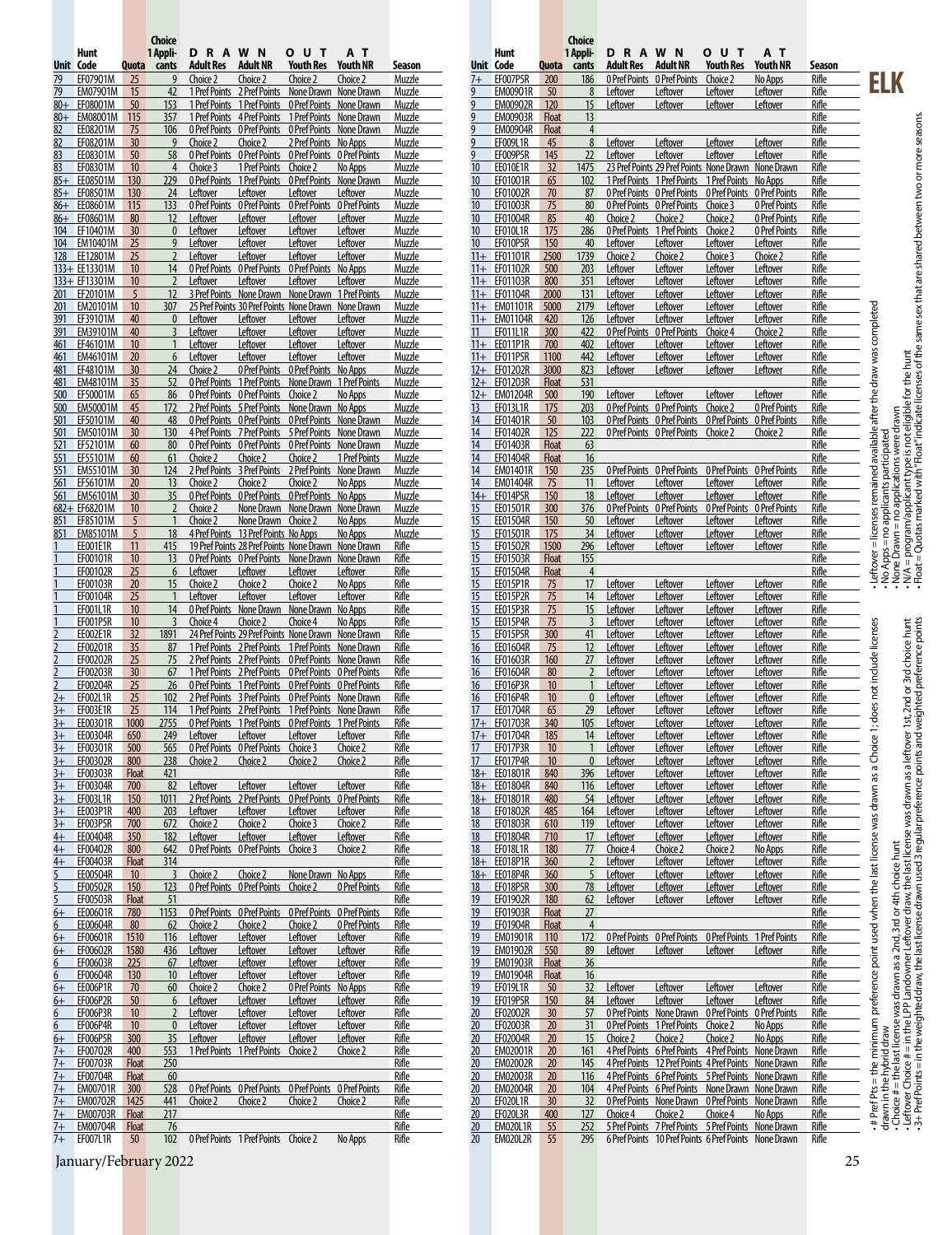# ELK

| Unit | Hunt Code | Quota | Choice 1 Applicants | DRAWN OUT AT Adult Res | Adult NR | Youth Res | Youth NR | Season |
|---|---|---|---|---|---|---|---|---|
| 79 | EF07901M | 25 | 9 | Choice 2 | Choice 2 | Choice 2 | Choice 2 | Muzzle |
| 79 | EM07901M | 15 | 42 | 1 Pref Points | 2 Pref Points | None Drawn | None Drawn | Muzzle |
| 80+ | EF08001M | 50 | 153 | 1 Pref Points | 1 Pref Points | 0 Pref Points | None Drawn | Muzzle |
| 80+ | EM08001M | 115 | 357 | 1 Pref Points | 4 Pref Points | 1 Pref Points | None Drawn | Muzzle |
| 82 | EE08201M | 75 | 106 | 0 Pref Points | 0 Pref Points | 0 Pref Points | None Drawn | Muzzle |
| 82 | EF08201M | 30 | 9 | Choice 2 | Choice 2 | 2 Pref Points | No Apps | Muzzle |
| 83 | EE08301M | 50 | 58 | 0 Pref Points | 0 Pref Points | 0 Pref Points | 0 Pref Points | Muzzle |
| 83 | EF08301M | 10 | 4 | Choice 3 | 1 Pref Points | Choice 2 | No Apps | Muzzle |
| 85+ | EE08501M | 130 | 229 | 0 Pref Points | 1 Pref Points | 0 Pref Points | None Drawn | Muzzle |
| 85+ | EF08501M | 130 | 24 | Leftover | Leftover | Leftover | Leftover | Muzzle |
| 86+ | EE08601M | 115 | 133 | 0 Pref Points | 0 Pref Points | 0 Pref Points | 0 Pref Points | Muzzle |
| 86+ | EF08601M | 80 | 12 | Leftover | Leftover | Leftover | Leftover | Muzzle |
| 104 | EF10401M | 30 | 0 | Leftover | Leftover | Leftover | Leftover | Muzzle |
| 104 | EM10401M | 25 | 9 | Leftover | Leftover | Leftover | Leftover | Muzzle |
| 128 | EE12801M | 25 | 2 | Leftover | Leftover | Leftover | Leftover | Muzzle |
| 133+ | EE13301M | 10 | 14 | 0 Pref Points | 0 Pref Points | 0 Pref Points | No Apps | Muzzle |
| 133+ | EF13301M | 10 | 2 | Leftover | Leftover | Leftover | Leftover | Muzzle |
| 201 | EF20101M | 5 | 12 | 3 Pref Points | None Drawn | None Drawn | 1 Pref Points | Muzzle |
| 201 | EM20101M | 10 | 307 | 25 Pref Points | 30 Pref Points | None Drawn | None Drawn | Muzzle |
| 391 | EF39101M | 40 | 0 | Leftover | Leftover | Leftover | Leftover | Muzzle |
| 391 | EM39101M | 40 | 3 | Leftover | Leftover | Leftover | Leftover | Muzzle |
| 461 | EF46101M | 10 | 1 | Leftover | Leftover | Leftover | Leftover | Muzzle |
| 461 | EM46101M | 20 | 6 | Leftover | Leftover | Leftover | Leftover | Muzzle |
| 481 | EF48101M | 30 | 24 | Choice 2 | 0 Pref Points | 0 Pref Points | No Apps | Muzzle |
| 481 | EM48101M | 35 | 52 | 0 Pref Points | 1 Pref Points | None Drawn | 1 Pref Points | Muzzle |
| 500 | EF50001M | 65 | 86 | 0 Pref Points | 0 Pref Points | Choice 2 | No Apps | Muzzle |
| 500 | EM50001M | 45 | 172 | 2 Pref Points | 5 Pref Points | None Drawn | No Apps | Muzzle |
| 501 | EF50101M | 40 | 48 | 0 Pref Points | 0 Pref Points | 0 Pref Points | None Drawn | Muzzle |
| 501 | EM50101M | 30 | 130 | 4 Pref Points | 7 Pref Points | 5 Pref Points | None Drawn | Muzzle |
| 521 | EF52101M | 60 | 80 | 0 Pref Points | 0 Pref Points | 0 Pref Points | None Drawn | Muzzle |
| 551 | EF55101M | 60 | 61 | Choice 2 | Choice 2 | Choice 2 | 1 Pref Points | Muzzle |
| 551 | EM55101M | 30 | 124 | 2 Pref Points | 3 Pref Points | 2 Pref Points | None Drawn | Muzzle |
| 561 | EF56101M | 20 | 13 | Choice 2 | Choice 2 | Choice 2 | No Apps | Muzzle |
| 561 | EM56101M | 30 | 35 | 0 Pref Points | 0 Pref Points | 0 Pref Points | No Apps | Muzzle |
| 682+ | EF68201M | 10 | 2 | Choice 2 | None Drawn | None Drawn | None Drawn | Muzzle |
| 851 | EF85101M | 5 | 1 | Choice 2 | None Drawn | Choice 2 | No Apps | Muzzle |
| 851 | EM85101M | 5 | 18 | 4 Pref Points | 13 Pref Points | No Apps | No Apps | Muzzle |
| 1 | EE001E1R | 11 | 415 | 19 Pref Points | 28 Pref Points | None Drawn | None Drawn | Rifle |
| 1 | EF00101R | 10 | 13 | 0 Pref Points | 0 Pref Points | None Drawn | None Drawn | Rifle |
| 1 | EF00102R | 25 | 6 | Leftover | Leftover | Leftover | Leftover | Rifle |
| 1 | EF00103R | 20 | 15 | Choice 2 | Choice 2 | Choice 2 | No Apps | Rifle |
| 1 | EF00104R | 25 | 1 | Leftover | Leftover | Leftover | Leftover | Rifle |
| 1 | EF001L1R | 10 | 14 | 0 Pref Points | None Drawn | None Drawn | No Apps | Rifle |
| 1 | EF001P5R | 10 | 3 | Choice 4 | Choice 2 | Choice 4 | No Apps | Rifle |
| 2 | EE002E1R | 32 | 1891 | 24 Pref Points | 29 Pref Points | None Drawn | None Drawn | Rifle |
| 2 | EF00201R | 35 | 87 | 1 Pref Points | 2 Pref Points | 1 Pref Points | None Drawn | Rifle |
| 2 | EF00202R | 25 | 75 | 2 Pref Points | 2 Pref Points | 0 Pref Points | None Drawn | Rifle |
| 2 | EF00203R | 30 | 67 | 1 Pref Points | 2 Pref Points | 0 Pref Points | 0 Pref Points | Rifle |
| 2 | EF00204R | 25 | 26 | 0 Pref Points | 1 Pref Points | 0 Pref Points | 0 Pref Points | Rifle |
| 2+ | EF002L1R | 25 | 102 | 2 Pref Points | 3 Pref Points | 0 Pref Points | None Drawn | Rifle |
| 3+ | EE003E1R | 25 | 114 | 1 Pref Points | 2 Pref Points | 1 Pref Points | None Drawn | Rifle |
| 3+ | EE00301R | 1000 | 2755 | 0 Pref Points | 1 Pref Points | 0 Pref Points | 1 Pref Points | Rifle |
| 3+ | EE00304R | 650 | 249 | Leftover | Leftover | Leftover | Leftover | Rifle |
| 3+ | EF00301R | 500 | 565 | 0 Pref Points | 0 Pref Points | Choice 3 | Choice 2 | Rifle |
| 3+ | EF00302R | 800 | 238 | Choice 2 | Choice 2 | Choice 2 | Choice 2 | Rifle |
| 3+ | EF00303R | Float | 421 | | | | | Rifle |
| 3+ | EF00304R | 700 | 82 | Leftover | Leftover | Leftover | Leftover | Rifle |
| 3+ | EF003L1R | 150 | 1011 | 2 Pref Points | 2 Pref Points | 0 Pref Points | 0 Pref Points | Rifle |
| 3+ | EE003P1R | 400 | 203 | Leftover | Leftover | Leftover | Leftover | Rifle |
| 3+ | EF003P5R | 700 | 672 | Choice 2 | Choice 2 | Choice 3 | Choice 2 | Rifle |
| 4+ | EE00404R | 350 | 182 | Leftover | Leftover | Leftover | Leftover | Rifle |
| 4+ | EF00402R | 800 | 642 | 0 Pref Points | 0 Pref Points | Choice 3 | Choice 2 | Rifle |
| 4+ | EF00403R | Float | 314 | | | | | Rifle |
| 5 | EE00504R | 10 | 3 | Choice 2 | Choice 2 | None Drawn | No Apps | Rifle |
| 5 | EF00502R | 150 | 123 | 0 Pref Points | 0 Pref Points | Choice 2 | 0 Pref Points | Rifle |
| 5 | EF00503R | Float | 51 | | | | | Rifle |
| 6+ | EE00601R | 780 | 1153 | 0 Pref Points | 0 Pref Points | 0 Pref Points | 0 Pref Points | Rifle |
| 6 | EE00604R | 80 | 62 | Choice 2 | Choice 2 | Choice 2 | 0 Pref Points | Rifle |
| 6+ | EF00601R | 1510 | 116 | Leftover | Leftover | Leftover | Leftover | Rifle |
| 6+ | EF00602R | 1580 | 436 | Leftover | Leftover | Leftover | Leftover | Rifle |
| 6 | EF00603R | 225 | 67 | Leftover | Leftover | Leftover | Leftover | Rifle |
| 6 | EF00604R | 130 | 10 | Leftover | Leftover | Leftover | Leftover | Rifle |
| 6+ | EE006P1R | 70 | 60 | Choice 2 | Choice 2 | 0 Pref Points | No Apps | Rifle |
| 6+ | EF006P2R | 50 | 6 | Leftover | Leftover | Leftover | Leftover | Rifle |
| 6 | EF006P3R | 10 | 2 | Leftover | Leftover | Leftover | Leftover | Rifle |
| 6 | EF006P4R | 10 | 0 | Leftover | Leftover | Leftover | Leftover | Rifle |
| 6+ | EF006P5R | 300 | 35 | Leftover | Leftover | Leftover | Leftover | Rifle |
| 7+ | EF00702R | 400 | 553 | 1 Pref Points | 1 Pref Points | Choice 2 | Choice 2 | Rifle |
| 7+ | EF00703R | Float | 250 | | | | | Rifle |
| 7+ | EF00704R | Float | 60 | | | | | Rifle |
| 7+ | EM00701R | 300 | 528 | 0 Pref Points | 0 Pref Points | 0 Pref Points | 0 Pref Points | Rifle |
| 7+ | EM00702R | 1425 | 441 | Choice 2 | Choice 2 | Choice 2 | Choice 2 | Rifle |
| 7+ | EM00703R | Float | 217 | | | | | Rifle |
| 7+ | EM00704R | Float | 76 | | | | | Rifle |
| 7+ | EF007L1R | 50 | 102 | 0 Pref Points | 1 Pref Points | Choice 2 | No Apps | Rifle |
| 7+ | EF007P5R | 200 | 186 | 0 Pref Points | 0 Pref Points | Choice 2 | No Apps | Rifle |
| 9 | EM00901R | 50 | 8 | Leftover | Leftover | Leftover | Leftover | Rifle |
| 9 | EM00902R | 120 | 15 | Leftover | Leftover | Leftover | Leftover | Rifle |
| 9 | EM00903R | Float | 13 | | | | | Rifle |
| 9 | EM00904R | Float | 4 | | | | | Rifle |
| 9 | EF009L1R | 45 | 8 | Leftover | Leftover | Leftover | Leftover | Rifle |
| 9 | EF009P5R | 145 | 22 | Leftover | Leftover | Leftover | Leftover | Rifle |
| 10 | EE010E1R | 32 | 1475 | 23 Pref Points | 29 Pref Points | None Drawn | None Drawn | Rifle |
| 10 | EF01001R | 65 | 102 | 1 Pref Points | 1 Pref Points | 1 Pref Points | No Apps | Rifle |
| 10 | EF01002R | 70 | 87 | 0 Pref Points | 0 Pref Points | 0 Pref Points | 0 Pref Points | Rifle |
| 10 | EF01003R | 75 | 80 | 0 Pref Points | 0 Pref Points | Choice 3 | 0 Pref Points | Rifle |
| 10 | EF01004R | 85 | 40 | Choice 2 | Choice 2 | Choice 2 | 0 Pref Points | Rifle |
| 10 | EF010L1R | 175 | 286 | 0 Pref Points | 1 Pref Points | Choice 2 | 0 Pref Points | Rifle |
| 10 | EF010P5R | 150 | 40 | Leftover | Leftover | Leftover | Leftover | Rifle |
| 11+ | EE01101R | 2500 | 1739 | Choice 2 | Choice 2 | Choice 3 | Choice 2 | Rifle |
| 11+ | EF01102R | 500 | 203 | Leftover | Leftover | Leftover | Leftover | Rifle |
| 11+ | EF01103R | 800 | 351 | Leftover | Leftover | Leftover | Leftover | Rifle |
| 11+ | EF01104R | 2000 | 131 | Leftover | Leftover | Leftover | Leftover | Rifle |
| 11+ | EM01101R | 5000 | 2179 | Leftover | Leftover | Leftover | Leftover | Rifle |
| 11+ | EM01104R | 420 | 126 | Leftover | Leftover | Leftover | Leftover | Rifle |
| 11 | EF011L1R | 300 | 422 | 0 Pref Points | 0 Pref Points | Choice 4 | Choice 2 | Rifle |
| 11+ | EE011P1R | 700 | 402 | Leftover | Leftover | Leftover | Leftover | Rifle |
| 11+ | EF011P5R | 1100 | 442 | Leftover | Leftover | Leftover | Leftover | Rifle |
| 12+ | EF01202R | 3000 | 823 | Leftover | Leftover | Leftover | Leftover | Rifle |
| 12+ | EF01203R | Float | 531 | | | | | Rifle |
| 12+ | EM01204R | 500 | 190 | Leftover | Leftover | Leftover | Leftover | Rifle |
| 13 | EF013L1R | 175 | 203 | 0 Pref Points | 0 Pref Points | Choice 2 | 0 Pref Points | Rifle |
| 14 | EF01401R | 50 | 103 | 0 Pref Points | 0 Pref Points | 0 Pref Points | 0 Pref Points | Rifle |
| 14 | EF01402R | 125 | 222 | 0 Pref Points | 0 Pref Points | Choice 2 | Choice 2 | Rifle |
| 14 | EF01403R | Float | 63 | | | | | Rifle |
| 14 | EF01404R | Float | 16 | | | | | Rifle |
| 14 | EM01401R | 150 | 235 | 0 Pref Points | 0 Pref Points | 0 Pref Points | 0 Pref Points | Rifle |
| 14 | EM01404R | 75 | 11 | Leftover | Leftover | Leftover | Leftover | Rifle |
| 14+ | EF014P5R | 150 | 18 | Leftover | Leftover | Leftover | Leftover | Rifle |
| 15 | EE01501R | 300 | 376 | 0 Pref Points | 0 Pref Points | 0 Pref Points | 0 Pref Points | Rifle |
| 15 | EE01504R | 150 | 50 | Leftover | Leftover | Leftover | Leftover | Rifle |
| 15 | EF01501R | 175 | 34 | Leftover | Leftover | Leftover | Leftover | Rifle |
| 15 | EF01502R | 1500 | 296 | Leftover | Leftover | Leftover | Leftover | Rifle |
| 15 | EF01503R | Float | 155 | | | | | Rifle |
| 15 | EF01504R | Float | 4 | | | | | Rifle |
| 15 | EE015P1R | 75 | 17 | Leftover | Leftover | Leftover | Leftover | Rifle |
| 15 | EE015P2R | 75 | 14 | Leftover | Leftover | Leftover | Leftover | Rifle |
| 15 | EE015P3R | 75 | 15 | Leftover | Leftover | Leftover | Leftover | Rifle |
| 15 | EE015P4R | 75 | 3 | Leftover | Leftover | Leftover | Leftover | Rifle |
| 15 | EF015P5R | 300 | 41 | Leftover | Leftover | Leftover | Leftover | Rifle |
| 16 | EE01604R | 75 | 12 | Leftover | Leftover | Leftover | Leftover | Rifle |
| 16 | EF01603R | 160 | 27 | Leftover | Leftover | Leftover | Leftover | Rifle |
| 16 | EF01604R | 80 | 2 | Leftover | Leftover | Leftover | Leftover | Rifle |
| 16 | EF016P3R | 10 | 1 | Leftover | Leftover | Leftover | Leftover | Rifle |
| 16 | EF016P4R | 10 | 0 | Leftover | Leftover | Leftover | Leftover | Rifle |
| 17 | EE01704R | 65 | 29 | Leftover | Leftover | Leftover | Leftover | Rifle |
| 17+ | EF01703R | 340 | 105 | Leftover | Leftover | Leftover | Leftover | Rifle |
| 17+ | EF01704R | 185 | 14 | Leftover | Leftover | Leftover | Leftover | Rifle |
| 17 | EF017P3R | 10 | 1 | Leftover | Leftover | Leftover | Leftover | Rifle |
| 17 | EF017P4R | 10 | 0 | Leftover | Leftover | Leftover | Leftover | Rifle |
| 18+ | EE01801R | 840 | 396 | Leftover | Leftover | Leftover | Leftover | Rifle |
| 18+ | EE01804R | 840 | 116 | Leftover | Leftover | Leftover | Leftover | Rifle |
| 18+ | EF01801R | 480 | 54 | Leftover | Leftover | Leftover | Leftover | Rifle |
| 18 | EF01802R | 485 | 164 | Leftover | Leftover | Leftover | Leftover | Rifle |
| 18 | EF01803R | 610 | 119 | Leftover | Leftover | Leftover | Leftover | Rifle |
| 18 | EF01804R | 710 | 17 | Leftover | Leftover | Leftover | Leftover | Rifle |
| 18 | EF018L1R | 180 | 77 | Choice 4 | Choice 2 | Choice 2 | No Apps | Rifle |
| 18+ | EE018P1R | 360 | 2 | Leftover | Leftover | Leftover | Leftover | Rifle |
| 18+ | EE018P4R | 360 | 5 | Leftover | Leftover | Leftover | Leftover | Rifle |
| 18 | EF018P5R | 300 | 78 | Leftover | Leftover | Leftover | Leftover | Rifle |
| 19 | EF01902R | 180 | 62 | Leftover | Leftover | Leftover | Leftover | Rifle |
| 19 | EF01903R | Float | 27 | | | | | Rifle |
| 19 | EF01904R | Float | 4 | | | | | Rifle |
| 19 | EM01901R | 110 | 172 | 0 Pref Points | 0 Pref Points | 0 Pref Points | 1 Pref Points | Rifle |
| 19 | EM01902R | 550 | 89 | Leftover | Leftover | Leftover | Leftover | Rifle |
| 19 | EM01903R | Float | 36 | | | | | Rifle |
| 19 | EM01904R | Float | 16 | | | | | Rifle |
| 19 | EF019L1R | 50 | 32 | Leftover | Leftover | Leftover | Leftover | Rifle |
| 19 | EF019P5R | 150 | 84 | Leftover | Leftover | Leftover | Leftover | Rifle |
| 20 | EF02002R | 30 | 57 | 0 Pref Points | None Drawn | 0 Pref Points | 0 Pref Points | Rifle |
| 20 | EF02003R | 20 | 31 | 0 Pref Points | 1 Pref Points | Choice 2 | No Apps | Rifle |
| 20 | EF02004R | 20 | 15 | Choice 2 | Choice 2 | Choice 2 | No Apps | Rifle |
| 20 | EM02001R | 20 | 161 | 4 Pref Points | 6 Pref Points | 4 Pref Points | None Drawn | Rifle |
| 20 | EM02002R | 20 | 145 | 4 Pref Points | 12 Pref Points | 4 Pref Points | None Drawn | Rifle |
| 20 | EM02003R | 20 | 116 | 4 Pref Points | 6 Pref Points | 5 Pref Points | None Drawn | Rifle |
| 20 | EM02004R | 20 | 104 | 4 Pref Points | 6 Pref Points | None Drawn | None Drawn | Rifle |
| 20 | EF020L1R | 30 | 32 | 0 Pref Points | None Drawn | 0 Pref Points | None Drawn | Rifle |
| 20 | EF020L3R | 400 | 127 | Choice 4 | Choice 2 | Choice 4 | No Apps | Rifle |
| 20 | EM020L1R | 55 | 252 | 5 Pref Points | 7 Pref Points | 5 Pref Points | None Drawn | Rifle |
| 20 | EM020L2R | 55 | 295 | 6 Pref Points | 10 Pref Points | 6 Pref Points | None Drawn | Rifle |

- # Pref Pts = the minimum preference point used when the last license was drawn as a Choice 1; does not include licenses drawn in the hybrid draw
- Choice # = the last license was drawn as a 2nd, 3rd or 4th choice hunt
- Leftover Choice # = in the LPP Landowner Leftover draw, the last license was drawn as a leftover 1st, 2nd or 3rd choice hunt
- 3+ Pref Points = in the weighted draw, the last license drawn used 3 regular preference points and weighted preference points
- Leftover = licenses remained available after the draw was completed
- No Apps = no applicants participated
- None Drawn = no applications were drawn
- N/A = program/applicant type is not eligible for the hunt
- Float = Quotas marked with "Float" indicate licenses of the same sex that are shared between two or more seasons.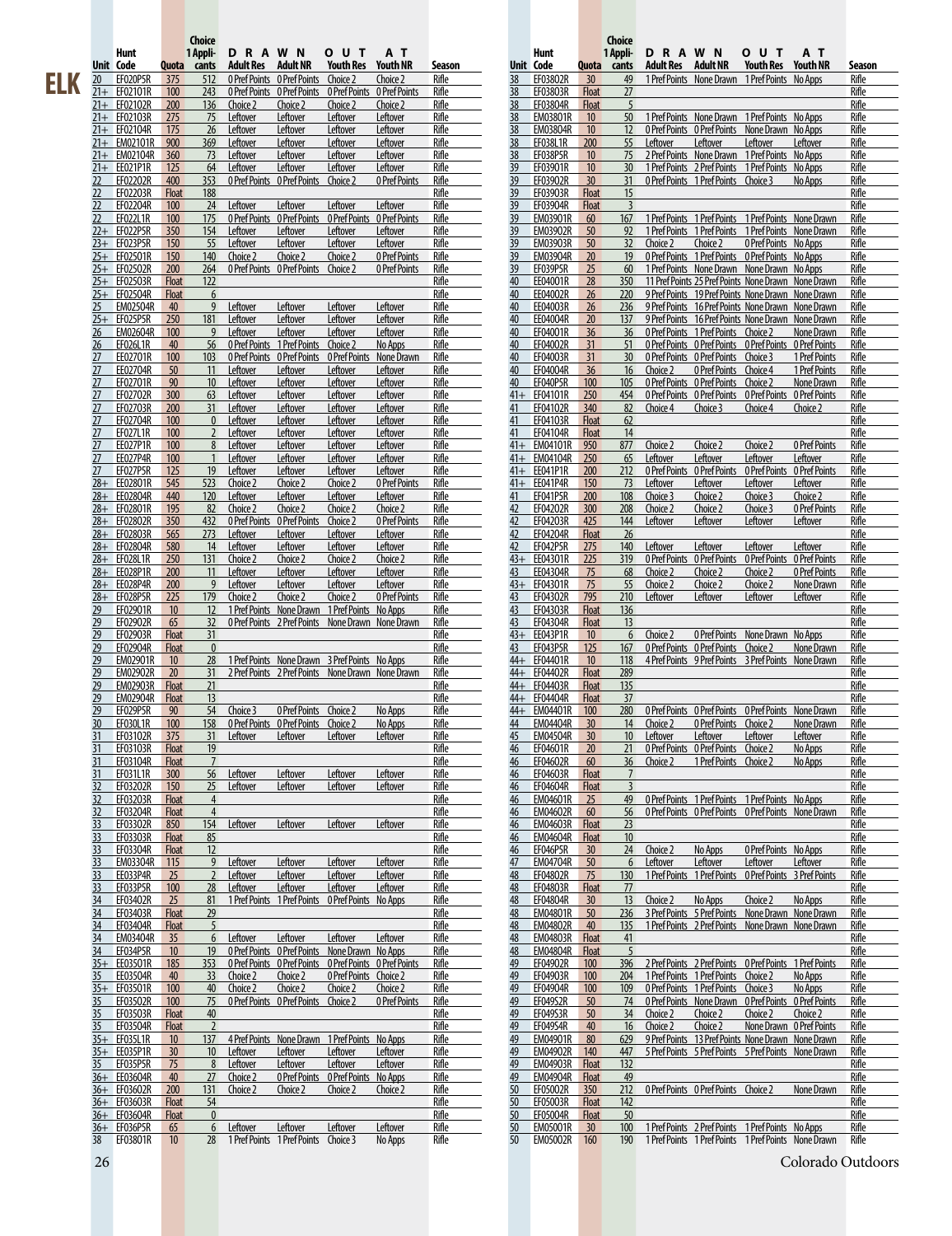# ELK

| Unit | Hunt Code | Quota | Choice 1 Applicants | DRAWN OUT AT Adult Res | Adult NR | Youth Res | Youth NR | Season |
|---|---|---|---|---|---|---|---|---|
| 20 | EF020P5R | 375 | 512 | 0 Pref Points | 0 Pref Points | Choice 2 | Choice 2 | Rifle |
| 21+ | EF02101R | 100 | 243 | 0 Pref Points | 0 Pref Points | 0 Pref Points | 0 Pref Points | Rifle |
| 21+ | EF02102R | 200 | 136 | Choice 2 | Choice 2 | Choice 2 | Choice 2 | Rifle |
| 21+ | EF02103R | 275 | 75 | Leftover | Leftover | Leftover | Leftover | Rifle |
| 21+ | EF02104R | 175 | 26 | Leftover | Leftover | Leftover | Leftover | Rifle |
| 21+ | EM02101R | 900 | 369 | Leftover | Leftover | Leftover | Leftover | Rifle |
| 21+ | EM02104R | 360 | 73 | Leftover | Leftover | Leftover | Leftover | Rifle |
| 21+ | EE021P1R | 125 | 64 | Leftover | Leftover | Leftover | Leftover | Rifle |
| 22 | EF02202R | 400 | 353 | 0 Pref Points | 0 Pref Points | Choice 2 | 0 Pref Points | Rifle |
| 22 | EF02203R | Float | 188 | | | | | Rifle |
| 22 | EF02204R | 100 | 24 | Leftover | Leftover | Leftover | Leftover | Rifle |
| 22 | EF022L1R | 100 | 175 | 0 Pref Points | 0 Pref Points | 0 Pref Points | 0 Pref Points | Rifle |
| 22+ | EF022P5R | 350 | 154 | Leftover | Leftover | Leftover | Leftover | Rifle |
| 23+ | EF023P5R | 150 | 55 | Leftover | Leftover | Leftover | Leftover | Rifle |
| 25+ | EF02501R | 150 | 140 | Choice 2 | Choice 2 | Choice 2 | 0 Pref Points | Rifle |
| 25+ | EF02502R | 200 | 264 | 0 Pref Points | 0 Pref Points | Choice 2 | 0 Pref Points | Rifle |
| 25+ | EF02503R | Float | 122 | | | | | Rifle |
| 25+ | EF02504R | Float | 6 | | | | | Rifle |
| 25 | EM02504R | 40 | 9 | Leftover | Leftover | Leftover | Leftover | Rifle |
| 25+ | EF025P5R | 250 | 181 | Leftover | Leftover | Leftover | Leftover | Rifle |
| 26 | EM02604R | 100 | 9 | Leftover | Leftover | Leftover | Leftover | Rifle |
| 26 | EF026L1R | 40 | 56 | 0 Pref Points | 1 Pref Points | Choice 2 | No Apps | Rifle |
| 27 | EE02701R | 100 | 103 | 0 Pref Points | 0 Pref Points | 0 Pref Points | None Drawn | Rifle |
| 27 | EE02704R | 50 | 11 | Leftover | Leftover | Leftover | Leftover | Rifle |
| 27 | EF02701R | 90 | 10 | Leftover | Leftover | Leftover | Leftover | Rifle |
| 27 | EF02702R | 300 | 63 | Leftover | Leftover | Leftover | Leftover | Rifle |
| 27 | EF02703R | 200 | 31 | Leftover | Leftover | Leftover | Leftover | Rifle |
| 27 | EF02704R | 100 | 0 | Leftover | Leftover | Leftover | Leftover | Rifle |
| 27 | EF027L1R | 100 | 2 | Leftover | Leftover | Leftover | Leftover | Rifle |
| 27 | EE027P1R | 100 | 8 | Leftover | Leftover | Leftover | Leftover | Rifle |
| 27 | EE027P4R | 100 | 1 | Leftover | Leftover | Leftover | Leftover | Rifle |
| 27 | EF027P5R | 125 | 19 | Leftover | Leftover | Leftover | Leftover | Rifle |
| 28+ | EE02801R | 545 | 523 | Choice 2 | Choice 2 | Choice 2 | 0 Pref Points | Rifle |
| 28+ | EE02804R | 440 | 120 | Leftover | Leftover | Leftover | Leftover | Rifle |
| 28+ | EF02801R | 195 | 82 | Choice 2 | Choice 2 | Choice 2 | Choice 2 | Rifle |
| 28+ | EF02802R | 350 | 432 | 0 Pref Points | 0 Pref Points | Choice 2 | 0 Pref Points | Rifle |
| 28+ | EF02803R | 565 | 273 | Leftover | Leftover | Leftover | Leftover | Rifle |
| 28+ | EF02804R | 580 | 14 | Leftover | Leftover | Leftover | Leftover | Rifle |
| 28+ | EF028L1R | 250 | 131 | Choice 2 | Choice 2 | Choice 2 | Choice 2 | Rifle |
| 28+ | EE028P1R | 200 | 11 | Leftover | Leftover | Leftover | Leftover | Rifle |
| 28+ | EE028P4R | 200 | 9 | Leftover | Leftover | Leftover | Leftover | Rifle |
| 28+ | EF028P5R | 225 | 179 | Choice 2 | Choice 2 | Choice 2 | 0 Pref Points | Rifle |
| 29 | EF02901R | 10 | 12 | 1 Pref Points | None Drawn | 1 Pref Points | No Apps | Rifle |
| 29 | EF02902R | 65 | 32 | 0 Pref Points | 2 Pref Points | None Drawn | None Drawn | Rifle |
| 29 | EF02903R | Float | 31 | | | | | Rifle |
| 29 | EF02904R | Float | 0 | | | | | Rifle |
| 29 | EM02901R | 10 | 28 | 1 Pref Points | None Drawn | 3 Pref Points | No Apps | Rifle |
| 29 | EM02902R | 20 | 31 | 2 Pref Points | 2 Pref Points | None Drawn | None Drawn | Rifle |
| 29 | EM02903R | Float | 21 | | | | | Rifle |
| 29 | EM02904R | Float | 13 | | | | | Rifle |
| 29 | EF029P5R | 90 | 54 | Choice 3 | 0 Pref Points | Choice 2 | No Apps | Rifle |
| 30 | EF030L1R | 100 | 158 | 0 Pref Points | 0 Pref Points | Choice 2 | No Apps | Rifle |
| 31 | EF03102R | 375 | 31 | Leftover | Leftover | Leftover | Leftover | Rifle |
| 31 | EF03103R | Float | 19 | | | | | Rifle |
| 31 | EF03104R | Float | 7 | | | | | Rifle |
| 31 | EF031L1R | 300 | 56 | Leftover | Leftover | Leftover | Leftover | Rifle |
| 32 | EF03202R | 150 | 25 | Leftover | Leftover | Leftover | Leftover | Rifle |
| 32 | EF03203R | Float | 4 | | | | | Rifle |
| 32 | EF03204R | Float | 4 | | | | | Rifle |
| 33 | EF03302R | 850 | 154 | Leftover | Leftover | Leftover | Leftover | Rifle |
| 33 | EF03303R | Float | 85 | | | | | Rifle |
| 33 | EF03304R | Float | 12 | | | | | Rifle |
| 33 | EM03304R | 115 | 9 | Leftover | Leftover | Leftover | Leftover | Rifle |
| 33 | EE033P4R | 25 | 2 | Leftover | Leftover | Leftover | Leftover | Rifle |
| 33 | EF033P5R | 100 | 28 | Leftover | Leftover | Leftover | Leftover | Rifle |
| 34 | EF03402R | 25 | 81 | 1 Pref Points | 1 Pref Points | 0 Pref Points | No Apps | Rifle |
| 34 | EF03403R | Float | 29 | | | | | Rifle |
| 34 | EF03404R | Float | 5 | | | | | Rifle |
| 34 | EM03404R | 35 | 6 | Leftover | Leftover | Leftover | Leftover | Rifle |
| 34 | EF034P5R | 10 | 19 | 0 Pref Points | 0 Pref Points | None Drawn | No Apps | Rifle |
| 35+ | EE03501R | 185 | 353 | 0 Pref Points | 0 Pref Points | 0 Pref Points | 0 Pref Points | Rifle |
| 35 | EE03504R | 40 | 33 | Choice 2 | Choice 2 | 0 Pref Points | Choice 2 | Rifle |
| 35+ | EF03501R | 100 | 40 | Choice 2 | Choice 2 | Choice 2 | Choice 2 | Rifle |
| 35 | EF03502R | 100 | 75 | 0 Pref Points | 0 Pref Points | Choice 2 | 0 Pref Points | Rifle |
| 35 | EF03503R | Float | 40 | | | | | Rifle |
| 35 | EF03504R | Float | 2 | | | | | Rifle |
| 35+ | EF035L1R | 10 | 137 | 4 Pref Points | None Drawn | 1 Pref Points | No Apps | Rifle |
| 35+ | EE035P1R | 30 | 10 | Leftover | Leftover | Leftover | Leftover | Rifle |
| 35 | EF035P5R | 75 | 8 | Leftover | Leftover | Leftover | Leftover | Rifle |
| 36+ | EE03604R | 40 | 27 | Choice 2 | 0 Pref Points | 0 Pref Points | No Apps | Rifle |
| 36+ | EF03602R | 200 | 131 | Choice 2 | Choice 2 | Choice 2 | Choice 2 | Rifle |
| 36+ | EF03603R | Float | 54 | | | | | Rifle |
| 36+ | EF03604R | Float | 0 | | | | | Rifle |
| 36+ | EF036P5R | 65 | 6 | Leftover | Leftover | Leftover | Leftover | Rifle |
| 38 | EF03801R | 10 | 28 | 1 Pref Points | 1 Pref Points | Choice 3 | No Apps | Rifle |
| 38 | EF03802R | 30 | 49 | 1 Pref Points | None Drawn | 1 Pref Points | No Apps | Rifle |
| 38 | EF03803R | Float | 27 | | | | | Rifle |
| 38 | EF03804R | Float | 5 | | | | | Rifle |
| 38 | EM03801R | 10 | 50 | 1 Pref Points | None Drawn | 1 Pref Points | No Apps | Rifle |
| 38 | EM03804R | 10 | 12 | 0 Pref Points | 0 Pref Points | None Drawn | No Apps | Rifle |
| 38 | EF038L1R | 200 | 55 | Leftover | Leftover | Leftover | Leftover | Rifle |
| 38 | EF038P5R | 10 | 75 | 2 Pref Points | None Drawn | 1 Pref Points | No Apps | Rifle |
| 39 | EF03901R | 10 | 30 | 1 Pref Points | 2 Pref Points | 1 Pref Points | No Apps | Rifle |
| 39 | EF03902R | 30 | 31 | 0 Pref Points | 1 Pref Points | Choice 3 | No Apps | Rifle |
| 39 | EF03903R | Float | 15 | | | | | Rifle |
| 39 | EF03904R | Float | 3 | | | | | Rifle |
| 39 | EM03901R | 60 | 167 | 1 Pref Points | 1 Pref Points | 1 Pref Points | None Drawn | Rifle |
| 39 | EM03902R | 50 | 92 | 1 Pref Points | 1 Pref Points | 1 Pref Points | None Drawn | Rifle |
| 39 | EM03903R | 50 | 32 | Choice 2 | Choice 2 | 0 Pref Points | No Apps | Rifle |
| 39 | EM03904R | 20 | 19 | 0 Pref Points | 1 Pref Points | 0 Pref Points | No Apps | Rifle |
| 39 | EF039P5R | 25 | 60 | 1 Pref Points | None Drawn | None Drawn | No Apps | Rifle |
| 40 | EE04001R | 28 | 350 | 11 Pref Points | 25 Pref Points | None Drawn | None Drawn | Rifle |
| 40 | EE04002R | 26 | 220 | 9 Pref Points | 19 Pref Points | None Drawn | None Drawn | Rifle |
| 40 | EE04003R | 26 | 236 | 9 Pref Points | 16 Pref Points | None Drawn | None Drawn | Rifle |
| 40 | EE04004R | 20 | 137 | 9 Pref Points | 16 Pref Points | None Drawn | None Drawn | Rifle |
| 40 | EF04001R | 36 | 36 | 0 Pref Points | 1 Pref Points | Choice 2 | None Drawn | Rifle |
| 40 | EF04002R | 31 | 51 | 0 Pref Points | 0 Pref Points | 0 Pref Points | 0 Pref Points | Rifle |
| 40 | EF04003R | 31 | 30 | 0 Pref Points | 0 Pref Points | Choice 3 | 1 Pref Points | Rifle |
| 40 | EF04004R | 36 | 16 | Choice 2 | 0 Pref Points | Choice 4 | 1 Pref Points | Rifle |
| 40 | EF040P5R | 100 | 105 | 0 Pref Points | 0 Pref Points | Choice 2 | None Drawn | Rifle |
| 41+ | EF04101R | 250 | 454 | 0 Pref Points | 0 Pref Points | 0 Pref Points | 0 Pref Points | Rifle |
| 41 | EF04102R | 340 | 82 | Choice 4 | Choice 3 | Choice 4 | Choice 2 | Rifle |
| 41 | EF04103R | Float | 62 | | | | | Rifle |
| 41 | EF04104R | Float | 14 | | | | | Rifle |
| 41+ | EM04101R | 950 | 877 | Choice 2 | Choice 2 | Choice 2 | 0 Pref Points | Rifle |
| 41+ | EM04104R | 250 | 65 | Leftover | Leftover | Leftover | Leftover | Rifle |
| 41+ | EE041P1R | 200 | 212 | 0 Pref Points | 0 Pref Points | 0 Pref Points | 0 Pref Points | Rifle |
| 41+ | EE041P4R | 150 | 73 | Leftover | Leftover | Leftover | Leftover | Rifle |
| 41 | EF041P5R | 200 | 108 | Choice 3 | Choice 2 | Choice 3 | Choice 2 | Rifle |
| 42 | EF04202R | 300 | 208 | Choice 2 | Choice 2 | Choice 3 | 0 Pref Points | Rifle |
| 42 | EF04203R | 425 | 144 | Leftover | Leftover | Leftover | Leftover | Rifle |
| 42 | EF04204R | Float | 26 | | | | | Rifle |
| 42 | EF042P5R | 275 | 140 | Leftover | Leftover | Leftover | Leftover | Rifle |
| 43+ | EE04301R | 225 | 319 | 0 Pref Points | 0 Pref Points | 0 Pref Points | 0 Pref Points | Rifle |
| 43 | EE04304R | 75 | 68 | Choice 2 | Choice 2 | Choice 2 | 0 Pref Points | Rifle |
| 43+ | EF04301R | 75 | 55 | Choice 2 | Choice 2 | Choice 2 | None Drawn | Rifle |
| 43 | EF04302R | 795 | 210 | Leftover | Leftover | Leftover | Leftover | Rifle |
| 43 | EF04303R | Float | 136 | | | | | Rifle |
| 43 | EF04304R | Float | 13 | | | | | Rifle |
| 43+ | EE043P1R | 10 | 6 | Choice 2 | 0 Pref Points | None Drawn | No Apps | Rifle |
| 43 | EF043P5R | 125 | 167 | 0 Pref Points | 0 Pref Points | Choice 2 | None Drawn | Rifle |
| 44+ | EF04401R | 10 | 118 | 4 Pref Points | 9 Pref Points | 3 Pref Points | None Drawn | Rifle |
| 44+ | EF04402R | Float | 289 | | | | | Rifle |
| 44+ | EF04403R | Float | 135 | | | | | Rifle |
| 44+ | EF04404R | Float | 37 | | | | | Rifle |
| 44+ | EM04401R | 100 | 280 | 0 Pref Points | 0 Pref Points | 0 Pref Points | None Drawn | Rifle |
| 44 | EM04404R | 30 | 14 | Choice 2 | 0 Pref Points | Choice 2 | None Drawn | Rifle |
| 45 | EM04504R | 30 | 10 | Leftover | Leftover | Leftover | Leftover | Rifle |
| 46 | EF04601R | 20 | 21 | 0 Pref Points | 0 Pref Points | Choice 2 | No Apps | Rifle |
| 46 | EF04602R | 60 | 36 | Choice 2 | 1 Pref Points | Choice 2 | No Apps | Rifle |
| 46 | EF04603R | Float | 7 | | | | | Rifle |
| 46 | EF04604R | Float | 3 | | | | | Rifle |
| 46 | EM04601R | 25 | 49 | 0 Pref Points | 1 Pref Points | 1 Pref Points | No Apps | Rifle |
| 46 | EM04602R | 60 | 56 | 0 Pref Points | 0 Pref Points | 0 Pref Points | None Drawn | Rifle |
| 46 | EM04603R | Float | 23 | | | | | Rifle |
| 46 | EM04604R | Float | 10 | | | | | Rifle |
| 46 | EF046P5R | 30 | 24 | Choice 2 | No Apps | 0 Pref Points | No Apps | Rifle |
| 47 | EM04704R | 50 | 6 | Leftover | Leftover | Leftover | Leftover | Rifle |
| 48 | EF04802R | 75 | 130 | 1 Pref Points | 1 Pref Points | 0 Pref Points | 3 Pref Points | Rifle |
| 48 | EF04803R | Float | 77 | | | | | Rifle |
| 48 | EF04804R | 30 | 13 | Choice 2 | No Apps | Choice 2 | No Apps | Rifle |
| 48 | EM04801R | 50 | 236 | 3 Pref Points | 5 Pref Points | None Drawn | None Drawn | Rifle |
| 48 | EM04802R | 40 | 135 | 1 Pref Points | 2 Pref Points | None Drawn | None Drawn | Rifle |
| 48 | EM04803R | Float | 41 | | | | | Rifle |
| 48 | EM04804R | Float | 5 | | | | | Rifle |
| 49 | EF04902R | 100 | 396 | 2 Pref Points | 2 Pref Points | 0 Pref Points | 1 Pref Points | Rifle |
| 49 | EF04903R | 100 | 204 | 1 Pref Points | 1 Pref Points | Choice 2 | No Apps | Rifle |
| 49 | EF04904R | 100 | 109 | 0 Pref Points | 1 Pref Points | Choice 3 | No Apps | Rifle |
| 49 | EF049S2R | 50 | 74 | 0 Pref Points | None Drawn | 0 Pref Points | 0 Pref Points | Rifle |
| 49 | EF049S3R | 50 | 34 | Choice 2 | Choice 2 | Choice 2 | Choice 2 | Rifle |
| 49 | EF049S4R | 40 | 16 | Choice 2 | Choice 2 | None Drawn | 0 Pref Points | Rifle |
| 49 | EM04901R | 80 | 629 | 9 Pref Points | 13 Pref Points | None Drawn | None Drawn | Rifle |
| 49 | EM04902R | 140 | 447 | 5 Pref Points | 5 Pref Points | 5 Pref Points | None Drawn | Rifle |
| 49 | EM04903R | Float | 132 | | | | | Rifle |
| 49 | EM04904R | Float | 49 | | | | | Rifle |
| 50 | EF05002R | 350 | 212 | 0 Pref Points | 0 Pref Points | Choice 2 | None Drawn | Rifle |
| 50 | EF05003R | Float | 142 | | | | | Rifle |
| 50 | EF05004R | Float | 50 | | | | | Rifle |
| 50 | EM05001R | 30 | 100 | 1 Pref Points | 2 Pref Points | 1 Pref Points | No Apps | Rifle |
| 50 | EM05002R | 160 | 190 | 1 Pref Points | 1 Pref Points | 1 Pref Points | None Drawn | Rifle |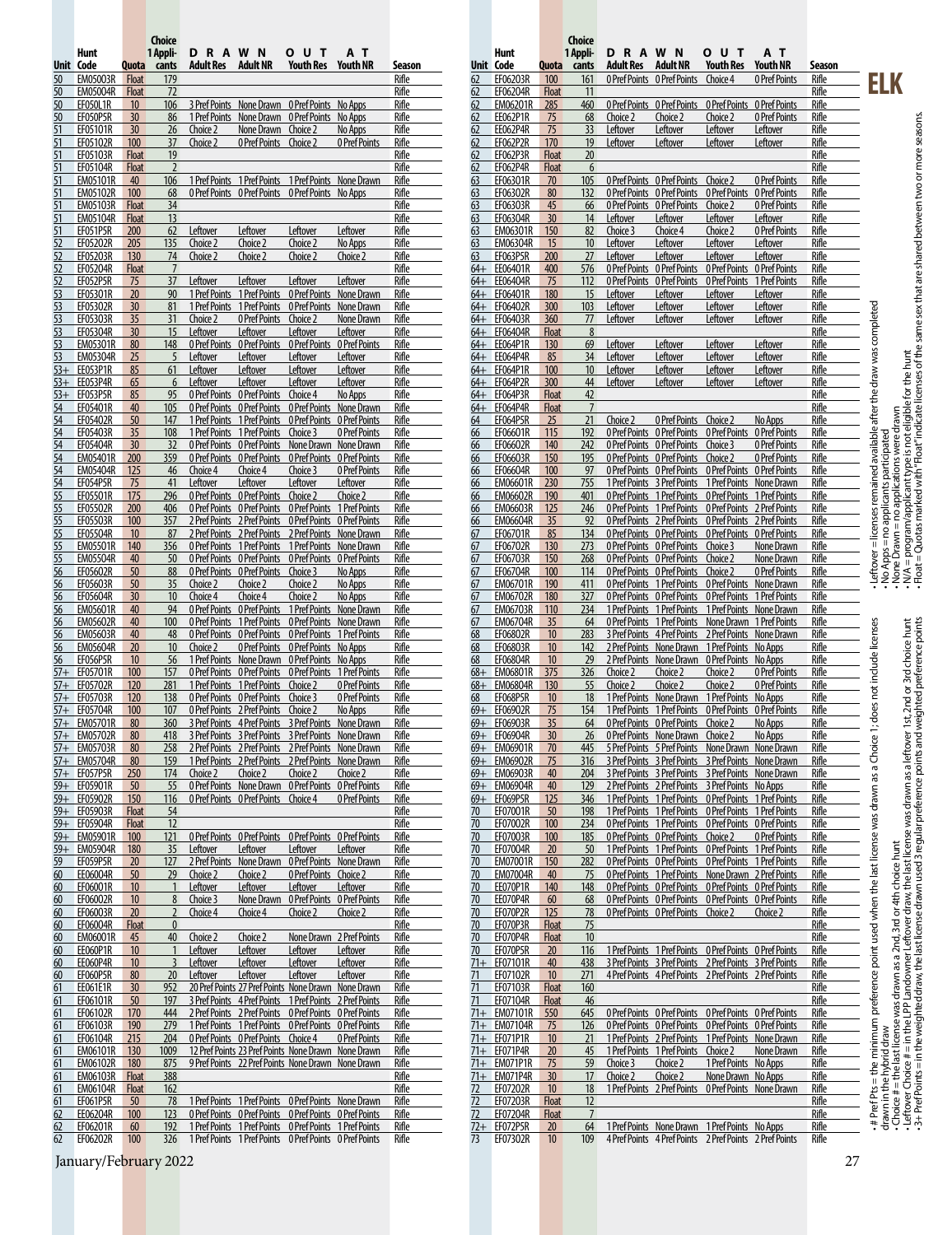# ELK

| Unit | Hunt Code | Quota | Choice 1 Applicants | DRAWN OUT AT Adult Res | Adult NR | Youth Res | Youth NR | Season |
|---|---|---|---|---|---|---|---|---|
| 50 | EM05003R | Float | 179 | | | | | Rifle |
| 50 | EM05004R | Float | 72 | | | | | Rifle |
| 50 | EF050L1R | 10 | 106 | 3 Pref Points | None Drawn | 0 Pref Points | No Apps | Rifle |
| 50 | EF050P5R | 30 | 86 | 1 Pref Points | None Drawn | 0 Pref Points | No Apps | Rifle |
| 51 | EF05101R | 30 | 26 | Choice 2 | None Drawn | Choice 2 | No Apps | Rifle |
| 51 | EF05102R | 100 | 37 | Choice 2 | 0 Pref Points | Choice 2 | 0 Pref Points | Rifle |
| 51 | EF05103R | Float | 19 | | | | | Rifle |
| 51 | EF05104R | Float | 2 | | | | | Rifle |
| 51 | EM05101R | 40 | 106 | 1 Pref Points | 1 Pref Points | 1 Pref Points | None Drawn | Rifle |
| 51 | EM05102R | 100 | 68 | 0 Pref Points | 0 Pref Points | 0 Pref Points | No Apps | Rifle |
| 51 | EM05103R | Float | 34 | | | | | Rifle |
| 51 | EM05104R | Float | 13 | | | | | Rifle |
| 51 | EF051P5R | 200 | 62 | Leftover | Leftover | Leftover | Leftover | Rifle |
| 52 | EF05202R | 205 | 135 | Choice 2 | Choice 2 | Choice 2 | No Apps | Rifle |
| 52 | EF05203R | 130 | 74 | Choice 2 | Choice 2 | Choice 2 | Choice 2 | Rifle |
| 52 | EF05204R | Float | 7 | | | | | Rifle |
| 52 | EF052P5R | 75 | 37 | Leftover | Leftover | Leftover | Leftover | Rifle |
| 53 | EF05301R | 20 | 90 | 1 Pref Points | 1 Pref Points | 0 Pref Points | None Drawn | Rifle |
| 53 | EF05302R | 30 | 81 | 1 Pref Points | 1 Pref Points | 0 Pref Points | None Drawn | Rifle |
| 53 | EF05303R | 35 | 31 | Choice 2 | 0 Pref Points | Choice 2 | None Drawn | Rifle |
| 53 | EF05304R | 30 | 15 | Leftover | Leftover | Leftover | Leftover | Rifle |
| 53 | EM05301R | 80 | 148 | 0 Pref Points | 0 Pref Points | 0 Pref Points | 0 Pref Points | Rifle |
| 53 | EM05304R | 25 | 5 | Leftover | Leftover | Leftover | Leftover | Rifle |
| 53+ | EE053P1R | 85 | 61 | Leftover | Leftover | Leftover | Leftover | Rifle |
| 53+ | EE053P4R | 65 | 6 | Leftover | Leftover | Leftover | Leftover | Rifle |
| 53+ | EF053P5R | 85 | 95 | 0 Pref Points | 0 Pref Points | Choice 4 | No Apps | Rifle |
| 54 | EF05401R | 40 | 105 | 0 Pref Points | 0 Pref Points | 0 Pref Points | None Drawn | Rifle |
| 54 | EF05402R | 50 | 147 | 1 Pref Points | 1 Pref Points | 0 Pref Points | 0 Pref Points | Rifle |
| 54 | EF05403R | 35 | 108 | 1 Pref Points | 1 Pref Points | Choice 3 | 0 Pref Points | Rifle |
| 54 | EF05404R | 30 | 32 | 0 Pref Points | 0 Pref Points | None Drawn | None Drawn | Rifle |
| 54 | EM05401R | 200 | 359 | 0 Pref Points | 0 Pref Points | 0 Pref Points | 0 Pref Points | Rifle |
| 54 | EM05404R | 125 | 46 | Choice 4 | Choice 4 | Choice 3 | 0 Pref Points | Rifle |
| 54 | EF054P5R | 75 | 41 | Leftover | Leftover | Leftover | Leftover | Rifle |
| 55 | EF05501R | 175 | 296 | 0 Pref Points | 0 Pref Points | Choice 2 | Choice 2 | Rifle |
| 55 | EF05502R | 200 | 406 | 0 Pref Points | 0 Pref Points | 0 Pref Points | 1 Pref Points | Rifle |
| 55 | EF05503R | 100 | 357 | 2 Pref Points | 2 Pref Points | 0 Pref Points | 0 Pref Points | Rifle |
| 55 | EF05504R | 10 | 87 | 2 Pref Points | 2 Pref Points | 2 Pref Points | None Drawn | Rifle |
| 55 | EM05501R | 140 | 356 | 0 Pref Points | 1 Pref Points | 1 Pref Points | None Drawn | Rifle |
| 55 | EM05504R | 40 | 50 | 0 Pref Points | 0 Pref Points | 0 Pref Points | 0 Pref Points | Rifle |
| 56 | EF05602R | 50 | 88 | 0 Pref Points | 0 Pref Points | Choice 3 | No Apps | Rifle |
| 56 | EF05603R | 50 | 35 | Choice 2 | Choice 2 | Choice 2 | No Apps | Rifle |
| 56 | EF05604R | 30 | 10 | Choice 4 | Choice 4 | Choice 2 | No Apps | Rifle |
| 56 | EM05601R | 40 | 94 | 0 Pref Points | 0 Pref Points | 1 Pref Points | None Drawn | Rifle |
| 56 | EM05602R | 40 | 100 | 0 Pref Points | 1 Pref Points | 0 Pref Points | None Drawn | Rifle |
| 56 | EM05603R | 40 | 48 | 0 Pref Points | 0 Pref Points | 0 Pref Points | 1 Pref Points | Rifle |
| 56 | EM05604R | 20 | 10 | Choice 2 | 0 Pref Points | 0 Pref Points | No Apps | Rifle |
| 56 | EF056P5R | 10 | 56 | 1 Pref Points | None Drawn | 0 Pref Points | No Apps | Rifle |
| 57+ | EF05701R | 100 | 157 | 0 Pref Points | 0 Pref Points | 0 Pref Points | 1 Pref Points | Rifle |
| 57+ | EF05702R | 120 | 281 | 1 Pref Points | 1 Pref Points | Choice 2 | 0 Pref Points | Rifle |
| 57+ | EF05703R | 120 | 138 | 0 Pref Points | 0 Pref Points | Choice 3 | 0 Pref Points | Rifle |
| 57+ | EF05704R | 100 | 107 | 0 Pref Points | 2 Pref Points | Choice 2 | No Apps | Rifle |
| 57+ | EM05701R | 80 | 360 | 3 Pref Points | 4 Pref Points | 3 Pref Points | None Drawn | Rifle |
| 57+ | EM05702R | 80 | 418 | 3 Pref Points | 3 Pref Points | 3 Pref Points | None Drawn | Rifle |
| 57+ | EM05703R | 80 | 258 | 2 Pref Points | 2 Pref Points | 2 Pref Points | None Drawn | Rifle |
| 57+ | EM05704R | 80 | 159 | 1 Pref Points | 2 Pref Points | 2 Pref Points | None Drawn | Rifle |
| 57+ | EF057P5R | 250 | 174 | Choice 2 | Choice 2 | Choice 2 | Choice 2 | Rifle |
| 59+ | EF05901R | 50 | 55 | 0 Pref Points | None Drawn | 0 Pref Points | 0 Pref Points | Rifle |
| 59+ | EF05902R | 150 | 116 | 0 Pref Points | 0 Pref Points | Choice 4 | 0 Pref Points | Rifle |
| 59+ | EF05903R | Float | 54 | | | | | Rifle |
| 59+ | EF05904R | Float | 12 | | | | | Rifle |
| 59+ | EM05901R | 100 | 121 | 0 Pref Points | 0 Pref Points | 0 Pref Points | 0 Pref Points | Rifle |
| 59+ | EM05904R | 180 | 35 | Leftover | Leftover | Leftover | Leftover | Rifle |
| 59 | EF059P5R | 20 | 127 | 2 Pref Points | None Drawn | 0 Pref Points | None Drawn | Rifle |
| 60 | EE06004R | 50 | 29 | Choice 2 | Choice 2 | 0 Pref Points | Choice 2 | Rifle |
| 60 | EF06001R | 10 | 1 | Leftover | Leftover | Leftover | Leftover | Rifle |
| 60 | EF06002R | 10 | 8 | Choice 3 | None Drawn | 0 Pref Points | 0 Pref Points | Rifle |
| 60 | EF06003R | 20 | 2 | Choice 4 | Choice 4 | Choice 2 | Choice 2 | Rifle |
| 60 | EF06004R | Float | 0 | | | | | Rifle |
| 60 | EM06001R | 45 | 40 | Choice 2 | Choice 2 | None Drawn | 2 Pref Points | Rifle |
| 60 | EE060P1R | 10 | 1 | Leftover | Leftover | Leftover | Leftover | Rifle |
| 60 | EE060P4R | 10 | 3 | Leftover | Leftover | Leftover | Leftover | Rifle |
| 60 | EF060P5R | 80 | 20 | Leftover | Leftover | Leftover | Leftover | Rifle |
| 61 | EE061E1R | 30 | 952 | 20 Pref Points | 27 Pref Points | None Drawn | None Drawn | Rifle |
| 61 | EF06101R | 50 | 197 | 3 Pref Points | 4 Pref Points | 1 Pref Points | 2 Pref Points | Rifle |
| 61 | EF06102R | 170 | 444 | 2 Pref Points | 2 Pref Points | 0 Pref Points | 0 Pref Points | Rifle |
| 61 | EF06103R | 190 | 279 | 1 Pref Points | 1 Pref Points | 0 Pref Points | 0 Pref Points | Rifle |
| 61 | EF06104R | 215 | 204 | 0 Pref Points | 0 Pref Points | Choice 4 | 0 Pref Points | Rifle |
| 61 | EM06101R | 130 | 1009 | 12 Pref Points | 23 Pref Points | None Drawn | None Drawn | Rifle |
| 61 | EM06102R | 180 | 875 | 9 Pref Points | 22 Pref Points | None Drawn | None Drawn | Rifle |
| 61 | EM06103R | Float | 388 | | | | | Rifle |
| 61 | EM06104R | Float | 162 | | | | | Rifle |
| 61 | EF061P5R | 50 | 78 | 1 Pref Points | 1 Pref Points | 0 Pref Points | None Drawn | Rifle |
| 62 | EE06204R | 100 | 123 | 0 Pref Points | 0 Pref Points | 0 Pref Points | 0 Pref Points | Rifle |
| 62 | EF06201R | 60 | 192 | 1 Pref Points | 1 Pref Points | 0 Pref Points | 1 Pref Points | Rifle |
| 62 | EF06202R | 100 | 326 | 1 Pref Points | 1 Pref Points | 0 Pref Points | 0 Pref Points | Rifle |
| 62 | EF06203R | 100 | 161 | 0 Pref Points | 0 Pref Points | Choice 4 | 0 Pref Points | Rifle |
| 62 | EF06204R | Float | 11 | | | | | Rifle |
| 62 | EM06201R | 285 | 460 | 0 Pref Points | 0 Pref Points | 0 Pref Points | 0 Pref Points | Rifle |
| 62 | EE062P1R | 75 | 68 | Choice 2 | Choice 2 | Choice 2 | 0 Pref Points | Rifle |
| 62 | EE062P4R | 75 | 33 | Leftover | Leftover | Leftover | Leftover | Rifle |
| 62 | EF062P2R | 170 | 19 | Leftover | Leftover | Leftover | Leftover | Rifle |
| 62 | EF062P3R | Float | 20 | | | | | Rifle |
| 62 | EF062P4R | Float | 6 | | | | | Rifle |
| 63 | EF06301R | 70 | 105 | 0 Pref Points | 0 Pref Points | Choice 2 | 0 Pref Points | Rifle |
| 63 | EF06302R | 80 | 132 | 0 Pref Points | 0 Pref Points | 0 Pref Points | 0 Pref Points | Rifle |
| 63 | EF06303R | 45 | 66 | 0 Pref Points | 0 Pref Points | Choice 2 | 0 Pref Points | Rifle |
| 63 | EF06304R | 30 | 14 | Leftover | Leftover | Leftover | Leftover | Rifle |
| 63 | EM06301R | 150 | 82 | Choice 3 | Choice 4 | Choice 2 | 0 Pref Points | Rifle |
| 63 | EM06304R | 15 | 10 | Leftover | Leftover | Leftover | Leftover | Rifle |
| 63 | EF063P5R | 200 | 27 | Leftover | Leftover | Leftover | Leftover | Rifle |
| 64+ | EE06401R | 400 | 576 | 0 Pref Points | 0 Pref Points | 0 Pref Points | 0 Pref Points | Rifle |
| 64+ | EE06404R | 75 | 112 | 0 Pref Points | 0 Pref Points | 0 Pref Points | 1 Pref Points | Rifle |
| 64+ | EF06401R | 180 | 15 | Leftover | Leftover | Leftover | Leftover | Rifle |
| 64+ | EF06402R | 300 | 103 | Leftover | Leftover | Leftover | Leftover | Rifle |
| 64+ | EF06403R | 360 | 77 | Leftover | Leftover | Leftover | Leftover | Rifle |
| 64+ | EF06404R | Float | 8 | | | | | Rifle |
| 64+ | EE064P1R | 130 | 69 | Leftover | Leftover | Leftover | Leftover | Rifle |
| 64+ | EE064P4R | 85 | 34 | Leftover | Leftover | Leftover | Leftover | Rifle |
| 64+ | EF064P1R | 100 | 10 | Leftover | Leftover | Leftover | Leftover | Rifle |
| 64+ | EF064P2R | 300 | 44 | Leftover | Leftover | Leftover | Leftover | Rifle |
| 64+ | EF064P3R | Float | 42 | | | | | Rifle |
| 64+ | EF064P4R | Float | 7 | | | | | Rifle |
| 64 | EF064P5R | 25 | 21 | Choice 2 | 0 Pref Points | Choice 2 | No Apps | Rifle |
| 66 | EF06601R | 115 | 192 | 0 Pref Points | 0 Pref Points | 0 Pref Points | 0 Pref Points | Rifle |
| 66 | EF06602R | 140 | 242 | 0 Pref Points | 0 Pref Points | Choice 3 | 0 Pref Points | Rifle |
| 66 | EF06603R | 150 | 195 | 0 Pref Points | 0 Pref Points | Choice 2 | 0 Pref Points | Rifle |
| 66 | EF06604R | 100 | 97 | 0 Pref Points | 0 Pref Points | 0 Pref Points | 0 Pref Points | Rifle |
| 66 | EM06601R | 230 | 755 | 1 Pref Points | 3 Pref Points | 1 Pref Points | None Drawn | Rifle |
| 66 | EM06602R | 190 | 401 | 0 Pref Points | 1 Pref Points | 0 Pref Points | 1 Pref Points | Rifle |
| 66 | EM06603R | 125 | 246 | 0 Pref Points | 1 Pref Points | 0 Pref Points | 2 Pref Points | Rifle |
| 66 | EM06604R | 35 | 92 | 0 Pref Points | 2 Pref Points | 0 Pref Points | 2 Pref Points | Rifle |
| 67 | EF06701R | 85 | 134 | 0 Pref Points | 0 Pref Points | 0 Pref Points | 0 Pref Points | Rifle |
| 67 | EF06702R | 130 | 273 | 0 Pref Points | 0 Pref Points | Choice 3 | None Drawn | Rifle |
| 67 | EF06703R | 150 | 268 | 0 Pref Points | 0 Pref Points | Choice 2 | None Drawn | Rifle |
| 67 | EF06704R | 100 | 114 | 0 Pref Points | 0 Pref Points | Choice 2 | 0 Pref Points | Rifle |
| 67 | EM06701R | 190 | 411 | 0 Pref Points | 1 Pref Points | 0 Pref Points | None Drawn | Rifle |
| 67 | EM06702R | 180 | 327 | 0 Pref Points | 0 Pref Points | 0 Pref Points | 1 Pref Points | Rifle |
| 67 | EM06703R | 110 | 234 | 1 Pref Points | 1 Pref Points | 1 Pref Points | None Drawn | Rifle |
| 67 | EM06704R | 35 | 64 | 0 Pref Points | 1 Pref Points | None Drawn | 1 Pref Points | Rifle |
| 68 | EF06802R | 10 | 283 | 3 Pref Points | 4 Pref Points | 2 Pref Points | None Drawn | Rifle |
| 68 | EF06803R | 10 | 142 | 2 Pref Points | None Drawn | 1 Pref Points | No Apps | Rifle |
| 68 | EF06804R | 10 | 29 | 2 Pref Points | None Drawn | 0 Pref Points | No Apps | Rifle |
| 68+ | EM06801R | 375 | 326 | Choice 2 | Choice 2 | Choice 2 | 0 Pref Points | Rifle |
| 68+ | EM06804R | 130 | 55 | Choice 2 | Choice 2 | Choice 2 | 0 Pref Points | Rifle |
| 68 | EF068P5R | 10 | 18 | 1 Pref Points | None Drawn | 1 Pref Points | No Apps | Rifle |
| 69+ | EF06902R | 75 | 154 | 1 Pref Points | 1 Pref Points | 0 Pref Points | 0 Pref Points | Rifle |
| 69+ | EF06903R | 35 | 64 | 0 Pref Points | 0 Pref Points | Choice 2 | No Apps | Rifle |
| 69+ | EF06904R | 30 | 26 | 0 Pref Points | None Drawn | Choice 2 | No Apps | Rifle |
| 69+ | EM06901R | 70 | 445 | 5 Pref Points | 5 Pref Points | None Drawn | None Drawn | Rifle |
| 69+ | EM06902R | 75 | 316 | 3 Pref Points | 3 Pref Points | 3 Pref Points | None Drawn | Rifle |
| 69+ | EM06903R | 40 | 204 | 3 Pref Points | 3 Pref Points | 3 Pref Points | None Drawn | Rifle |
| 69+ | EM06904R | 40 | 129 | 2 Pref Points | 2 Pref Points | 3 Pref Points | No Apps | Rifle |
| 69+ | EF069P5R | 125 | 346 | 1 Pref Points | 1 Pref Points | 0 Pref Points | 1 Pref Points | Rifle |
| 70 | EF07001R | 50 | 198 | 1 Pref Points | 1 Pref Points | 0 Pref Points | 1 Pref Points | Rifle |
| 70 | EF07002R | 100 | 234 | 0 Pref Points | 1 Pref Points | 0 Pref Points | 0 Pref Points | Rifle |
| 70 | EF07003R | 100 | 185 | 0 Pref Points | 0 Pref Points | Choice 2 | 0 Pref Points | Rifle |
| 70 | EF07004R | 20 | 50 | 1 Pref Points | 1 Pref Points | 0 Pref Points | 1 Pref Points | Rifle |
| 70 | EM07001R | 150 | 282 | 0 Pref Points | 0 Pref Points | 0 Pref Points | 1 Pref Points | Rifle |
| 70 | EM07004R | 40 | 75 | 0 Pref Points | 1 Pref Points | None Drawn | 2 Pref Points | Rifle |
| 70 | EE070P1R | 140 | 148 | 0 Pref Points | 0 Pref Points | 0 Pref Points | 0 Pref Points | Rifle |
| 70 | EE070P4R | 60 | 68 | 0 Pref Points | 0 Pref Points | 0 Pref Points | 0 Pref Points | Rifle |
| 70 | EF070P2R | 125 | 78 | 0 Pref Points | 0 Pref Points | Choice 2 | Choice 2 | Rifle |
| 70 | EF070P3R | Float | 75 | | | | | Rifle |
| 70 | EF070P4R | Float | 10 | | | | | Rifle |
| 70 | EF070P5R | 20 | 116 | 1 Pref Points | 1 Pref Points | 0 Pref Points | 0 Pref Points | Rifle |
| 71+ | EF07101R | 40 | 438 | 3 Pref Points | 3 Pref Points | 2 Pref Points | 3 Pref Points | Rifle |
| 71 | EF07102R | 10 | 271 | 4 Pref Points | 4 Pref Points | 2 Pref Points | 2 Pref Points | Rifle |
| 71 | EF07103R | Float | 160 | | | | | Rifle |
| 71 | EF07104R | Float | 46 | | | | | Rifle |
| 71+ | EM07101R | 550 | 645 | 0 Pref Points | 0 Pref Points | 0 Pref Points | 0 Pref Points | Rifle |
| 71+ | EM07104R | 75 | 126 | 0 Pref Points | 0 Pref Points | 0 Pref Points | 0 Pref Points | Rifle |
| 71+ | EE071P1R | 10 | 21 | 1 Pref Points | 2 Pref Points | 1 Pref Points | None Drawn | Rifle |
| 71+ | EE071P4R | 20 | 45 | 1 Pref Points | 1 Pref Points | Choice 2 | None Drawn | Rifle |
| 71+ | EM071P1R | 75 | 59 | Choice 3 | Choice 2 | 1 Pref Points | No Apps | Rifle |
| 71+ | EM071P4R | 30 | 17 | Choice 2 | Choice 2 | None Drawn | No Apps | Rifle |
| 72 | EF07202R | 10 | 18 | 1 Pref Points | 2 Pref Points | 0 Pref Points | None Drawn | Rifle |
| 72 | EF07203R | Float | 12 | | | | | Rifle |
| 72 | EF07204R | Float | 7 | | | | | Rifle |
| 72+ | EF072P5R | 20 | 64 | 1 Pref Points | None Drawn | 1 Pref Points | No Apps | Rifle |
| 73 | EF07302R | 10 | 109 | 4 Pref Points | 4 Pref Points | 2 Pref Points | 2 Pref Points | Rifle |

- # Pref Pts = the minimum preference point used when the last license was drawn as a Choice 1; does not include licenses drawn in the hybrid draw
- Choice # = the last license was drawn as a 2nd, 3rd or 4th choice hunt
- Leftover Choice # = in the LPP Landowner Leftover draw, the last license was drawn as a leftover 1st, 2nd or 3rd choice hunt
- 3+ Pref Points = in the weighted draw, the last license drawn used 3 regular preference points and weighted preference points
- Leftover = licenses remained available after the draw was completed
- No Apps = no applicants participated
- None Drawn = no applications were drawn
- N/A = program/applicant type is not eligible for the hunt
- Float = Quotas marked with "Float" indicate licenses of the same sex that are shared between two or more seasons.

January/February 2022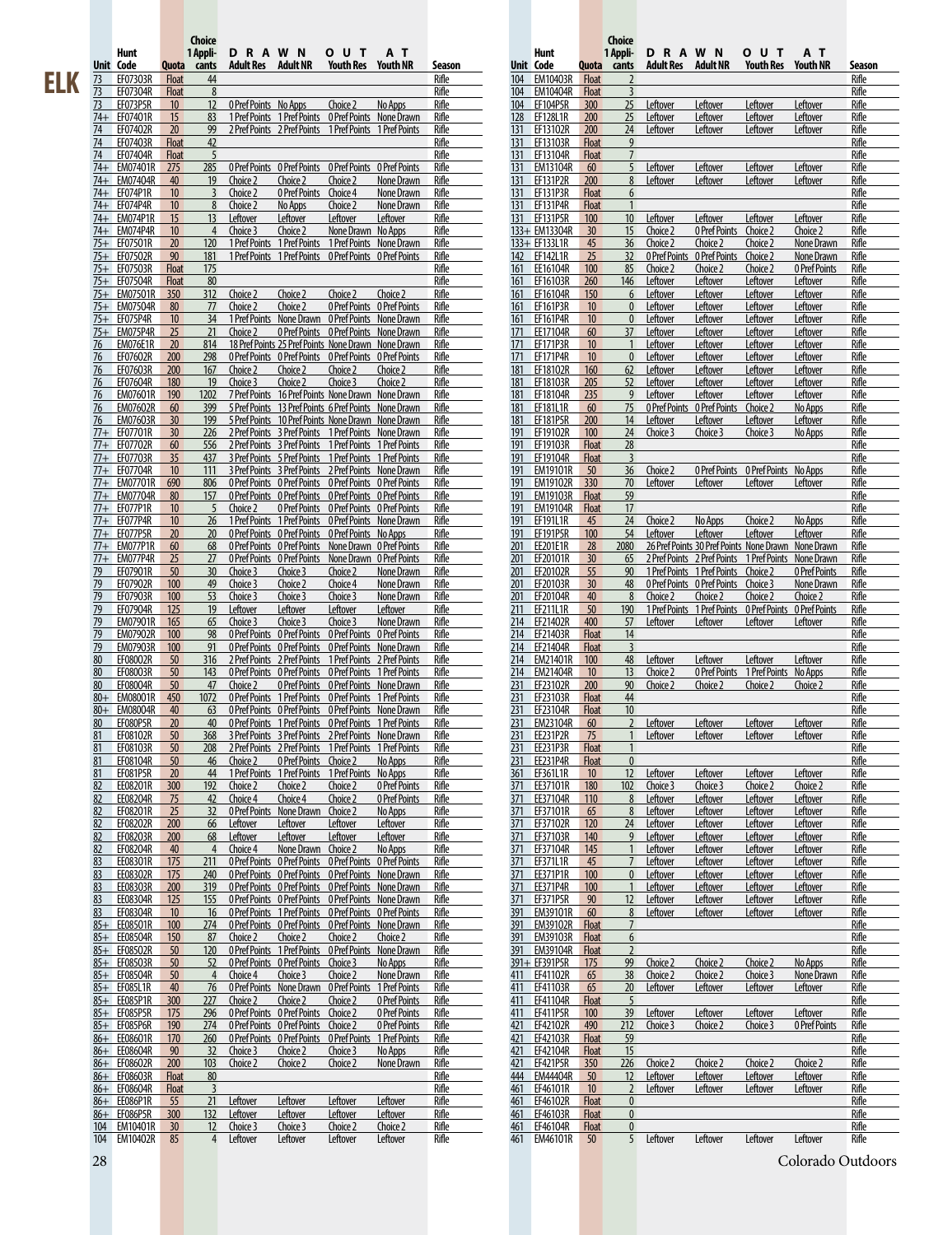# ELK

| Unit | Hunt Code | Quota | Choice 1 Applicants | DRAWN OUT AT Adult Res | Adult NR | Youth Res | Youth NR | Season |
|---|---|---|---|---|---|---|---|---|
| 73 | EF07303R | Float | 44 | | | | | Rifle |
| 73 | EF07304R | Float | 8 | | | | | Rifle |
| 73 | EF073P5R | 10 | 12 | 0 Pref Points | No Apps | Choice 2 | No Apps | Rifle |
| 74+ | EF07401R | 15 | 83 | 1 Pref Points | 1 Pref Points | 1 Pref Points | None Drawn | Rifle |
| 74 | EF07402R | 20 | 99 | 2 Pref Points | 2 Pref Points | 1 Pref Points | 1 Pref Points | Rifle |
| 74 | EF07403R | Float | 42 | | | | | Rifle |
| 74 | EF07404R | Float | 5 | | | | | Rifle |
| 74+ | EM07401R | 275 | 285 | 0 Pref Points | 0 Pref Points | 0 Pref Points | 0 Pref Points | Rifle |
| 74+ | EM07404R | 40 | 19 | Choice 2 | Choice 2 | Choice 2 | None Drawn | Rifle |
| 74+ | EF074P1R | 10 | 3 | Choice 2 | 0 Pref Points | Choice 4 | None Drawn | Rifle |
| 74+ | EF074P4R | 10 | 8 | Choice 2 | No Apps | Choice 2 | None Drawn | Rifle |
| 74+ | EM074P1R | 15 | 13 | Leftover | Leftover | Leftover | Leftover | Rifle |
| 74+ | EM074P4R | 10 | 4 | Choice 3 | Choice 2 | None Drawn | No Apps | Rifle |
| 75+ | EF07501R | 20 | 120 | 1 Pref Points | 1 Pref Points | 1 Pref Points | None Drawn | Rifle |
| 75+ | EF07502R | 90 | 181 | 1 Pref Points | 1 Pref Points | 0 Pref Points | 0 Pref Points | Rifle |
| 75+ | EF07503R | Float | 175 | | | | | Rifle |
| 75+ | EF07504R | Float | 80 | | | | | Rifle |
| 75+ | EM07501R | 350 | 312 | Choice 2 | Choice 2 | Choice 2 | Choice 2 | Rifle |
| 75+ | EM07504R | 80 | 77 | Choice 2 | Choice 2 | 0 Pref Points | 0 Pref Points | Rifle |
| 75+ | EF075P4R | 10 | 34 | 1 Pref Points | None Drawn | 0 Pref Points | None Drawn | Rifle |
| 75+ | EM075P4R | 25 | 21 | Choice 2 | 0 Pref Points | 0 Pref Points | None Drawn | Rifle |
| 76 | EM076E1R | 20 | 814 | 18 Pref Points | 25 Pref Points | None Drawn | None Drawn | Rifle |
| 76 | EF07602R | 200 | 298 | 0 Pref Points | 0 Pref Points | 0 Pref Points | 0 Pref Points | Rifle |
| 76 | EF07603R | 200 | 167 | Choice 2 | Choice 2 | Choice 2 | Choice 2 | Rifle |
| 76 | EF07604R | 180 | 19 | Choice 3 | Choice 2 | Choice 3 | Choice 2 | Rifle |
| 76 | EM07601R | 190 | 1202 | 7 Pref Points | 16 Pref Points | None Drawn | None Drawn | Rifle |
| 76 | EM07602R | 60 | 399 | 5 Pref Points | 13 Pref Points | 6 Pref Points | None Drawn | Rifle |
| 76 | EM07603R | 30 | 199 | 5 Pref Points | 10 Pref Points | None Drawn | None Drawn | Rifle |
| 77+ | EF07701R | 30 | 226 | 2 Pref Points | 3 Pref Points | 1 Pref Points | None Drawn | Rifle |
| 77+ | EF07702R | 60 | 556 | 2 Pref Points | 3 Pref Points | 1 Pref Points | 1 Pref Points | Rifle |
| 77+ | EF07703R | 35 | 437 | 3 Pref Points | 5 Pref Points | 1 Pref Points | 1 Pref Points | Rifle |
| 77+ | EF07704R | 10 | 111 | 3 Pref Points | 3 Pref Points | 2 Pref Points | None Drawn | Rifle |
| 77+ | EM07701R | 690 | 806 | 0 Pref Points | 0 Pref Points | 0 Pref Points | 0 Pref Points | Rifle |
| 77+ | EM07704R | 80 | 157 | 0 Pref Points | 0 Pref Points | 0 Pref Points | 0 Pref Points | Rifle |
| 77+ | EF077P1R | 10 | 5 | Choice 2 | 0 Pref Points | 0 Pref Points | 0 Pref Points | Rifle |
| 77+ | EF077P4R | 10 | 26 | 1 Pref Points | 1 Pref Points | 0 Pref Points | None Drawn | Rifle |
| 77+ | EF077P5R | 20 | 20 | 0 Pref Points | 0 Pref Points | 0 Pref Points | No Apps | Rifle |
| 77+ | EM077P1R | 60 | 68 | 0 Pref Points | 0 Pref Points | None Drawn | 0 Pref Points | Rifle |
| 77+ | EM077P4R | 25 | 27 | 0 Pref Points | 0 Pref Points | None Drawn | 0 Pref Points | Rifle |
| 79 | EF07901R | 50 | 30 | Choice 3 | Choice 3 | Choice 2 | None Drawn | Rifle |
| 79 | EF07902R | 100 | 49 | Choice 3 | Choice 2 | Choice 4 | None Drawn | Rifle |
| 79 | EF07903R | 100 | 53 | Choice 3 | Choice 3 | Choice 3 | None Drawn | Rifle |
| 79 | EF07904R | 125 | 19 | Leftover | Leftover | Leftover | Leftover | Rifle |
| 79 | EM07901R | 165 | 65 | Choice 3 | Choice 3 | Choice 3 | None Drawn | Rifle |
| 79 | EM07902R | 100 | 98 | 0 Pref Points | 0 Pref Points | 0 Pref Points | 0 Pref Points | Rifle |
| 79 | EM07903R | 100 | 91 | 0 Pref Points | 0 Pref Points | 0 Pref Points | None Drawn | Rifle |
| 80 | EF08002R | 50 | 316 | 2 Pref Points | 2 Pref Points | 1 Pref Points | 2 Pref Points | Rifle |
| 80 | EF08003R | 50 | 143 | 0 Pref Points | 0 Pref Points | 0 Pref Points | 1 Pref Points | Rifle |
| 80 | EF08004R | 50 | 47 | Choice 2 | 0 Pref Points | 0 Pref Points | None Drawn | Rifle |
| 80+ | EM08001R | 450 | 1072 | 0 Pref Points | 1 Pref Points | 0 Pref Points | 1 Pref Points | Rifle |
| 80+ | EM08004R | 40 | 63 | 0 Pref Points | 0 Pref Points | 0 Pref Points | None Drawn | Rifle |
| 80 | EF080P5R | 20 | 40 | 0 Pref Points | 1 Pref Points | 0 Pref Points | 1 Pref Points | Rifle |
| 81 | EF08102R | 50 | 368 | 3 Pref Points | 3 Pref Points | 2 Pref Points | None Drawn | Rifle |
| 81 | EF08103R | 50 | 208 | 2 Pref Points | 2 Pref Points | 1 Pref Points | 1 Pref Points | Rifle |
| 81 | EF08104R | 50 | 46 | Choice 2 | 0 Pref Points | Choice 2 | No Apps | Rifle |
| 81 | EF081P5R | 20 | 44 | 1 Pref Points | 1 Pref Points | 1 Pref Points | No Apps | Rifle |
| 82 | EE08201R | 300 | 192 | Choice 2 | Choice 2 | Choice 2 | 0 Pref Points | Rifle |
| 82 | EE08204R | 75 | 42 | Choice 4 | Choice 4 | Choice 2 | 0 Pref Points | Rifle |
| 82 | EF08201R | 25 | 32 | 0 Pref Points | None Drawn | Choice 2 | No Apps | Rifle |
| 82 | EF08202R | 200 | 66 | Leftover | Leftover | Leftover | Leftover | Rifle |
| 82 | EF08203R | 200 | 68 | Leftover | Leftover | Leftover | Leftover | Rifle |
| 82 | EF08204R | 40 | 4 | Choice 4 | None Drawn | Choice 2 | No Apps | Rifle |
| 83 | EE08301R | 175 | 211 | 0 Pref Points | 0 Pref Points | 0 Pref Points | 0 Pref Points | Rifle |
| 83 | EE08302R | 175 | 240 | 0 Pref Points | 0 Pref Points | 0 Pref Points | None Drawn | Rifle |
| 83 | EE08303R | 200 | 319 | 0 Pref Points | 0 Pref Points | 0 Pref Points | None Drawn | Rifle |
| 83 | EE08304R | 125 | 155 | 0 Pref Points | 0 Pref Points | 0 Pref Points | None Drawn | Rifle |
| 83 | EF08304R | 10 | 16 | 0 Pref Points | 1 Pref Points | 0 Pref Points | 0 Pref Points | Rifle |
| 85+ | EE08501R | 100 | 274 | 0 Pref Points | 0 Pref Points | 0 Pref Points | None Drawn | Rifle |
| 85+ | EE08504R | 150 | 87 | Choice 2 | Choice 2 | Choice 2 | Choice 2 | Rifle |
| 85+ | EF08502R | 50 | 120 | 0 Pref Points | 1 Pref Points | 0 Pref Points | None Drawn | Rifle |
| 85+ | EF08503R | 50 | 52 | 0 Pref Points | 0 Pref Points | Choice 3 | No Apps | Rifle |
| 85+ | EF08504R | 50 | 4 | Choice 4 | Choice 3 | Choice 2 | None Drawn | Rifle |
| 85+ | EF085L1R | 40 | 76 | 0 Pref Points | None Drawn | 0 Pref Points | 1 Pref Points | Rifle |
| 85+ | EE085P1R | 300 | 227 | Choice 2 | Choice 2 | Choice 2 | 0 Pref Points | Rifle |
| 85+ | EF085P5R | 175 | 296 | 0 Pref Points | 0 Pref Points | Choice 2 | 0 Pref Points | Rifle |
| 85+ | EF085P6R | 190 | 274 | 0 Pref Points | 0 Pref Points | Choice 2 | 0 Pref Points | Rifle |
| 86+ | EE08601R | 170 | 260 | 0 Pref Points | 0 Pref Points | 0 Pref Points | 1 Pref Points | Rifle |
| 86+ | EE08604R | 90 | 32 | Choice 3 | Choice 2 | Choice 3 | No Apps | Rifle |
| 86+ | EF08602R | 200 | 103 | Choice 2 | Choice 2 | Choice 2 | None Drawn | Rifle |
| 86+ | EF08603R | Float | 80 | | | | | Rifle |
| 86+ | EF08604R | Float | 3 | | | | | Rifle |
| 86+ | EE086P1R | 55 | 21 | Leftover | Leftover | Leftover | Leftover | Rifle |
| 86+ | EF086P5R | 300 | 132 | Leftover | Leftover | Leftover | Leftover | Rifle |
| 104 | EM10401R | 30 | 12 | Choice 3 | Choice 3 | Choice 2 | Choice 2 | Rifle |
| 104 | EM10402R | 85 | 4 | Leftover | Leftover | Leftover | Leftover | Rifle |
| 104 | EM10403R | Float | 2 | | | | | Rifle |
| 104 | EM10404R | Float | 3 | | | | | Rifle |
| 104 | EF104P5R | 300 | 25 | Leftover | Leftover | Leftover | Leftover | Rifle |
| 128 | EF128L1R | 200 | 25 | Leftover | Leftover | Leftover | Leftover | Rifle |
| 131 | EF13102R | 200 | 24 | Leftover | Leftover | Leftover | Leftover | Rifle |
| 131 | EF13103R | Float | 9 | | | | | Rifle |
| 131 | EF13104R | Float | 7 | | | | | Rifle |
| 131 | EM13104R | 60 | 5 | Leftover | Leftover | Leftover | Leftover | Rifle |
| 131 | EF131P2R | 200 | 8 | Leftover | Leftover | Leftover | Leftover | Rifle |
| 131 | EF131P3R | Float | 6 | | | | | Rifle |
| 131 | EF131P4R | Float | 1 | | | | | Rifle |
| 131 | EF131P5R | 100 | 10 | Leftover | Leftover | Leftover | Leftover | Rifle |
| 133+ | EM13304R | 30 | 15 | Choice 2 | 0 Pref Points | Choice 2 | Choice 2 | Rifle |
| 133+ | EF133L1R | 45 | 36 | Choice 2 | Choice 2 | Choice 2 | None Drawn | Rifle |
| 142 | EF142L1R | 25 | 32 | 0 Pref Points | 0 Pref Points | Choice 2 | None Drawn | Rifle |
| 161 | EE16104R | 100 | 85 | Choice 2 | Choice 2 | Choice 2 | 0 Pref Points | Rifle |
| 161 | EF16103R | 260 | 146 | Leftover | Leftover | Leftover | Leftover | Rifle |
| 161 | EF16104R | 150 | 6 | Leftover | Leftover | Leftover | Leftover | Rifle |
| 161 | EF161P3R | 10 | 0 | Leftover | Leftover | Leftover | Leftover | Rifle |
| 161 | EF161P4R | 10 | 0 | Leftover | Leftover | Leftover | Leftover | Rifle |
| 171 | EE17104R | 60 | 37 | Leftover | Leftover | Leftover | Leftover | Rifle |
| 171 | EF171P3R | 10 | 1 | Leftover | Leftover | Leftover | Leftover | Rifle |
| 171 | EF171P4R | 10 | 0 | Leftover | Leftover | Leftover | Leftover | Rifle |
| 181 | EF18102R | 160 | 62 | Leftover | Leftover | Leftover | Leftover | Rifle |
| 181 | EF18103R | 205 | 52 | Leftover | Leftover | Leftover | Leftover | Rifle |
| 181 | EF18104R | 235 | 9 | Leftover | Leftover | Leftover | Leftover | Rifle |
| 181 | EF181L1R | 60 | 75 | 0 Pref Points | 0 Pref Points | Choice 2 | No Apps | Rifle |
| 181 | EF181P5R | 200 | 14 | Leftover | Leftover | Leftover | Leftover | Rifle |
| 191 | EF19102R | 100 | 24 | Choice 3 | Choice 3 | Choice 3 | No Apps | Rifle |
| 191 | EF19103R | Float | 28 | | | | | Rifle |
| 191 | EF19104R | Float | 3 | | | | | Rifle |
| 191 | EM19101R | 50 | 36 | Choice 2 | 0 Pref Points | 0 Pref Points | No Apps | Rifle |
| 191 | EM19102R | 330 | 70 | Leftover | Leftover | Leftover | Leftover | Rifle |
| 191 | EM19103R | Float | 59 | | | | | Rifle |
| 191 | EM19104R | Float | 17 | | | | | Rifle |
| 191 | EF191L1R | 45 | 24 | Choice 2 | No Apps | Choice 2 | No Apps | Rifle |
| 191 | EF191P5R | 100 | 54 | Leftover | Leftover | Leftover | Leftover | Rifle |
| 201 | EE201E1R | 28 | 2080 | 26 Pref Points | 30 Pref Points | None Drawn | None Drawn | Rifle |
| 201 | EF20101R | 30 | 65 | 2 Pref Points | 2 Pref Points | 1 Pref Points | None Drawn | Rifle |
| 201 | EF20102R | 55 | 90 | 1 Pref Points | 1 Pref Points | Choice 2 | 0 Pref Points | Rifle |
| 201 | EF20103R | 30 | 48 | 0 Pref Points | 0 Pref Points | Choice 3 | None Drawn | Rifle |
| 201 | EF20104R | 40 | 8 | Choice 2 | Choice 2 | Choice 2 | Choice 2 | Rifle |
| 211 | EF211L1R | 50 | 190 | 1 Pref Points | 1 Pref Points | 0 Pref Points | 0 Pref Points | Rifle |
| 214 | EF21402R | 400 | 57 | Leftover | Leftover | Leftover | Leftover | Rifle |
| 214 | EF21403R | Float | 14 | | | | | Rifle |
| 214 | EF21404R | Float | 3 | | | | | Rifle |
| 214 | EM21401R | 100 | 48 | Leftover | Leftover | Leftover | Leftover | Rifle |
| 214 | EM21404R | 10 | 13 | Choice 2 | 0 Pref Points | 1 Pref Points | No Apps | Rifle |
| 231 | EF23102R | 200 | 90 | Choice 2 | Choice 2 | Choice 2 | Choice 2 | Rifle |
| 231 | EF23103R | Float | 44 | | | | | Rifle |
| 231 | EF23104R | Float | 10 | | | | | Rifle |
| 231 | EM23104R | 60 | 2 | Leftover | Leftover | Leftover | Leftover | Rifle |
| 231 | EE231P2R | 75 | 1 | Leftover | Leftover | Leftover | Leftover | Rifle |
| 231 | EE231P3R | Float | 1 | | | | | Rifle |
| 231 | EE231P4R | Float | 0 | | | | | Rifle |
| 361 | EF361L1R | 10 | 12 | Leftover | Leftover | Leftover | Leftover | Rifle |
| 371 | EE37101R | 180 | 102 | Choice 3 | Choice 3 | Choice 2 | Choice 2 | Rifle |
| 371 | EE37104R | 110 | 8 | Leftover | Leftover | Leftover | Leftover | Rifle |
| 371 | EF37101R | 65 | 8 | Leftover | Leftover | Leftover | Leftover | Rifle |
| 371 | EF37102R | 120 | 24 | Leftover | Leftover | Leftover | Leftover | Rifle |
| 371 | EF37103R | 140 | 9 | Leftover | Leftover | Leftover | Leftover | Rifle |
| 371 | EF37104R | 145 | 1 | Leftover | Leftover | Leftover | Leftover | Rifle |
| 371 | EF371L1R | 45 | 7 | Leftover | Leftover | Leftover | Leftover | Rifle |
| 371 | EE371P1R | 100 | 0 | Leftover | Leftover | Leftover | Leftover | Rifle |
| 371 | EE371P4R | 100 | 1 | Leftover | Leftover | Leftover | Leftover | Rifle |
| 371 | EF371P5R | 90 | 12 | Leftover | Leftover | Leftover | Leftover | Rifle |
| 391 | EM39101R | 60 | 8 | Leftover | Leftover | Leftover | Leftover | Rifle |
| 391 | EM39102R | Float | 7 | | | | | Rifle |
| 391 | EM39103R | Float | 6 | | | | | Rifle |
| 391 | EM39104R | Float | 2 | | | | | Rifle |
| 391+ | EF391P5R | 175 | 99 | Choice 2 | Choice 2 | Choice 2 | No Apps | Rifle |
| 411 | EF41102R | 65 | 38 | Choice 2 | Choice 2 | Choice 3 | None Drawn | Rifle |
| 411 | EF41103R | 65 | 20 | Leftover | Leftover | Leftover | Leftover | Rifle |
| 411 | EF41104R | Float | 5 | | | | | Rifle |
| 411 | EF411P5R | 100 | 39 | Leftover | Leftover | Leftover | Leftover | Rifle |
| 421 | EF42102R | 490 | 212 | Choice 3 | Choice 2 | Choice 3 | 0 Pref Points | Rifle |
| 421 | EF42103R | Float | 59 | | | | | Rifle |
| 421 | EF42104R | Float | 15 | | | | | Rifle |
| 421 | EF421P5R | 350 | 226 | Choice 2 | Choice 2 | Choice 2 | Choice 2 | Rifle |
| 444 | EM44404R | 50 | 12 | Leftover | Leftover | Leftover | Leftover | Rifle |
| 461 | EF46101R | 10 | 2 | Leftover | Leftover | Leftover | Leftover | Rifle |
| 461 | EF46102R | Float | 0 | | | | | Rifle |
| 461 | EF46103R | Float | 0 | | | | | Rifle |
| 461 | EF46104R | Float | 0 | | | | | Rifle |
| 461 | EM46101R | 50 | 5 | Leftover | Leftover | Leftover | Leftover | Rifle |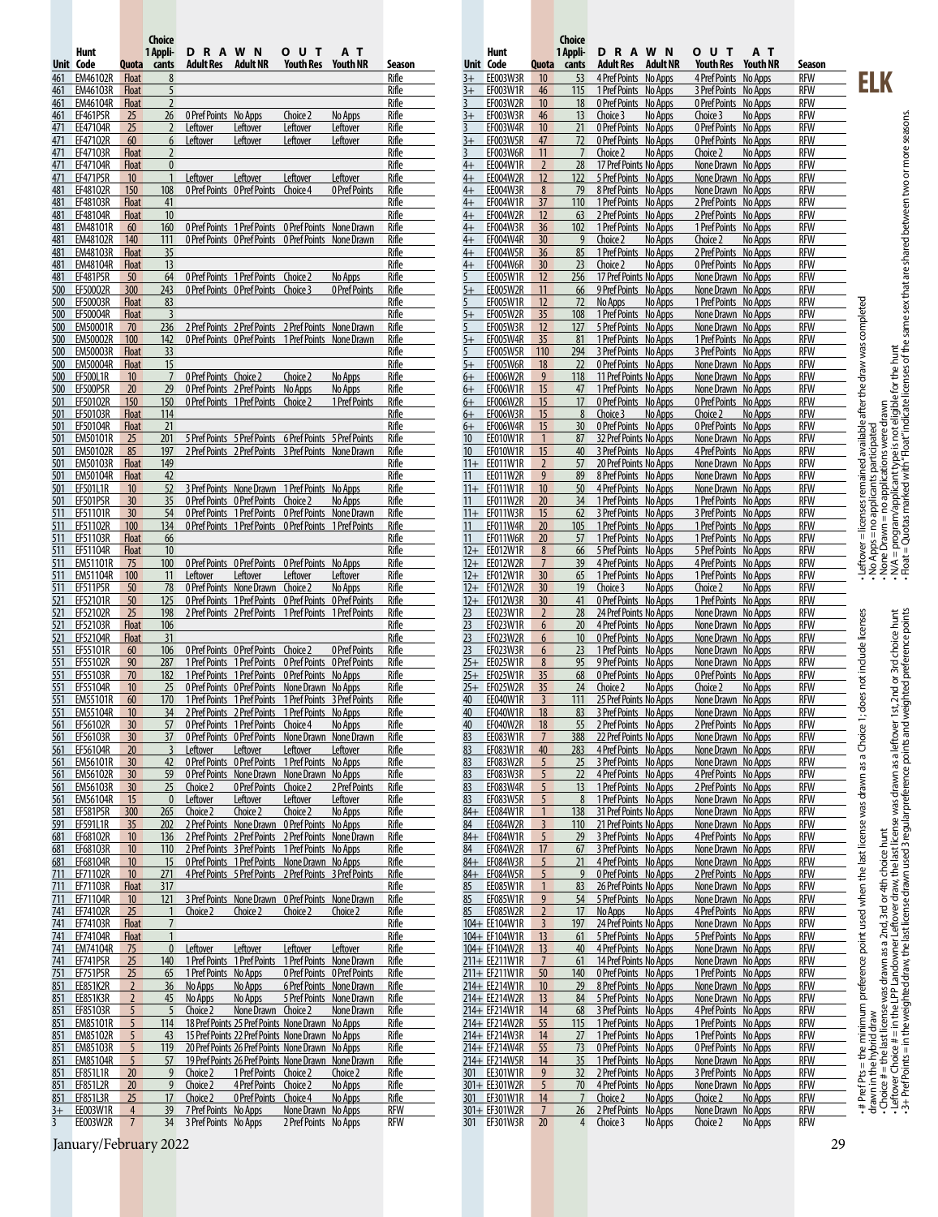# ELK

| Unit | Hunt Code | Quota | Choice 1 Applicants | DRAWN Adult Res | DRAWN Adult NR | OUT Youth Res | AT Youth NR | Season |
|---|---|---|---|---|---|---|---|---|
| 461 | EM46102R | Float | 8 | | | | | Rifle |
| 461 | EM46103R | Float | 5 | | | | | Rifle |
| 461 | EM46104R | Float | 2 | | | | | Rifle |
| 461 | EF461P5R | 25 | 26 | 0 Pref Points | No Apps | Choice 2 | No Apps | Rifle |
| 471 | EE47104R | 25 | 2 | Leftover | Leftover | Leftover | Leftover | Rifle |
| 471 | EF47102R | 60 | 6 | Leftover | Leftover | Leftover | Leftover | Rifle |
| 471 | EF47103R | Float | 2 | | | | | Rifle |
| 471 | EF47104R | Float | 0 | | | | | Rifle |
| 471 | EF471P5R | 10 | 1 | Leftover | Leftover | Leftover | Leftover | Rifle |
| 481 | EF48102R | 150 | 108 | 0 Pref Points | 0 Pref Points | Choice 4 | 0 Pref Points | Rifle |
| 481 | EF48103R | Float | 41 | | | | | Rifle |
| 481 | EF48104R | Float | 10 | | | | | Rifle |
| 481 | EM48101R | 60 | 160 | 0 Pref Points | 1 Pref Points | 0 Pref Points | None Drawn | Rifle |
| 481 | EM48102R | 140 | 111 | 0 Pref Points | 0 Pref Points | 0 Pref Points | None Drawn | Rifle |
| 481 | EM48103R | Float | 35 | | | | | Rifle |
| 481 | EM48104R | Float | 13 | | | | | Rifle |
| 481 | EF481P5R | 50 | 64 | 0 Pref Points | 1 Pref Points | Choice 2 | No Apps | Rifle |
| 500 | EF50002R | 300 | 243 | 0 Pref Points | 0 Pref Points | Choice 3 | 0 Pref Points | Rifle |
| 500 | EF50003R | Float | 83 | | | | | Rifle |
| 500 | EF50004R | Float | 3 | | | | | Rifle |
| 500 | EM50001R | 70 | 236 | 2 Pref Points | 2 Pref Points | 2 Pref Points | None Drawn | Rifle |
| 500 | EM50002R | 100 | 142 | 0 Pref Points | 0 Pref Points | 1 Pref Points | None Drawn | Rifle |
| 500 | EM50003R | Float | 33 | | | | | Rifle |
| 500 | EM50004R | Float | 15 | | | | | Rifle |
| 500 | EF500L1R | 10 | 7 | 0 Pref Points | Choice 2 | Choice 2 | No Apps | Rifle |
| 500 | EF500P5R | 20 | 29 | 0 Pref Points | 2 Pref Points | No Apps | No Apps | Rifle |
| 501 | EF50102R | 150 | 150 | 0 Pref Points | 1 Pref Points | Choice 2 | 1 Pref Points | Rifle |
| 501 | EF50103R | Float | 114 | | | | | Rifle |
| 501 | EF50104R | Float | 21 | | | | | Rifle |
| 501 | EM50101R | 25 | 201 | 5 Pref Points | 5 Pref Points | 6 Pref Points | 5 Pref Points | Rifle |
| 501 | EM50102R | 85 | 197 | 2 Pref Points | 2 Pref Points | 3 Pref Points | None Drawn | Rifle |
| 501 | EM50103R | Float | 149 | | | | | Rifle |
| 501 | EM50104R | Float | 42 | | | | | Rifle |
| 501 | EF501L1R | 10 | 52 | 3 Pref Points | None Drawn | 1 Pref Points | No Apps | Rifle |
| 501 | EF501P5R | 30 | 35 | 0 Pref Points | 0 Pref Points | Choice 2 | No Apps | Rifle |
| 511 | EF51101R | 30 | 54 | 0 Pref Points | 1 Pref Points | 0 Pref Points | None Drawn | Rifle |
| 511 | EF51102R | 100 | 134 | 0 Pref Points | 1 Pref Points | 0 Pref Points | 1 Pref Points | Rifle |
| 511 | EF51103R | Float | 66 | | | | | Rifle |
| 511 | EF51104R | Float | 10 | | | | | Rifle |
| 511 | EM51101R | 75 | 100 | 0 Pref Points | 0 Pref Points | 0 Pref Points | No Apps | Rifle |
| 511 | EM51104R | 100 | 11 | Leftover | Leftover | Leftover | Leftover | Rifle |
| 511 | EF511P5R | 50 | 78 | 0 Pref Points | None Drawn | Choice 2 | No Apps | Rifle |
| 521 | EF52101R | 50 | 125 | 0 Pref Points | 1 Pref Points | 0 Pref Points | 0 Pref Points | Rifle |
| 521 | EF52102R | 25 | 198 | 2 Pref Points | 2 Pref Points | 1 Pref Points | 1 Pref Points | Rifle |
| 521 | EF52103R | Float | 106 | | | | | Rifle |
| 521 | EF52104R | Float | 31 | | | | | Rifle |
| 551 | EF55101R | 60 | 106 | 0 Pref Points | 0 Pref Points | Choice 2 | 0 Pref Points | Rifle |
| 551 | EF55102R | 90 | 287 | 1 Pref Points | 1 Pref Points | 0 Pref Points | 0 Pref Points | Rifle |
| 551 | EF55103R | 70 | 182 | 1 Pref Points | 1 Pref Points | 0 Pref Points | No Apps | Rifle |
| 551 | EF55104R | 10 | 25 | 0 Pref Points | 0 Pref Points | None Drawn | No Apps | Rifle |
| 551 | EM55101R | 60 | 170 | 1 Pref Points | 1 Pref Points | 1 Pref Points | 3 Pref Points | Rifle |
| 551 | EM55104R | 10 | 34 | 2 Pref Points | 2 Pref Points | 1 Pref Points | No Apps | Rifle |
| 561 | EF56102R | 30 | 57 | 0 Pref Points | 1 Pref Points | Choice 4 | No Apps | Rifle |
| 561 | EF56103R | 30 | 37 | 0 Pref Points | 0 Pref Points | None Drawn | None Drawn | Rifle |
| 561 | EF56104R | 20 | 3 | Leftover | Leftover | Leftover | Leftover | Rifle |
| 561 | EM56101R | 30 | 42 | 0 Pref Points | 0 Pref Points | 1 Pref Points | No Apps | Rifle |
| 561 | EM56102R | 30 | 59 | 0 Pref Points | None Drawn | None Drawn | No Apps | Rifle |
| 561 | EM56103R | 30 | 25 | Choice 2 | 0 Pref Points | Choice 2 | 2 Pref Points | Rifle |
| 561 | EM56104R | 15 | 0 | Leftover | Leftover | Leftover | Leftover | Rifle |
| 581 | EF581P5R | 300 | 265 | Choice 2 | Choice 2 | Choice 2 | No Apps | Rifle |
| 591 | EF591L1R | 35 | 202 | 2 Pref Points | None Drawn | 0 Pref Points | No Apps | Rifle |
| 681 | EF68102R | 10 | 136 | 2 Pref Points | 2 Pref Points | 2 Pref Points | None Drawn | Rifle |
| 681 | EF68103R | 10 | 110 | 2 Pref Points | 3 Pref Points | 1 Pref Points | No Apps | Rifle |
| 681 | EF68104R | 10 | 15 | 0 Pref Points | 1 Pref Points | None Drawn | No Apps | Rifle |
| 711 | EF71102R | 10 | 271 | 4 Pref Points | 5 Pref Points | 2 Pref Points | 3 Pref Points | Rifle |
| 711 | EF71103R | Float | 317 | | | | | Rifle |
| 711 | EF71104R | 10 | 121 | 3 Pref Points | None Drawn | 0 Pref Points | None Drawn | Rifle |
| 741 | EF74102R | 25 | 1 | Choice 2 | Choice 2 | Choice 2 | Choice 2 | Rifle |
| 741 | EF74103R | Float | 7 | | | | | Rifle |
| 741 | EF74104R | Float | 1 | | | | | Rifle |
| 741 | EM74104R | 75 | 0 | Leftover | Leftover | Leftover | Leftover | Rifle |
| 741 | EF741P5R | 25 | 140 | 1 Pref Points | 1 Pref Points | 1 Pref Points | None Drawn | Rifle |
| 751 | EF751P5R | 25 | 65 | 1 Pref Points | No Apps | 0 Pref Points | 0 Pref Points | Rifle |
| 851 | EE851K2R | 2 | 36 | No Apps | No Apps | 6 Pref Points | None Drawn | Rifle |
| 851 | EE851K3R | 2 | 45 | No Apps | No Apps | 5 Pref Points | None Drawn | Rifle |
| 851 | EF85103R | 5 | 5 | Choice 2 | None Drawn | Choice 2 | None Drawn | Rifle |
| 851 | EM85101R | 5 | 114 | 18 Pref Points | 25 Pref Points | None Drawn | No Apps | Rifle |
| 851 | EM85102R | 5 | 43 | 15 Pref Points | 22 Pref Points | None Drawn | No Apps | Rifle |
| 851 | EM85103R | 5 | 119 | 20 Pref Points | 26 Pref Points | None Drawn | No Apps | Rifle |
| 851 | EM85104R | 5 | 57 | 19 Pref Points | 26 Pref Points | None Drawn | None Drawn | Rifle |
| 851 | EF851L1R | 20 | 9 | Choice 2 | 1 Pref Points | Choice 2 | Choice 2 | Rifle |
| 851 | EF851L2R | 20 | 9 | Choice 2 | 4 Pref Points | Choice 2 | No Apps | Rifle |
| 851 | EF851L3R | 25 | 17 | Choice 2 | 0 Pref Points | Choice 4 | No Apps | Rifle |
| 3+ | EE003W1R | 4 | 39 | 7 Pref Points | No Apps | None Drawn | No Apps | RFW |
| 3 | EE003W2R | 7 | 34 | 3 Pref Points | No Apps | 2 Pref Points | No Apps | RFW |
| 3+ | EE003W3R | 10 | 53 | 4 Pref Points | No Apps | 4 Pref Points | No Apps | RFW |
| 3+ | EF003W1R | 46 | 115 | 1 Pref Points | No Apps | 3 Pref Points | No Apps | RFW |
| 3 | EF003W2R | 10 | 18 | 0 Pref Points | No Apps | 0 Pref Points | No Apps | RFW |
| 3+ | EF003W3R | 46 | 13 | Choice 3 | No Apps | Choice 3 | No Apps | RFW |
| 3 | EF003W4R | 10 | 21 | 0 Pref Points | No Apps | 0 Pref Points | No Apps | RFW |
| 3+ | EF003W5R | 47 | 72 | 0 Pref Points | No Apps | 0 Pref Points | No Apps | RFW |
| 3 | EF003W6R | 11 | 7 | Choice 2 | No Apps | Choice 2 | No Apps | RFW |
| 4+ | EE004W1R | 2 | 28 | 17 Pref Points | No Apps | None Drawn | No Apps | RFW |
| 4+ | EE004W2R | 12 | 122 | 5 Pref Points | No Apps | None Drawn | No Apps | RFW |
| 4+ | EE004W3R | 8 | 79 | 8 Pref Points | No Apps | None Drawn | No Apps | RFW |
| 4+ | EF004W1R | 37 | 110 | 1 Pref Points | No Apps | 2 Pref Points | No Apps | RFW |
| 4+ | EF004W2R | 12 | 63 | 2 Pref Points | No Apps | 2 Pref Points | No Apps | RFW |
| 4+ | EF004W3R | 36 | 102 | 1 Pref Points | No Apps | 1 Pref Points | No Apps | RFW |
| 4+ | EF004W4R | 30 | 9 | Choice 2 | No Apps | Choice 2 | No Apps | RFW |
| 4+ | EF004W5R | 36 | 85 | 1 Pref Points | No Apps | 2 Pref Points | No Apps | RFW |
| 4+ | EF004W6R | 30 | 23 | Choice 2 | No Apps | 0 Pref Points | No Apps | RFW |
| 5 | EE005W1R | 12 | 256 | 17 Pref Points | No Apps | None Drawn | No Apps | RFW |
| 5+ | EE005W2R | 11 | 66 | 9 Pref Points | No Apps | None Drawn | No Apps | RFW |
| 5 | EF005W1R | 12 | 72 | No Apps | No Apps | 1 Pref Points | No Apps | RFW |
| 5+ | EF005W2R | 35 | 108 | 1 Pref Points | No Apps | None Drawn | No Apps | RFW |
| 5 | EF005W3R | 12 | 127 | 5 Pref Points | No Apps | None Drawn | No Apps | RFW |
| 5+ | EF005W4R | 35 | 81 | 1 Pref Points | No Apps | 1 Pref Points | No Apps | RFW |
| 5 | EF005W5R | 110 | 294 | 3 Pref Points | No Apps | 3 Pref Points | No Apps | RFW |
| 5+ | EF005W6R | 18 | 22 | 0 Pref Points | No Apps | None Drawn | No Apps | RFW |
| 6+ | EE006W2R | 9 | 118 | 11 Pref Points | No Apps | None Drawn | No Apps | RFW |
| 6+ | EF006W1R | 15 | 47 | 1 Pref Points | No Apps | None Drawn | No Apps | RFW |
| 6+ | EF006W2R | 15 | 17 | 0 Pref Points | No Apps | 0 Pref Points | No Apps | RFW |
| 6+ | EF006W3R | 15 | 8 | Choice 3 | No Apps | Choice 2 | No Apps | RFW |
| 6+ | EF006W4R | 15 | 30 | 0 Pref Points | No Apps | 0 Pref Points | No Apps | RFW |
| 10 | EE010W1R | 1 | 87 | 32 Pref Points | No Apps | None Drawn | No Apps | RFW |
| 10 | EF010W1R | 15 | 40 | 3 Pref Points | No Apps | 4 Pref Points | No Apps | RFW |
| 11+ | EE011W1R | 2 | 57 | 20 Pref Points | No Apps | None Drawn | No Apps | RFW |
| 11 | EE011W2R | 9 | 89 | 8 Pref Points | No Apps | None Drawn | No Apps | RFW |
| 11+ | EF011W1R | 10 | 50 | 4 Pref Points | No Apps | None Drawn | No Apps | RFW |
| 11 | EF011W2R | 20 | 34 | 1 Pref Points | No Apps | 1 Pref Points | No Apps | RFW |
| 11+ | EF011W3R | 15 | 62 | 3 Pref Points | No Apps | 3 Pref Points | No Apps | RFW |
| 11 | EF011W4R | 20 | 105 | 1 Pref Points | No Apps | 1 Pref Points | No Apps | RFW |
| 11 | EF011W6R | 20 | 57 | 1 Pref Points | No Apps | 1 Pref Points | No Apps | RFW |
| 12+ | EE012W1R | 8 | 66 | 5 Pref Points | No Apps | 5 Pref Points | No Apps | RFW |
| 12+ | EE012W2R | 7 | 39 | 4 Pref Points | No Apps | 4 Pref Points | No Apps | RFW |
| 12+ | EF012W1R | 30 | 65 | 1 Pref Points | No Apps | 1 Pref Points | No Apps | RFW |
| 12+ | EF012W2R | 30 | 19 | Choice 3 | No Apps | Choice 2 | No Apps | RFW |
| 12+ | EF012W3R | 30 | 41 | 0 Pref Points | No Apps | 1 Pref Points | No Apps | RFW |
| 23 | EE023W1R | 2 | 28 | 24 Pref Points | No Apps | None Drawn | No Apps | RFW |
| 23 | EF023W1R | 6 | 20 | 4 Pref Points | No Apps | None Drawn | No Apps | RFW |
| 23 | EF023W2R | 6 | 10 | 0 Pref Points | No Apps | None Drawn | No Apps | RFW |
| 23 | EF023W3R | 6 | 23 | 1 Pref Points | No Apps | None Drawn | No Apps | RFW |
| 25+ | EE025W1R | 8 | 95 | 9 Pref Points | No Apps | None Drawn | No Apps | RFW |
| 25+ | EF025W1R | 35 | 68 | 0 Pref Points | No Apps | 0 Pref Points | No Apps | RFW |
| 25+ | EF025W2R | 35 | 24 | Choice 2 | No Apps | Choice 2 | No Apps | RFW |
| 40 | EE040W1R | 3 | 111 | 25 Pref Points | No Apps | None Drawn | No Apps | RFW |
| 40 | EF040W1R | 18 | 83 | 3 Pref Points | No Apps | None Drawn | No Apps | RFW |
| 40 | EF040W2R | 18 | 55 | 2 Pref Points | No Apps | 2 Pref Points | No Apps | RFW |
| 83 | EE083W1R | 7 | 388 | 22 Pref Points | No Apps | None Drawn | No Apps | RFW |
| 83 | EF083W1R | 40 | 283 | 4 Pref Points | No Apps | None Drawn | No Apps | RFW |
| 83 | EF083W2R | 5 | 25 | 3 Pref Points | No Apps | None Drawn | No Apps | RFW |
| 83 | EF083W3R | 5 | 22 | 4 Pref Points | No Apps | 4 Pref Points | No Apps | RFW |
| 83 | EF083W4R | 5 | 13 | 1 Pref Points | No Apps | 2 Pref Points | No Apps | RFW |
| 83 | EF083W5R | 5 | 8 | 1 Pref Points | No Apps | None Drawn | No Apps | RFW |
| 84+ | EE084W1R | 1 | 138 | 31 Pref Points | No Apps | None Drawn | No Apps | RFW |
| 84 | EE084W2R | 3 | 110 | 21 Pref Points | No Apps | None Drawn | No Apps | RFW |
| 84+ | EF084W1R | 5 | 29 | 3 Pref Points | No Apps | 4 Pref Points | No Apps | RFW |
| 84 | EF084W2R | 17 | 67 | 3 Pref Points | No Apps | None Drawn | No Apps | RFW |
| 84+ | EF084W3R | 5 | 21 | 4 Pref Points | No Apps | None Drawn | No Apps | RFW |
| 84+ | EF084W5R | 5 | 9 | 0 Pref Points | No Apps | 2 Pref Points | No Apps | RFW |
| 85 | EE085W1R | 1 | 83 | 26 Pref Points | No Apps | None Drawn | No Apps | RFW |
| 85 | EF085W1R | 9 | 54 | 5 Pref Points | No Apps | None Drawn | No Apps | RFW |
| 85 | EF085W2R | 2 | 17 | No Apps | No Apps | 4 Pref Points | No Apps | RFW |
| 104+ | EE104W1R | 3 | 197 | 24 Pref Points | No Apps | None Drawn | No Apps | RFW |
| 104+ | EF104W1R | 13 | 61 | 5 Pref Points | No Apps | 5 Pref Points | No Apps | RFW |
| 104+ | EF104W2R | 13 | 40 | 4 Pref Points | No Apps | None Drawn | No Apps | RFW |
| 211+ | EE211W1R | 7 | 61 | 14 Pref Points | No Apps | None Drawn | No Apps | RFW |
| 211+ | EF211W1R | 50 | 140 | 0 Pref Points | No Apps | 1 Pref Points | No Apps | RFW |
| 214+ | EE214W1R | 10 | 29 | 8 Pref Points | No Apps | None Drawn | No Apps | RFW |
| 214+ | EE214W2R | 13 | 84 | 5 Pref Points | No Apps | None Drawn | No Apps | RFW |
| 214+ | EF214W1R | 14 | 68 | 3 Pref Points | No Apps | 4 Pref Points | No Apps | RFW |
| 214+ | EF214W2R | 55 | 115 | 1 Pref Points | No Apps | 1 Pref Points | No Apps | RFW |
| 214+ | EF214W3R | 14 | 27 | 1 Pref Points | No Apps | 1 Pref Points | No Apps | RFW |
| 214+ | EF214W4R | 55 | 73 | 0 Pref Points | No Apps | 0 Pref Points | No Apps | RFW |
| 214+ | EF214W5R | 14 | 35 | 1 Pref Points | No Apps | None Drawn | No Apps | RFW |
| 301 | EE301W1R | 9 | 32 | 2 Pref Points | No Apps | 3 Pref Points | No Apps | RFW |
| 301+ | EE301W2R | 5 | 70 | 4 Pref Points | No Apps | None Drawn | No Apps | RFW |
| 301 | EF301W1R | 14 | 7 | Choice 2 | No Apps | Choice 2 | No Apps | RFW |
| 301+ | EF301W2R | 7 | 26 | 2 Pref Points | No Apps | None Drawn | No Apps | RFW |
| 301 | EF301W3R | 20 | 4 | Choice 3 | No Apps | Choice 2 | No Apps | RFW |

- Leftover = licenses remained available after the draw was completed
- No Apps = no applicants participated
- None Drawn = no applications were drawn
- N/A = program/applicant type is not eligible for the hunt
- Float = Quotas marked with "Float" indicate licenses of the same sex that are shared between two or more seasons.

- # Pref Pts = the minimum preference point used when the last license was drawn as a Choice 1; does not include licenses drawn in the hybrid draw
- Choice # = the last license was drawn as a 2nd, 3rd or 4th choice hunt
- Leftover Choice # = in the LPP Landowner Leftover draw, the last license was drawn as a leftover 1st, 2nd or 3rd choice hunt
- 3+ Pref Points = in the weighted draw, the last license drawn used 3 regular preference points and weighted preference points

January/February 2022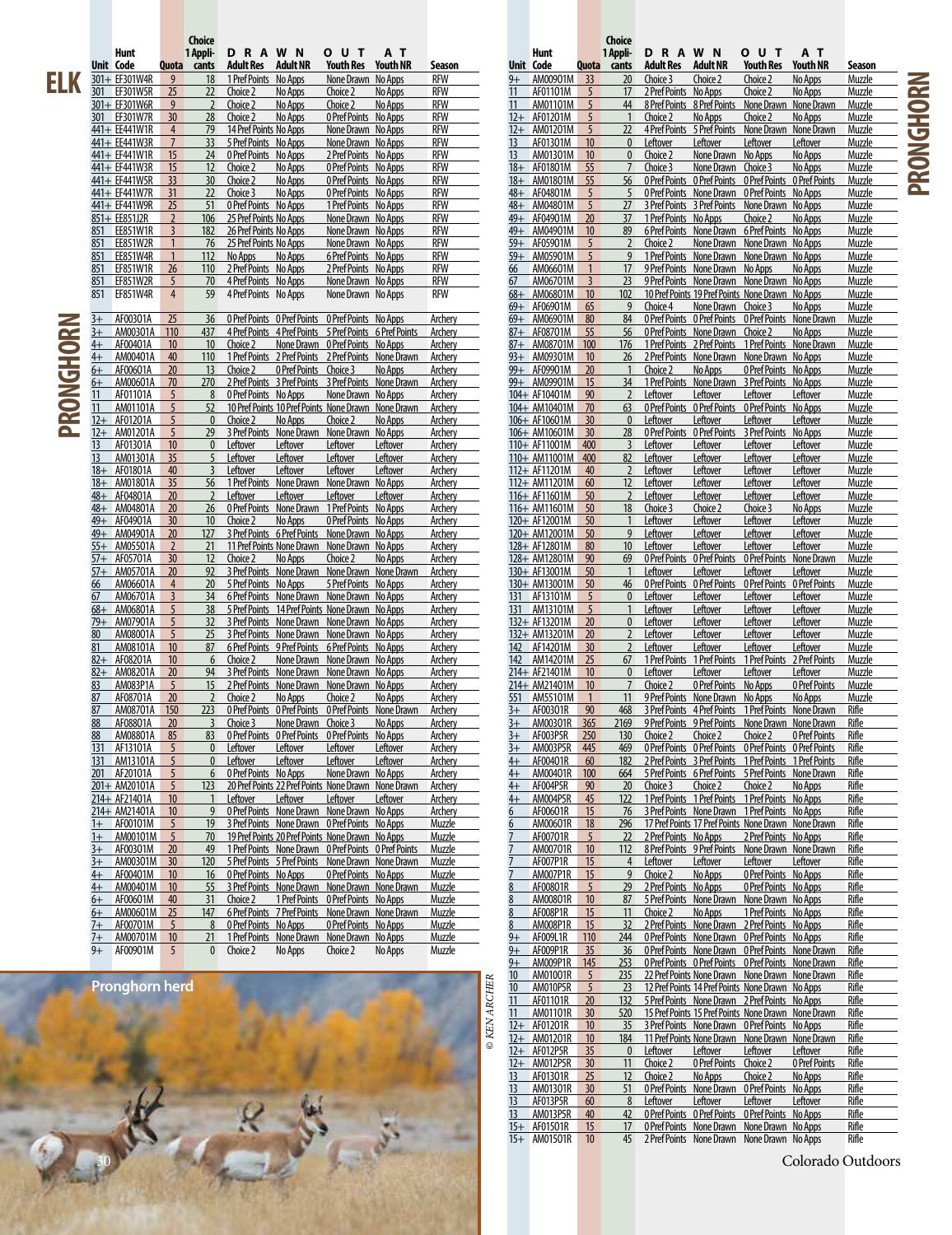## ELK

| Unit | Hunt Code | Quota | Choice 1 Applicants | DRAWN OUT AT Adult Res | Adult NR | Youth Res | Youth NR | Season |
|---|---|---|---|---|---|---|---|---|
| 301+ | EF301W4R | 9 | 18 | 1 Pref Points | No Apps | None Drawn | No Apps | RFW |
| 301 | EF301W5R | 25 | 22 | Choice 2 | No Apps | Choice 2 | No Apps | RFW |
| 301+ | EF301W6R | 9 | 2 | Choice 2 | No Apps | Choice 2 | No Apps | RFW |
| 301 | EF301W7R | 30 | 28 | Choice 2 | No Apps | 0 Pref Points | No Apps | RFW |
| 441+ | EE441W1R | 4 | 79 | 14 Pref Points | No Apps | None Drawn | No Apps | RFW |
| 441+ | EE441W3R | 7 | 33 | 5 Pref Points | No Apps | None Drawn | No Apps | RFW |
| 441+ | EF441W1R | 15 | 24 | 0 Pref Points | No Apps | 2 Pref Points | No Apps | RFW |
| 441+ | EF441W3R | 15 | 12 | Choice 2 | No Apps | 0 Pref Points | No Apps | RFW |
| 441+ | EF441W5R | 33 | 30 | Choice 2 | No Apps | 0 Pref Points | No Apps | RFW |
| 441+ | EF441W7R | 31 | 22 | Choice 3 | No Apps | 0 Pref Points | No Apps | RFW |
| 441+ | EF441W9R | 25 | 51 | 0 Pref Points | No Apps | 1 Pref Points | No Apps | RFW |
| 851+ | EE851J2R | 2 | 106 | 25 Pref Points | No Apps | None Drawn | No Apps | RFW |
| 851 | EE851W1R | 3 | 182 | 26 Pref Points | No Apps | None Drawn | No Apps | RFW |
| 851 | EE851W2R | 1 | 76 | 25 Pref Points | No Apps | None Drawn | No Apps | RFW |
| 851 | EE851W4R | 1 | 112 | No Apps | No Apps | 6 Pref Points | No Apps | RFW |
| 851 | EF851W1R | 26 | 110 | 2 Pref Points | No Apps | 2 Pref Points | No Apps | RFW |
| 851 | EF851W2R | 5 | 70 | 4 Pref Points | No Apps | None Drawn | No Apps | RFW |
| 851 | EF851W4R | 4 | 59 | 4 Pref Points | No Apps | None Drawn | No Apps | RFW |

## PRONGHORN

| Unit | Hunt Code | Quota | Choice 1 Applicants | DRAWN OUT AT Adult Res | Adult NR | Youth Res | Youth NR | Season |
|---|---|---|---|---|---|---|---|---|
| 3+ | AF00301A | 25 | 36 | 0 Pref Points | 0 Pref Points | 0 Pref Points | No Apps | Archery |
| 3+ | AM00301A | 110 | 437 | 4 Pref Points | 4 Pref Points | 5 Pref Points | 6 Pref Points | Archery |
| 4+ | AF00401A | 10 | 10 | Choice 2 | None Drawn | 0 Pref Points | No Apps | Archery |
| 4+ | AM00401A | 40 | 110 | 1 Pref Points | 2 Pref Points | 2 Pref Points | None Drawn | Archery |
| 6+ | AF00601A | 20 | 13 | Choice 2 | 0 Pref Points | Choice 3 | No Apps | Archery |
| 6+ | AM00601A | 70 | 270 | 2 Pref Points | 3 Pref Points | 3 Pref Points | None Drawn | Archery |
| 11 | AF01101A | 5 | 8 | 0 Pref Points | No Apps | None Drawn | No Apps | Archery |
| 11 | AM01101A | 5 | 52 | 10 Pref Points | 10 Pref Points | None Drawn | None Drawn | Archery |
| 12+ | AF01201A | 5 | 0 | Choice 2 | No Apps | Choice 2 | No Apps | Archery |
| 12+ | AM01201A | 5 | 29 | 3 Pref Points | None Drawn | None Drawn | No Apps | Archery |
| 13 | AF01301A | 10 | 0 | Leftover | Leftover | Leftover | Leftover | Archery |
| 13 | AM01301A | 35 | 5 | Leftover | Leftover | Leftover | Leftover | Archery |
| 18+ | AF01801A | 40 | 3 | Leftover | Leftover | Leftover | Leftover | Archery |
| 18+ | AM01801A | 35 | 56 | 1 Pref Points | None Drawn | None Drawn | No Apps | Archery |
| 48+ | AF04801A | 20 | 2 | Leftover | Leftover | Leftover | Leftover | Archery |
| 48+ | AM04801A | 20 | 26 | 0 Pref Points | None Drawn | 1 Pref Points | No Apps | Archery |
| 49+ | AF04901A | 30 | 10 | Choice 2 | No Apps | 0 Pref Points | No Apps | Archery |
| 49+ | AM04901A | 20 | 127 | 3 Pref Points | 6 Pref Points | None Drawn | No Apps | Archery |
| 55+ | AM05501A | 2 | 21 | 11 Pref Points | None Drawn | None Drawn | No Apps | Archery |
| 57+ | AF05701A | 30 | 12 | Choice 2 | No Apps | Choice 2 | No Apps | Archery |
| 57+ | AM05701A | 20 | 92 | 3 Pref Points | None Drawn | None Drawn | None Drawn | Archery |
| 66 | AM06601A | 4 | 20 | 5 Pref Points | No Apps | 5 Pref Points | No Apps | Archery |
| 67 | AM06701A | 3 | 34 | 6 Pref Points | None Drawn | None Drawn | No Apps | Archery |
| 68+ | AM06801A | 5 | 38 | 5 Pref Points | 14 Pref Points | None Drawn | No Apps | Archery |
| 79+ | AM07901A | 5 | 32 | 3 Pref Points | None Drawn | None Drawn | No Apps | Archery |
| 80 | AM08001A | 5 | 25 | 3 Pref Points | None Drawn | None Drawn | No Apps | Archery |
| 81 | AM08101A | 10 | 87 | 6 Pref Points | 9 Pref Points | 6 Pref Points | No Apps | Archery |
| 82+ | AF08201A | 10 | 6 | Choice 2 | None Drawn | None Drawn | No Apps | Archery |
| 82+ | AM08201A | 20 | 94 | 3 Pref Points | None Drawn | None Drawn | No Apps | Archery |
| 83 | AM083P1A | 5 | 15 | 2 Pref Points | None Drawn | None Drawn | No Apps | Archery |
| 87 | AF08701A | 20 | 2 | Choice 2 | No Apps | Choice 2 | No Apps | Archery |
| 87 | AM08701A | 150 | 223 | 0 Pref Points | 0 Pref Points | 0 Pref Points | None Drawn | Archery |
| 88 | AF08801A | 20 | 3 | Choice 3 | None Drawn | Choice 3 | No Apps | Archery |
| 88 | AM08801A | 85 | 83 | 0 Pref Points | 0 Pref Points | 0 Pref Points | No Apps | Archery |
| 131 | AF13101A | 5 | 0 | Leftover | Leftover | Leftover | Leftover | Archery |
| 131 | AM13101A | 5 | 0 | Leftover | Leftover | Leftover | Leftover | Archery |
| 201 | AF20101A | 5 | 6 | 0 Pref Points | No Apps | None Drawn | No Apps | Archery |
| 201+ | AM20101A | 5 | 123 | 20 Pref Points | 22 Pref Points | None Drawn | None Drawn | Archery |
| 214+ | AF21401A | 10 | 1 | Leftover | Leftover | Leftover | Leftover | Archery |
| 214+ | AM21401A | 10 | 9 | 0 Pref Points | None Drawn | None Drawn | No Apps | Archery |
| 1+ | AF00101M | 5 | 19 | 3 Pref Points | None Drawn | 0 Pref Points | No Apps | Muzzle |
| 1+ | AM00101M | 5 | 70 | 19 Pref Points | 20 Pref Points | None Drawn | No Apps | Muzzle |
| 3+ | AF00301M | 20 | 49 | 1 Pref Points | None Drawn | 0 Pref Points | 0 Pref Points | Muzzle |
| 3+ | AM00301M | 30 | 120 | 5 Pref Points | 5 Pref Points | None Drawn | None Drawn | Muzzle |
| 4+ | AF00401M | 10 | 16 | 0 Pref Points | No Apps | 0 Pref Points | No Apps | Muzzle |
| 4+ | AM00401M | 10 | 55 | 3 Pref Points | None Drawn | None Drawn | None Drawn | Muzzle |
| 6+ | AF00601M | 40 | 31 | Choice 2 | 1 Pref Points | 0 Pref Points | No Apps | Muzzle |
| 6+ | AM00601M | 25 | 147 | 6 Pref Points | 7 Pref Points | None Drawn | None Drawn | Muzzle |
| 7+ | AF00701M | 5 | 8 | 0 Pref Points | No Apps | 0 Pref Points | No Apps | Muzzle |
| 7+ | AM00701M | 10 | 21 | 1 Pref Points | None Drawn | None Drawn | No Apps | Muzzle |
| 9+ | AF00901M | 5 | 0 | Choice 2 | No Apps | Choice 2 | No Apps | Muzzle |
| 9+ | AM00901M | 33 | 20 | Choice 3 | Choice 2 | Choice 2 | No Apps | Muzzle |
| 11 | AF01101M | 5 | 17 | 2 Pref Points | No Apps | Choice 2 | No Apps | Muzzle |
| 11 | AM01101M | 5 | 44 | 8 Pref Points | 8 Pref Points | None Drawn | None Drawn | Muzzle |
| 12+ | AF01201M | 5 | 1 | Choice 2 | No Apps | Choice 2 | No Apps | Muzzle |
| 12+ | AM01201M | 5 | 22 | 4 Pref Points | 5 Pref Points | None Drawn | None Drawn | Muzzle |
| 13 | AF01301M | 10 | 0 | Leftover | Leftover | Leftover | Leftover | Muzzle |
| 13 | AM01301M | 10 | 0 | Choice 2 | None Drawn | No Apps | No Apps | Muzzle |
| 18+ | AF01801M | 55 | 7 | Choice 3 | None Drawn | Choice 3 | No Apps | Muzzle |
| 18+ | AM01801M | 55 | 56 | 0 Pref Points | 0 Pref Points | 0 Pref Points | 0 Pref Points | Muzzle |
| 48+ | AF04801M | 5 | 5 | 0 Pref Points | None Drawn | 0 Pref Points | No Apps | Muzzle |
| 48+ | AM04801M | 5 | 27 | 3 Pref Points | 3 Pref Points | None Drawn | No Apps | Muzzle |
| 49+ | AF04901M | 20 | 37 | 1 Pref Points | No Apps | Choice 2 | No Apps | Muzzle |
| 49+ | AM04901M | 10 | 89 | 6 Pref Points | None Drawn | 6 Pref Points | No Apps | Muzzle |
| 59+ | AF05901M | 5 | 2 | Choice 2 | None Drawn | None Drawn | No Apps | Muzzle |
| 59+ | AM05901M | 5 | 9 | 1 Pref Points | None Drawn | None Drawn | No Apps | Muzzle |
| 66 | AM06601M | 1 | 17 | 9 Pref Points | None Drawn | No Apps | No Apps | Muzzle |
| 67 | AM06701M | 3 | 23 | 9 Pref Points | None Drawn | None Drawn | No Apps | Muzzle |
| 68+ | AM06801M | 10 | 102 | 10 Pref Points | 19 Pref Points | None Drawn | No Apps | Muzzle |
| 69+ | AF06901M | 65 | 9 | Choice 4 | None Drawn | Choice 3 | No Apps | Muzzle |
| 69+ | AM06901M | 80 | 84 | 0 Pref Points | 0 Pref Points | 0 Pref Points | None Drawn | Muzzle |
| 87+ | AF08701M | 55 | 56 | 0 Pref Points | None Drawn | Choice 2 | No Apps | Muzzle |
| 87+ | AM08701M | 100 | 176 | 1 Pref Points | 2 Pref Points | 1 Pref Points | None Drawn | Muzzle |
| 93+ | AM09301M | 10 | 26 | 2 Pref Points | None Drawn | None Drawn | No Apps | Muzzle |
| 99+ | AF09901M | 20 | 1 | Choice 2 | No Apps | 0 Pref Points | No Apps | Muzzle |
| 99+ | AM09901M | 15 | 34 | 1 Pref Points | None Drawn | 3 Pref Points | No Apps | Muzzle |
| 104+ | AF10401M | 90 | 2 | Leftover | Leftover | Leftover | Leftover | Muzzle |
| 104+ | AM10401M | 70 | 63 | 0 Pref Points | 0 Pref Points | 0 Pref Points | No Apps | Muzzle |
| 106+ | AF10601M | 30 | 0 | Leftover | Leftover | Leftover | Leftover | Muzzle |
| 106+ | AM10601M | 30 | 28 | 0 Pref Points | 0 Pref Points | 3 Pref Points | No Apps | Muzzle |
| 110+ | AF11001M | 400 | 3 | Leftover | Leftover | Leftover | Leftover | Muzzle |
| 110+ | AM11001M | 400 | 82 | Leftover | Leftover | Leftover | Leftover | Muzzle |
| 112+ | AF11201M | 40 | 2 | Leftover | Leftover | Leftover | Leftover | Muzzle |
| 112+ | AM11201M | 60 | 12 | Leftover | Leftover | Leftover | Leftover | Muzzle |
| 116+ | AF11601M | 50 | 2 | Leftover | Leftover | Leftover | Leftover | Muzzle |
| 116+ | AM11601M | 50 | 18 | Choice 3 | Choice 2 | Choice 3 | No Apps | Muzzle |
| 120+ | AF12001M | 50 | 1 | Leftover | Leftover | Leftover | Leftover | Muzzle |
| 120+ | AM12001M | 50 | 9 | Leftover | Leftover | Leftover | Leftover | Muzzle |
| 128+ | AF12801M | 80 | 10 | Leftover | Leftover | Leftover | Leftover | Muzzle |
| 128+ | AM12801M | 90 | 69 | 0 Pref Points | 0 Pref Points | 0 Pref Points | None Drawn | Muzzle |
| 130+ | AF13001M | 50 | 1 | Leftover | Leftover | Leftover | Leftover | Muzzle |
| 130+ | AM13001M | 50 | 46 | 0 Pref Points | 0 Pref Points | 0 Pref Points | 0 Pref Points | Muzzle |
| 131 | AF13101M | 5 | 0 | Leftover | Leftover | Leftover | Leftover | Muzzle |
| 131 | AM13101M | 5 | 1 | Leftover | Leftover | Leftover | Leftover | Muzzle |
| 132+ | AF13201M | 20 | 0 | Leftover | Leftover | Leftover | Leftover | Muzzle |
| 132+ | AM13201M | 20 | 2 | Leftover | Leftover | Leftover | Leftover | Muzzle |
| 142 | AF14201M | 30 | 2 | Leftover | Leftover | Leftover | Leftover | Muzzle |
| 142 | AM14201M | 25 | 67 | 1 Pref Points | 1 Pref Points | 1 Pref Points | 2 Pref Points | Muzzle |
| 214+ | AF21401M | 10 | 0 | Leftover | Leftover | Leftover | Leftover | Muzzle |
| 214+ | AM21401M | 10 | 7 | Choice 2 | 0 Pref Points | No Apps | 0 Pref Points | Muzzle |
| 551 | AM55101M | 1 | 11 | 9 Pref Points | None Drawn | No Apps | No Apps | Muzzle |
| 3+ | AF00301R | 90 | 468 | 3 Pref Points | 4 Pref Points | 1 Pref Points | None Drawn | Rifle |
| 3+ | AM00301R | 365 | 2169 | 9 Pref Points | 9 Pref Points | None Drawn | None Drawn | Rifle |
| 3+ | AF003P5R | 250 | 130 | Choice 2 | Choice 2 | Choice 2 | 0 Pref Points | Rifle |
| 3+ | AM003P5R | 445 | 469 | 0 Pref Points | 0 Pref Points | 0 Pref Points | 0 Pref Points | Rifle |
| 4+ | AF00401R | 60 | 182 | 2 Pref Points | 3 Pref Points | 1 Pref Points | 1 Pref Points | Rifle |
| 4+ | AM00401R | 100 | 664 | 5 Pref Points | 6 Pref Points | 5 Pref Points | None Drawn | Rifle |
| 4+ | AF004P5R | 90 | 20 | Choice 3 | Choice 2 | Choice 2 | No Apps | Rifle |
| 4+ | AM004P5R | 45 | 122 | 1 Pref Points | 1 Pref Points | 1 Pref Points | No Apps | Rifle |
| 6 | AF00601R | 15 | 76 | 3 Pref Points | None Drawn | 1 Pref Points | No Apps | Rifle |
| 6 | AM00601R | 18 | 296 | 17 Pref Points | 17 Pref Points | None Drawn | None Drawn | Rifle |
| 7 | AF00701R | 5 | 22 | 2 Pref Points | No Apps | 2 Pref Points | No Apps | Rifle |
| 7 | AM00701R | 10 | 112 | 8 Pref Points | 9 Pref Points | None Drawn | None Drawn | Rifle |
| 7 | AF007P1R | 15 | 4 | Leftover | Leftover | Leftover | Leftover | Rifle |
| 7 | AM007P1R | 15 | 9 | Choice 2 | No Apps | 0 Pref Points | No Apps | Rifle |
| 8 | AF00801R | 5 | 29 | 2 Pref Points | No Apps | 0 Pref Points | No Apps | Rifle |
| 8 | AM00801R | 10 | 87 | 5 Pref Points | None Drawn | None Drawn | No Apps | Rifle |
| 8 | AF008P1R | 15 | 11 | Choice 2 | No Apps | 1 Pref Points | No Apps | Rifle |
| 8 | AM008P1R | 15 | 32 | 2 Pref Points | None Drawn | 2 Pref Points | No Apps | Rifle |
| 9+ | AF009L1R | 110 | 244 | 0 Pref Points | None Drawn | 0 Pref Points | No Apps | Rifle |
| 9+ | AF009P1R | 35 | 36 | 0 Pref Points | None Drawn | 0 Pref Points | None Drawn | Rifle |
| 9+ | AM009P1R | 145 | 253 | 0 Pref Points | 0 Pref Points | 0 Pref Points | None Drawn | Rifle |
| 10 | AM01001R | 5 | 235 | 22 Pref Points | None Drawn | None Drawn | None Drawn | Rifle |
| 10 | AM010P5R | 5 | 23 | 12 Pref Points | 14 Pref Points | None Drawn | No Apps | Rifle |
| 11 | AF01101R | 20 | 132 | 5 Pref Points | None Drawn | 2 Pref Points | No Apps | Rifle |
| 11 | AM01101R | 30 | 520 | 15 Pref Points | 15 Pref Points | None Drawn | None Drawn | Rifle |
| 12+ | AF01201R | 10 | 35 | 3 Pref Points | None Drawn | 0 Pref Points | No Apps | Rifle |
| 12+ | AM01201R | 10 | 184 | 11 Pref Points | None Drawn | None Drawn | None Drawn | Rifle |
| 12+ | AF012P5R | 35 | 0 | Leftover | Leftover | Leftover | Leftover | Rifle |
| 12+ | AM012P5R | 30 | 11 | Choice 2 | 0 Pref Points | Choice 2 | 0 Pref Points | Rifle |
| 13 | AF01301R | 25 | 12 | Choice 2 | No Apps | Choice 2 | No Apps | Rifle |
| 13 | AM01301R | 30 | 51 | 0 Pref Points | None Drawn | 0 Pref Points | No Apps | Rifle |
| 13 | AF013P5R | 60 | 8 | Leftover | Leftover | Leftover | Leftover | Rifle |
| 13 | AM013P5R | 40 | 42 | 0 Pref Points | 0 Pref Points | 0 Pref Points | No Apps | Rifle |
| 15+ | AF01501R | 15 | 17 | 0 Pref Points | None Drawn | None Drawn | No Apps | Rifle |
| 15+ | AM01501R | 10 | 45 | 2 Pref Points | None Drawn | None Drawn | No Apps | Rifle |

Pronghorn herd

© KEN ARCHER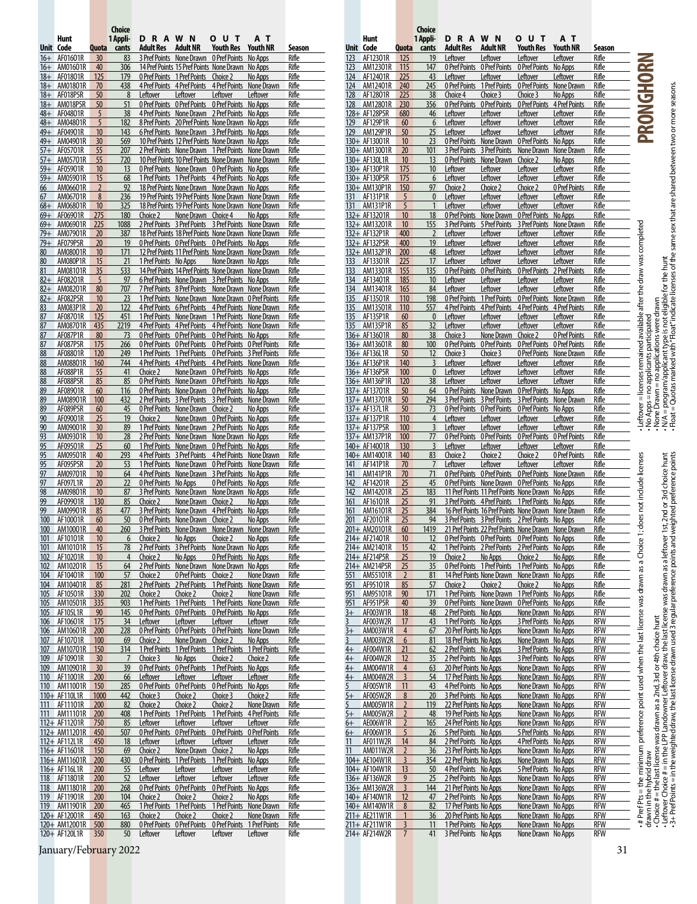# PRONGHORN

| Unit | Hunt Code | Quota | Choice 1 Applicants | DRAWN OUT AT Adult Res | Adult NR | Youth Res | Youth NR | Season |
|---|---|---|---|---|---|---|---|---|
| 16+ | AF01601R | 30 | 83 | 3 Pref Points | None Drawn | 0 Pref Points | No Apps | Rifle |
| 16+ | AM01601R | 40 | 306 | 14 Pref Points | 15 Pref Points | None Drawn | No Apps | Rifle |
| 18+ | AF01801R | 125 | 179 | 0 Pref Points | 1 Pref Points | Choice 2 | No Apps | Rifle |
| 18+ | AM01801R | 70 | 438 | 4 Pref Points | 4 Pref Points | 4 Pref Points | None Drawn | Rifle |
| 18+ | AF018P5R | 50 | 8 | Leftover | Leftover | Leftover | Leftover | Rifle |
| 18+ | AM018P5R | 50 | 51 | 0 Pref Points | 0 Pref Points | 0 Pref Points | No Apps | Rifle |
| 48+ | AF04801R | 5 | 38 | 4 Pref Points | None Drawn | 2 Pref Points | No Apps | Rifle |
| 48+ | AM04801R | 5 | 182 | 8 Pref Points | 20 Pref Points | None Drawn | No Apps | Rifle |
| 49+ | AF04901R | 10 | 143 | 6 Pref Points | None Drawn | 3 Pref Points | No Apps | Rifle |
| 49+ | AM04901R | 30 | 569 | 10 Pref Points | 12 Pref Points | None Drawn | No Apps | Rifle |
| 57+ | AF05701R | 55 | 207 | 2 Pref Points | None Drawn | 1 Pref Points | None Drawn | Rifle |
| 57+ | AM05701R | 55 | 720 | 10 Pref Points | 10 Pref Points | None Drawn | None Drawn | Rifle |
| 59+ | AF05901R | 10 | 13 | 0 Pref Points | None Drawn | 0 Pref Points | No Apps | Rifle |
| 59+ | AM05901R | 15 | 68 | 1 Pref Points | 1 Pref Points | 4 Pref Points | No Apps | Rifle |
| 66 | AM06601R | 2 | 92 | 18 Pref Points | None Drawn | None Drawn | No Apps | Rifle |
| 67 | AM06701R | 8 | 236 | 19 Pref Points | 19 Pref Points | None Drawn | None Drawn | Rifle |
| 68+ | AM06801R | 10 | 325 | 18 Pref Points | 19 Pref Points | None Drawn | None Drawn | Rifle |
| 69+ | AF06901R | 275 | 180 | Choice 2 | None Drawn | Choice 4 | No Apps | Rifle |
| 69+ | AM06901R | 225 | 1088 | 2 Pref Points | 3 Pref Points | 3 Pref Points | None Drawn | Rifle |
| 79+ | AM07901R | 20 | 387 | 18 Pref Points | 18 Pref Points | None Drawn | None Drawn | Rifle |
| 79+ | AF079P5R | 20 | 19 | 0 Pref Points | 0 Pref Points | 0 Pref Points | No Apps | Rifle |
| 80 | AM08001R | 10 | 171 | 12 Pref Points | 11 Pref Points | None Drawn | None Drawn | Rifle |
| 80 | AM080P1R | 15 | 21 | 1 Pref Points | No Apps | None Drawn | No Apps | Rifle |
| 81 | AM08101R | 35 | 533 | 14 Pref Points | 14 Pref Points | None Drawn | None Drawn | Rifle |
| 82+ | AF08201R | 5 | 97 | 6 Pref Points | None Drawn | 3 Pref Points | No Apps | Rifle |
| 82+ | AM08201R | 80 | 707 | 7 Pref Points | 8 Pref Points | None Drawn | None Drawn | Rifle |
| 82+ | AF082P5R | 10 | 23 | 1 Pref Points | None Drawn | None Drawn | 0 Pref Points | Rifle |
| 83 | AM083P1R | 20 | 122 | 4 Pref Points | 6 Pref Points | 4 Pref Points | None Drawn | Rifle |
| 87 | AF08701R | 125 | 451 | 1 Pref Points | None Drawn | 1 Pref Points | None Drawn | Rifle |
| 87 | AM08701R | 435 | 2219 | 4 Pref Points | 4 Pref Points | 4 Pref Points | None Drawn | Rifle |
| 87 | AF087P1R | 80 | 73 | 0 Pref Points | 0 Pref Points | 0 Pref Points | No Apps | Rifle |
| 87 | AF087P5R | 175 | 266 | 0 Pref Points | 0 Pref Points | 0 Pref Points | 0 Pref Points | Rifle |
| 88 | AF08801R | 120 | 249 | 1 Pref Points | 1 Pref Points | 0 Pref Points | 3 Pref Points | Rifle |
| 88 | AM08801R | 160 | 744 | 4 Pref Points | 4 Pref Points | 4 Pref Points | None Drawn | Rifle |
| 88 | AF088P1R | 55 | 41 | Choice 2 | None Drawn | 0 Pref Points | No Apps | Rifle |
| 88 | AF088P5R | 85 | 85 | 0 Pref Points | None Drawn | 0 Pref Points | No Apps | Rifle |
| 89 | AF08901R | 60 | 116 | 0 Pref Points | None Drawn | 0 Pref Points | No Apps | Rifle |
| 89 | AM08901R | 100 | 432 | 2 Pref Points | 3 Pref Points | 3 Pref Points | None Drawn | Rifle |
| 89 | AF089P5R | 60 | 45 | 0 Pref Points | None Drawn | Choice 2 | No Apps | Rifle |
| 90 | AF09001R | 25 | 19 | Choice 2 | None Drawn | 0 Pref Points | No Apps | Rifle |
| 90 | AM09001R | 30 | 89 | 1 Pref Points | None Drawn | 2 Pref Points | No Apps | Rifle |
| 93 | AM09301R | 10 | 28 | 2 Pref Points | None Drawn | None Drawn | No Apps | Rifle |
| 95 | AF09501R | 25 | 60 | 1 Pref Points | None Drawn | 0 Pref Points | No Apps | Rifle |
| 95 | AM09501R | 40 | 293 | 4 Pref Points | 3 Pref Points | 4 Pref Points | None Drawn | Rifle |
| 95 | AF095P5R | 20 | 53 | 1 Pref Points | None Drawn | 0 Pref Points | None Drawn | Rifle |
| 97 | AM09701R | 10 | 64 | 4 Pref Points | None Drawn | 3 Pref Points | No Apps | Rifle |
| 97 | AF097L1R | 20 | 22 | 0 Pref Points | No Apps | 0 Pref Points | No Apps | Rifle |
| 98 | AM09801R | 10 | 87 | 3 Pref Points | None Drawn | None Drawn | No Apps | Rifle |
| 99 | AF09901R | 130 | 85 | Choice 2 | None Drawn | Choice 2 | No Apps | Rifle |
| 99 | AM09901R | 85 | 477 | 3 Pref Points | None Drawn | 4 Pref Points | No Apps | Rifle |
| 100 | AF10001R | 60 | 50 | 0 Pref Points | None Drawn | Choice 2 | No Apps | Rifle |
| 100 | AM10001R | 40 | 260 | 3 Pref Points | None Drawn | None Drawn | No Apps | Rifle |
| 101 | AF10101R | 10 | 6 | Choice 2 | No Apps | Choice 2 | No Apps | Rifle |
| 101 | AM10101R | 15 | 78 | 2 Pref Points | 3 Pref Points | None Drawn | No Apps | Rifle |
| 102 | AF10201R | 10 | 4 | Choice 2 | No Apps | 0 Pref Points | No Apps | Rifle |
| 102 | AM10201R | 15 | 64 | 2 Pref Points | None Drawn | None Drawn | No Apps | Rifle |
| 104 | AF10401R | 100 | 57 | Choice 2 | 0 Pref Points | Choice 2 | None Drawn | Rifle |
| 104 | AM10401R | 85 | 281 | 2 Pref Points | 2 Pref Points | 1 Pref Points | None Drawn | Rifle |
| 105 | AF10501R | 330 | 202 | Choice 2 | Choice 2 | Choice 2 | None Drawn | Rifle |
| 105 | AM10501R | 335 | 903 | 1 Pref Points | 1 Pref Points | 1 Pref Points | None Drawn | Rifle |
| 105 | AF105L1R | 90 | 145 | 0 Pref Points | 0 Pref Points | 0 Pref Points | No Apps | Rifle |
| 106 | AF10601R | 175 | 34 | Leftover | Leftover | Leftover | Leftover | Rifle |
| 106 | AM10601R | 200 | 228 | 0 Pref Points | 0 Pref Points | 0 Pref Points | None Drawn | Rifle |
| 107 | AF10701R | 100 | 69 | Choice 2 | None Drawn | Choice 2 | No Apps | Rifle |
| 107 | AM10701R | 150 | 314 | 1 Pref Points | 1 Pref Points | 1 Pref Points | 1 Pref Points | Rifle |
| 109 | AF10901R | 30 | 7 | Choice 3 | No Apps | Choice 2 | Choice 2 | Rifle |
| 109 | AM10901R | 30 | 39 | 0 Pref Points | 0 Pref Points | 1 Pref Points | No Apps | Rifle |
| 110 | AF11001R | 200 | 66 | Leftover | Leftover | Leftover | Leftover | Rifle |
| 110 | AM11001R | 150 | 285 | 0 Pref Points | 0 Pref Points | 0 Pref Points | No Apps | Rifle |
| 110+ | AF110L1R | 1000 | 442 | Choice 3 | Choice 2 | Choice 3 | Choice 2 | Rifle |
| 111 | AF11101R | 200 | 82 | Choice 2 | Choice 2 | Choice 2 | None Drawn | Rifle |
| 111 | AM11101R | 200 | 408 | 1 Pref Points | 1 Pref Points | 1 Pref Points | 4 Pref Points | Rifle |
| 112+ | AF11201R | 750 | 85 | Leftover | Leftover | Leftover | Leftover | Rifle |
| 112+ | AM11201R | 450 | 507 | 0 Pref Points | 0 Pref Points | 0 Pref Points | 0 Pref Points | Rifle |
| 112+ | AF112L1R | 450 | 18 | Leftover | Leftover | Leftover | Leftover | Rifle |
| 116+ | AF11601R | 150 | 69 | Choice 2 | None Drawn | Choice 2 | No Apps | Rifle |
| 116+ | AM11601R | 200 | 430 | 0 Pref Points | 1 Pref Points | 1 Pref Points | No Apps | Rifle |
| 116+ | AF116L1R | 200 | 55 | Leftover | Leftover | Leftover | Leftover | Rifle |
| 118 | AF11801R | 200 | 52 | Leftover | Leftover | Leftover | Leftover | Rifle |
| 118 | AM11801R | 200 | 268 | 0 Pref Points | 0 Pref Points | 0 Pref Points | No Apps | Rifle |
| 119 | AF11901R | 200 | 104 | Choice 2 | Choice 2 | Choice 2 | No Apps | Rifle |
| 119 | AM11901R | 200 | 465 | 1 Pref Points | 1 Pref Points | 1 Pref Points | None Drawn | Rifle |
| 120+ | AF12001R | 450 | 163 | Choice 2 | Choice 2 | Choice 2 | None Drawn | Rifle |
| 120+ | AM12001R | 500 | 880 | 0 Pref Points | 0 Pref Points | 0 Pref Points | 1 Pref Points | Rifle |
| 120+ | AF120L1R | 350 | 50 | Leftover | Leftover | Leftover | Leftover | Rifle |
| 123 | AF12301R | 125 | 19 | Leftover | Leftover | Leftover | Leftover | Rifle |
| 123 | AM12301R | 115 | 147 | 0 Pref Points | 0 Pref Points | 0 Pref Points | No Apps | Rifle |
| 124 | AF12401R | 225 | 43 | Leftover | Leftover | Leftover | Leftover | Rifle |
| 124 | AM12401R | 240 | 245 | 0 Pref Points | 1 Pref Points | 0 Pref Points | None Drawn | Rifle |
| 128 | AF12801R | 225 | 38 | Choice 4 | Choice 3 | Choice 3 | No Apps | Rifle |
| 128 | AM12801R | 230 | 356 | 0 Pref Points | 0 Pref Points | 0 Pref Points | 4 Pref Points | Rifle |
| 128+ | AF128P5R | 680 | 46 | Leftover | Leftover | Leftover | Leftover | Rifle |
| 129 | AF129P1R | 60 | 6 | Leftover | Leftover | Leftover | Leftover | Rifle |
| 129 | AM129P1R | 50 | 25 | Leftover | Leftover | Leftover | Leftover | Rifle |
| 130+ | AF13001R | 10 | 23 | 0 Pref Points | None Drawn | 0 Pref Points | No Apps | Rifle |
| 130+ | AM13001R | 20 | 101 | 3 Pref Points | 3 Pref Points | None Drawn | None Drawn | Rifle |
| 130+ | AF130L1R | 10 | 13 | 0 Pref Points | None Drawn | Choice 2 | No Apps | Rifle |
| 130+ | AF130P1R | 175 | 10 | Leftover | Leftover | Leftover | Leftover | Rifle |
| 130+ | AF130P5R | 175 | 6 | Leftover | Leftover | Leftover | Leftover | Rifle |
| 130+ | AM130P1R | 150 | 97 | Choice 2 | Choice 2 | Choice 2 | 0 Pref Points | Rifle |
| 131 | AF131P1R | 5 | 0 | Leftover | Leftover | Leftover | Leftover | Rifle |
| 131 | AM131P1R | 5 | 1 | Leftover | Leftover | Leftover | Leftover | Rifle |
| 132+ | AF13201R | 10 | 18 | 0 Pref Points | None Drawn | 0 Pref Points | No Apps | Rifle |
| 132+ | AM13201R | 10 | 155 | 3 Pref Points | 5 Pref Points | 3 Pref Points | None Drawn | Rifle |
| 132+ | AF132P1R | 400 | 2 | Leftover | Leftover | Leftover | Leftover | Rifle |
| 132+ | AF132P5R | 400 | 19 | Leftover | Leftover | Leftover | Leftover | Rifle |
| 132+ | AM132P1R | 200 | 48 | Leftover | Leftover | Leftover | Leftover | Rifle |
| 133 | AF13301R | 225 | 17 | Leftover | Leftover | Leftover | Leftover | Rifle |
| 133 | AM13301R | 155 | 135 | 0 Pref Points | 0 Pref Points | 0 Pref Points | 2 Pref Points | Rifle |
| 134 | AF13401R | 185 | 10 | Leftover | Leftover | Leftover | Leftover | Rifle |
| 134 | AM13401R | 165 | 84 | Leftover | Leftover | Leftover | Leftover | Rifle |
| 135 | AF13501R | 110 | 198 | 0 Pref Points | 1 Pref Points | 0 Pref Points | None Drawn | Rifle |
| 135 | AM13501R | 110 | 557 | 4 Pref Points | 4 Pref Points | 4 Pref Points | 4 Pref Points | Rifle |
| 135 | AF135P1R | 60 | 0 | Leftover | Leftover | Leftover | Leftover | Rifle |
| 135 | AM135P1R | 85 | 32 | Leftover | Leftover | Leftover | Leftover | Rifle |
| 136+ | AF13601R | 80 | 38 | Choice 3 | None Drawn | Choice 2 | 0 Pref Points | Rifle |
| 136+ | AM13601R | 80 | 100 | 0 Pref Points | 0 Pref Points | 0 Pref Points | 0 Pref Points | Rifle |
| 136+ | AF136L1R | 50 | 12 | Choice 3 | Choice 3 | 0 Pref Points | None Drawn | Rifle |
| 136+ | AF136P1R | 140 | 3 | Leftover | Leftover | Leftover | Leftover | Rifle |
| 136+ | AF136P5R | 100 | 0 | Leftover | Leftover | Leftover | Leftover | Rifle |
| 136+ | AM136P1R | 120 | 38 | Leftover | Leftover | Leftover | Leftover | Rifle |
| 137+ | AF13701R | 50 | 64 | 0 Pref Points | None Drawn | 0 Pref Points | No Apps | Rifle |
| 137+ | AM13701R | 50 | 294 | 3 Pref Points | 3 Pref Points | 3 Pref Points | None Drawn | Rifle |
| 137+ | AF137L1R | 50 | 73 | 0 Pref Points | 0 Pref Points | 0 Pref Points | No Apps | Rifle |
| 137+ | AF137P1R | 110 | 4 | Leftover | Leftover | Leftover | Leftover | Rifle |
| 137+ | AF137P5R | 100 | 3 | Leftover | Leftover | Leftover | Leftover | Rifle |
| 137+ | AM137P1R | 100 | 77 | 0 Pref Points | 0 Pref Points | 0 Pref Points | 0 Pref Points | Rifle |
| 140+ | AF14001R | 130 | 3 | Leftover | Leftover | Leftover | Leftover | Rifle |
| 140+ | AM14001R | 140 | 83 | Choice 2 | Choice 2 | Choice 2 | 0 Pref Points | Rifle |
| 141 | AF141P1R | 70 | 7 | Leftover | Leftover | Leftover | Leftover | Rifle |
| 141 | AM141P1R | 70 | 71 | 0 Pref Points | 0 Pref Points | 0 Pref Points | None Drawn | Rifle |
| 142 | AF14201R | 25 | 45 | 0 Pref Points | None Drawn | 0 Pref Points | No Apps | Rifle |
| 142 | AM14201R | 25 | 183 | 11 Pref Points | 11 Pref Points | None Drawn | No Apps | Rifle |
| 161 | AF16101R | 25 | 91 | 3 Pref Points | 4 Pref Points | 1 Pref Points | No Apps | Rifle |
| 161 | AM16101R | 25 | 384 | 16 Pref Points | 16 Pref Points | None Drawn | None Drawn | Rifle |
| 201 | AF20101R | 25 | 94 | 3 Pref Points | 3 Pref Points | 2 Pref Points | No Apps | Rifle |
| 201+ | AM20101R | 60 | 1419 | 21 Pref Points | 22 Pref Points | None Drawn | None Drawn | Rifle |
| 214+ | AF21401R | 10 | 12 | 0 Pref Points | 0 Pref Points | 0 Pref Points | No Apps | Rifle |
| 214+ | AM21401R | 15 | 42 | 1 Pref Points | 2 Pref Points | 2 Pref Points | No Apps | Rifle |
| 214+ | AF214P5R | 25 | 19 | Choice 2 | No Apps | Choice 2 | No Apps | Rifle |
| 214+ | AM214P5R | 25 | 35 | 0 Pref Points | 1 Pref Points | 1 Pref Points | No Apps | Rifle |
| 551 | AM55101R | 2 | 81 | 14 Pref Points | None Drawn | None Drawn | No Apps | Rifle |
| 951 | AF95101R | 85 | 57 | Choice 2 | Choice 2 | Choice 2 | No Apps | Rifle |
| 951 | AM95101R | 90 | 171 | 1 Pref Points | None Drawn | 1 Pref Points | No Apps | Rifle |
| 951 | AF951P5R | 40 | 39 | 0 Pref Points | None Drawn | 0 Pref Points | No Apps | Rifle |
| 3+ | AF003W1R | 18 | 48 | 2 Pref Points | No Apps | None Drawn | No Apps | RFW |
| 3 | AF003W2R | 17 | 43 | 1 Pref Points | No Apps | 3 Pref Points | No Apps | RFW |
| 3+ | AM003W1R | 4 | 67 | 20 Pref Points | No Apps | None Drawn | No Apps | RFW |
| 3 | AM003W2R | 6 | 81 | 18 Pref Points | No Apps | None Drawn | No Apps | RFW |
| 4+ | AF004W1R | 21 | 62 | 2 Pref Points | No Apps | 3 Pref Points | No Apps | RFW |
| 4+ | AF004W2R | 12 | 35 | 2 Pref Points | No Apps | 3 Pref Points | No Apps | RFW |
| 4+ | AM004W1R | 4 | 63 | 20 Pref Points | No Apps | None Drawn | No Apps | RFW |
| 4+ | AM004W2R | 3 | 54 | 17 Pref Points | No Apps | None Drawn | No Apps | RFW |
| 5 | AF005W1R | 11 | 43 | 4 Pref Points | No Apps | None Drawn | No Apps | RFW |
| 5+ | AF005W2R | 8 | 20 | 3 Pref Points | No Apps | None Drawn | No Apps | RFW |
| 5 | AM005W1R | 2 | 119 | 22 Pref Points | No Apps | None Drawn | No Apps | RFW |
| 5+ | AM005W2R | 2 | 48 | 19 Pref Points | No Apps | None Drawn | No Apps | RFW |
| 6+ | AE006W1R | 2 | 165 | 24 Pref Points | No Apps | None Drawn | No Apps | RFW |
| 6+ | AF006W1R | 5 | 26 | 5 Pref Points | No Apps | 5 Pref Points | No Apps | RFW |
| 11 | AF011W2R | 14 | 84 | 2 Pref Points | No Apps | 4 Pref Points | No Apps | RFW |
| 11 | AM011W2R | 2 | 36 | 23 Pref Points | No Apps | None Drawn | No Apps | RFW |
| 104+ | AE104W1R | 3 | 354 | 22 Pref Points | No Apps | None Drawn | No Apps | RFW |
| 104+ | AF104W1R | 13 | 50 | 4 Pref Points | No Apps | 5 Pref Points | No Apps | RFW |
| 136+ | AF136W2R | 9 | 25 | 2 Pref Points | No Apps | None Drawn | No Apps | RFW |
| 136+ | AM136W2R | 3 | 144 | 21 Pref Points | No Apps | None Drawn | No Apps | RFW |
| 140+ | AF140W1R | 12 | 47 | 2 Pref Points | No Apps | None Drawn | No Apps | RFW |
| 140+ | AM140W1R | 8 | 82 | 17 Pref Points | No Apps | None Drawn | No Apps | RFW |
| 211+ | AE211W1R | 1 | 36 | 20 Pref Points | No Apps | None Drawn | No Apps | RFW |
| 211+ | AF211W1R | 3 | 11 | 1 Pref Points | No Apps | None Drawn | No Apps | RFW |
| 214+ | AF214W2R | 7 | 41 | 3 Pref Points | No Apps | None Drawn | No Apps | RFW |

- # Pref Pts = the minimum preference point used when the last license was drawn as a Choice 1; does not include licenses drawn in the hybrid draw
- Choice # = the last license was drawn as a 2nd, 3rd or 4th choice hunt
- Leftover Choice # = in the LPP Landowner Leftover draw, the last license was drawn as a leftover 1st, 2nd or 3rd choice hunt
- 3+ Pref Points = in the weighted draw, the last license drawn used 3 regular preference points and weighted preference points
- Leftover = licenses remained available after the draw was completed
- No Apps = no applicants participated
- None Drawn = no applications were drawn
- N/A = program/applicant type is not eligible for the hunt
- Float = Quotas marked with "Float" indicate licenses of the same sex that are shared between two or more seasons.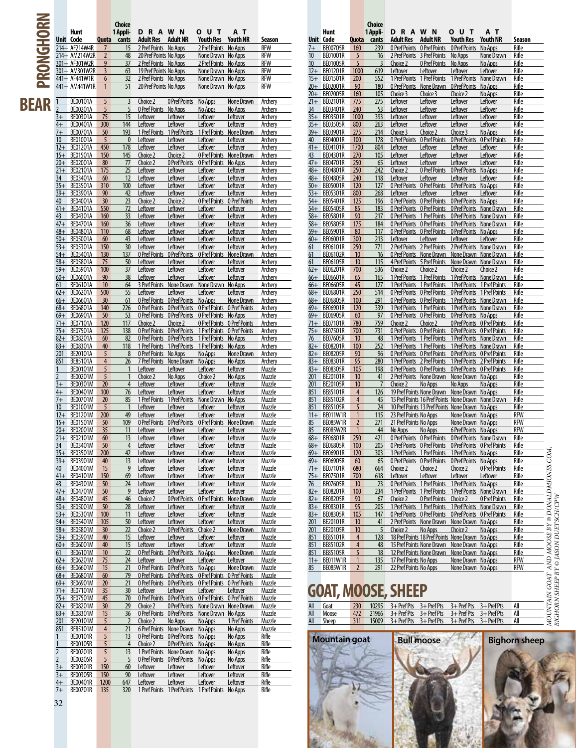# PRONGHORN

| Unit | Hunt Code | Quota | Choice 1 Applicants | DRAWN Adult Res | DRAWN Adult NR | OUT AT Youth Res | OUT AT Youth NR | Season |
|---|---|---|---|---|---|---|---|---|
| 214+ | AF214W4R | 7 | 15 | 2 Pref Points | No Apps | 2 Pref Points | No Apps | RFW |
| 214+ | AM214W2R | 2 | 48 | 20 Pref Points | No Apps | None Drawn | No Apps | RFW |
| 301+ | AF301W2R | 9 | 37 | 2 Pref Points | No Apps | 2 Pref Points | No Apps | RFW |
| 301+ | AM301W2R | 3 | 63 | 19 Pref Points | No Apps | None Drawn | No Apps | RFW |
| 441+ | AF441W1R | 6 | 32 | 2 Pref Points | No Apps | None Drawn | No Apps | RFW |
| 441+ | AM441W1R | 1 | 51 | 20 Pref Points | No Apps | None Drawn | No Apps | RFW |

# BEAR

| Unit | Hunt Code | Quota | Choice 1 Applicants | DRAWN Adult Res | DRAWN Adult NR | OUT AT Youth Res | OUT AT Youth NR | Season |
|---|---|---|---|---|---|---|---|---|
| 1 | BE00101A | 5 | 3 | Choice 2 | 0 Pref Points | No Apps | None Drawn | Archery |
| 2 | BE00201A | 5 | 5 | 0 Pref Points | No Apps | No Apps | No Apps | Archery |
| 3+ | BE00301A | 75 | 15 | Leftover | Leftover | Leftover | Leftover | Archery |
| 4+ | BE00401A | 300 | 144 | Leftover | Leftover | Leftover | Leftover | Archery |
| 7+ | BE00701A | 50 | 193 | 1 Pref Points | 1 Pref Points | 1 Pref Points | None Drawn | Archery |
| 10 | BE01001A | 5 | 0 | Leftover | Leftover | Leftover | Leftover | Archery |
| 12+ | BE01201A | 450 | 178 | Leftover | Leftover | Leftover | Leftover | Archery |
| 15+ | BE01501A | 150 | 145 | Choice 2 | Choice 2 | 0 Pref Points | None Drawn | Archery |
| 20+ | BE02001A | 80 | 77 | Choice 2 | 0 Pref Points | 0 Pref Points | No Apps | Archery |
| 21+ | BE02101A | 175 | 25 | Leftover | Leftover | Leftover | Leftover | Archery |
| 34 | BE03401A | 60 | 12 | Leftover | Leftover | Leftover | Leftover | Archery |
| 35+ | BE03501A | 310 | 100 | Leftover | Leftover | Leftover | Leftover | Archery |
| 39+ | BE03901A | 90 | 42 | Leftover | Leftover | Leftover | Leftover | Archery |
| 40 | BE04001A | 30 | 23 | Choice 2 | Choice 2 | 0 Pref Points | 0 Pref Points | Archery |
| 41+ | BE04101A | 550 | 72 | Leftover | Leftover | Leftover | Leftover | Archery |
| 43 | BE04301A | 160 | 33 | Leftover | Leftover | Leftover | Leftover | Archery |
| 47+ | BE04701A | 160 | 36 | Leftover | Leftover | Leftover | Leftover | Archery |
| 48+ | BE04801A | 110 | 68 | Leftover | Leftover | Leftover | Leftover | Archery |
| 50+ | BE05001A | 60 | 43 | Leftover | Leftover | Leftover | Leftover | Archery |
| 53+ | BE05301A | 150 | 30 | Leftover | Leftover | Leftover | Leftover | Archery |
| 54+ | BE05401A | 130 | 137 | 0 Pref Points | 0 Pref Points | 0 Pref Points | None Drawn | Archery |
| 58+ | BE05801A | 75 | 50 | Leftover | Leftover | Leftover | Leftover | Archery |
| 59+ | BE05901A | 100 | 37 | Leftover | Leftover | Leftover | Leftover | Archery |
| 60+ | BE06001A | 90 | 38 | Leftover | Leftover | Leftover | Leftover | Archery |
| 61 | BE06101A | 10 | 64 | 3 Pref Points | None Drawn | None Drawn | No Apps | Archery |
| 62+ | BE06201A | 500 | 55 | Leftover | Leftover | Leftover | Leftover | Archery |
| 66+ | BE06601A | 30 | 61 | 0 Pref Points | 0 Pref Points | No Apps | None Drawn | Archery |
| 68+ | BE06801A | 140 | 226 | 0 Pref Points | 0 Pref Points | 0 Pref Points | 0 Pref Points | Archery |
| 69+ | BE06901A | 50 | 53 | 0 Pref Points | 0 Pref Points | 0 Pref Points | No Apps | Archery |
| 71+ | BE07101A | 120 | 117 | Choice 2 | Choice 2 | 0 Pref Points | 0 Pref Points | Archery |
| 75+ | BE07501A | 125 | 138 | 0 Pref Points | 0 Pref Points | 1 Pref Points | 0 Pref Points | Archery |
| 82+ | BE08201A | 60 | 82 | 0 Pref Points | 0 Pref Points | 1 Pref Points | No Apps | Archery |
| 83+ | BE08301A | 40 | 118 | 1 Pref Points | 1 Pref Points | 1 Pref Points | No Apps | Archery |
| 201 | BE20101A | 5 | 8 | 0 Pref Points | No Apps | No Apps | None Drawn | Archery |
| 851 | BE85101A | 4 | 26 | 7 Pref Points | None Drawn | No Apps | No Apps | Archery |
| 1 | BE00101M | 5 | 1 | Leftover | Leftover | Leftover | Leftover | Muzzle |
| 2 | BE00201M | 5 | 1 | Choice 2 | No Apps | Choice 2 | No Apps | Muzzle |
| 3+ | BE00301M | 20 | 4 | Leftover | Leftover | Leftover | Leftover | Muzzle |
| 4+ | BE00401M | 100 | 76 | Leftover | Leftover | Leftover | Leftover | Muzzle |
| 7+ | BE00701M | 20 | 85 | 1 Pref Points | 1 Pref Points | None Drawn | No Apps | Muzzle |
| 10 | BE01001M | 5 | 1 | Leftover | Leftover | Leftover | Leftover | Muzzle |
| 12+ | BE01201M | 200 | 49 | Leftover | Leftover | Leftover | Leftover | Muzzle |
| 15+ | BE01501M | 50 | 109 | 0 Pref Points | 0 Pref Points | 0 Pref Points | None Drawn | Muzzle |
| 20+ | BE02001M | 35 | 11 | Leftover | Leftover | Leftover | Leftover | Muzzle |
| 21+ | BE02101M | 60 | 13 | Leftover | Leftover | Leftover | Leftover | Muzzle |
| 34 | BE03401M | 50 | 4 | Leftover | Leftover | Leftover | Leftover | Muzzle |
| 35+ | BE03501M | 200 | 42 | Leftover | Leftover | Leftover | Leftover | Muzzle |
| 39+ | BE03901M | 40 | 13 | Leftover | Leftover | Leftover | Leftover | Muzzle |
| 40 | BE04001M | 15 | 9 | Leftover | Leftover | Leftover | Leftover | Muzzle |
| 41+ | BE04101M | 150 | 69 | Leftover | Leftover | Leftover | Leftover | Muzzle |
| 43 | BE04301M | 50 | 24 | Leftover | Leftover | Leftover | Leftover | Muzzle |
| 47+ | BE04701M | 50 | 9 | Leftover | Leftover | Leftover | Leftover | Muzzle |
| 48+ | BE04801M | 45 | 46 | Choice 2 | 0 Pref Points | 0 Pref Points | None Drawn | Muzzle |
| 50+ | BE05001M | 50 | 28 | Leftover | Leftover | Leftover | Leftover | Muzzle |
| 53+ | BE05301M | 100 | 11 | Leftover | Leftover | Leftover | Leftover | Muzzle |
| 54+ | BE05401M | 105 | 50 | Leftover | Leftover | Leftover | Leftover | Muzzle |
| 58+ | BE05801M | 30 | 22 | Choice 2 | 0 Pref Points | Choice 2 | None Drawn | Muzzle |
| 59+ | BE05901M | 40 | 15 | Leftover | Leftover | Leftover | Leftover | Muzzle |
| 60+ | BE06001M | 40 | 15 | Leftover | Leftover | Leftover | Leftover | Muzzle |
| 61 | BE06101M | 10 | 22 | 0 Pref Points | 0 Pref Points | No Apps | None Drawn | Muzzle |
| 62+ | BE06201M | 75 | 24 | Leftover | Leftover | Leftover | Leftover | Muzzle |
| 66+ | BE06601M | 15 | 21 | 0 Pref Points | 0 Pref Points | No Apps | None Drawn | Muzzle |
| 68+ | BE06801M | 60 | 79 | 0 Pref Points | 0 Pref Points | 0 Pref Points | 0 Pref Points | Muzzle |
| 69+ | BE06901M | 20 | 21 | 0 Pref Points | 0 Pref Points | 0 Pref Points | 0 Pref Points | Muzzle |
| 71+ | BE07101M | 35 | 30 | Leftover | Leftover | Leftover | Leftover | Muzzle |
| 75+ | BE07501M | 45 | 70 | 0 Pref Points | 0 Pref Points | 0 Pref Points | 0 Pref Points | Muzzle |
| 82+ | BE08201M | 30 | 29 | Choice 2 | 0 Pref Points | None Drawn | None Drawn | Muzzle |
| 83+ | BE08301M | 15 | 36 | 0 Pref Points | 0 Pref Points | None Drawn | No Apps | Muzzle |
| 201 | BE20101M | 5 | 2 | Choice 2 | No Apps | No Apps | 1 Pref Points | Muzzle |
| 851 | BE85101M | 4 | 21 | 6 Pref Points | None Drawn | No Apps | No Apps | Muzzle |
| 1 | BE00101R | 5 | 13 | 0 Pref Points | 0 Pref Points | No Apps | No Apps | Rifle |
| 1 | BE00105R | 5 | 4 | Choice 2 | 0 Pref Points | No Apps | No Apps | Rifle |
| 2 | BE00201R | 5 | 13 | 1 Pref Points | None Drawn | No Apps | No Apps | Rifle |
| 2 | BE00205R | 5 | 5 | 0 Pref Points | 0 Pref Points | No Apps | No Apps | Rifle |
| 3+ | BE00301R | 150 | 60 | Leftover | Leftover | Leftover | Leftover | Rifle |
| 3+ | BE00305R | 150 | 90 | Leftover | Leftover | Leftover | Leftover | Rifle |
| 4+ | BE00401R | 1200 | 647 | Leftover | Leftover | Leftover | Leftover | Rifle |
| 7+ | BE00701R | 135 | 320 | 1 Pref Points | 1 Pref Points | 1 Pref Points | No Apps | Rifle |
| 7+ | BE00705R | 160 | 239 | 0 Pref Points | 0 Pref Points | 0 Pref Points | No Apps | Rifle |
| 10 | BE01001R | 5 | 16 | 2 Pref Points | 3 Pref Points | No Apps | None Drawn | Rifle |
| 10 | BE01005R | 5 | 3 | Choice 2 | 0 Pref Points | No Apps | No Apps | Rifle |
| 12+ | BE01201R | 1000 | 619 | Leftover | Leftover | Leftover | Leftover | Rifle |
| 15+ | BE01501R | 200 | 552 | 1 Pref Points | 1 Pref Points | 1 Pref Points | None Drawn | Rifle |
| 20+ | BE02001R | 90 | 180 | 0 Pref Points | None Drawn | 0 Pref Points | No Apps | Rifle |
| 20+ | BE02005R | 160 | 105 | Choice 3 | Choice 3 | Choice 2 | No Apps | Rifle |
| 21+ | BE02101R | 775 | 275 | Leftover | Leftover | Leftover | Leftover | Rifle |
| 34 | BE03401R | 240 | 53 | Leftover | Leftover | Leftover | Leftover | Rifle |
| 35+ | BE03501R | 1000 | 393 | Leftover | Leftover | Leftover | Leftover | Rifle |
| 35+ | BE03505R | 800 | 263 | Leftover | Leftover | Leftover | Leftover | Rifle |
| 39+ | BE03901R | 275 | 214 | Choice 3 | Choice 2 | Choice 3 | No Apps | Rifle |
| 40 | BE04001R | 100 | 178 | 0 Pref Points | 0 Pref Points | 0 Pref Points | 0 Pref Points | Rifle |
| 41+ | BE04101R | 1700 | 804 | Leftover | Leftover | Leftover | Leftover | Rifle |
| 43 | BE04301R | 270 | 105 | Leftover | Leftover | Leftover | Leftover | Rifle |
| 47+ | BE04701R | 250 | 65 | Leftover | Leftover | Leftover | Leftover | Rifle |
| 48+ | BE04801R | 250 | 242 | Choice 2 | 0 Pref Points | 0 Pref Points | No Apps | Rifle |
| 48+ | BE04805R | 240 | 118 | Leftover | Leftover | Leftover | Leftover | Rifle |
| 50+ | BE05001R | 120 | 127 | 0 Pref Points | 0 Pref Points | 0 Pref Points | No Apps | Rifle |
| 53+ | BE05301R | 800 | 268 | Leftover | Leftover | Leftover | Leftover | Rifle |
| 54+ | BE05401R | 125 | 196 | 0 Pref Points | 0 Pref Points | 0 Pref Points | No Apps | Rifle |
| 54+ | BE05405R | 85 | 183 | 0 Pref Points | 0 Pref Points | 0 Pref Points | None Drawn | Rifle |
| 58+ | BE05801R | 90 | 217 | 0 Pref Points | 1 Pref Points | 0 Pref Points | None Drawn | Rifle |
| 58+ | BE05805R | 175 | 184 | 0 Pref Points | 0 Pref Points | 0 Pref Points | None Drawn | Rifle |
| 59+ | BE05901R | 80 | 117 | 0 Pref Points | 0 Pref Points | 0 Pref Points | No Apps | Rifle |
| 60+ | BE06001R | 300 | 213 | Leftover | Leftover | Leftover | Leftover | Rifle |
| 61 | BE06101R | 250 | 771 | 2 Pref Points | 2 Pref Points | 2 Pref Points | None Drawn | Rifle |
| 61 | BE06102R | 10 | 16 | 0 Pref Points | None Drawn | None Drawn | None Drawn | Rifle |
| 61 | BE06105R | 10 | 115 | 4 Pref Points | 5 Pref Points | None Drawn | None Drawn | Rifle |
| 62+ | BE06201R | 700 | 536 | Choice 2 | Choice 2 | Choice 2 | Choice 2 | Rifle |
| 66+ | BE06601R | 65 | 165 | 1 Pref Points | 1 Pref Points | 1 Pref Points | None Drawn | Rifle |
| 66+ | BE06605R | 45 | 127 | 1 Pref Points | 1 Pref Points | 1 Pref Points | 1 Pref Points | Rifle |
| 68+ | BE06801R | 250 | 514 | 0 Pref Points | 0 Pref Points | 0 Pref Points | 1 Pref Points | Rifle |
| 68+ | BE06805R | 100 | 291 | 0 Pref Points | 0 Pref Points | 1 Pref Points | None Drawn | Rifle |
| 69+ | BE06901R | 120 | 339 | 1 Pref Points | 1 Pref Points | 1 Pref Points | None Drawn | Rifle |
| 69+ | BE06905R | 60 | 97 | 0 Pref Points | 0 Pref Points | 0 Pref Points | No Apps | Rifle |
| 71+ | BE07101R | 780 | 759 | Choice 2 | Choice 2 | 0 Pref Points | 0 Pref Points | Rifle |
| 75+ | BE07501R | 700 | 731 | 0 Pref Points | 0 Pref Points | 0 Pref Points | 0 Pref Points | Rifle |
| 76 | BE07605R | 10 | 48 | 1 Pref Points | 1 Pref Points | 1 Pref Points | None Drawn | Rifle |
| 82+ | BE08201R | 100 | 252 | 1 Pref Points | 1 Pref Points | 1 Pref Points | None Drawn | Rifle |
| 82+ | BE08205R | 90 | 96 | 0 Pref Points | 0 Pref Points | 0 Pref Points | 0 Pref Points | Rifle |
| 83+ | BE08301R | 95 | 280 | 1 Pref Points | 2 Pref Points | 1 Pref Points | 2 Pref Points | Rifle |
| 83+ | BE08305R | 105 | 198 | 0 Pref Points | 0 Pref Points | 0 Pref Points | 0 Pref Points | Rifle |
| 201 | BE20101R | 10 | 41 | 2 Pref Points | None Drawn | None Drawn | No Apps | Rifle |
| 201 | BE20105R | 10 | 7 | Choice 2 | No Apps | No Apps | No Apps | Rifle |
| 851 | BE85101R | 4 | 126 | 19 Pref Points | None Drawn | None Drawn | No Apps | Rifle |
| 851 | BE85102R | 4 | 45 | 15 Pref Points | 16 Pref Points | None Drawn | None Drawn | Rifle |
| 851 | BE85105R | 5 | 24 | 10 Pref Points | 13 Pref Points | None Drawn | No Apps | Rifle |
| 11+ | BE011W1R | 1 | 115 | 23 Pref Points | No Apps | None Drawn | No Apps | RFW |
| 85 | BE085W1R | 2 | 271 | 21 Pref Points | No Apps | None Drawn | No Apps | RFW |
| 85 | BE085W2R | 1 | 44 | No Apps | No Apps | 6 Pref Points | No Apps | RFW |
| 68+ | BE06801R | 250 | 421 | 0 Pref Points | 0 Pref Points | 0 Pref Points | None Drawn | Rifle |
| 68+ | BE06805R | 100 | 205 | 0 Pref Points | 0 Pref Points | 0 Pref Points | 0 Pref Points | Rifle |
| 69+ | BE06901R | 120 | 303 | 1 Pref Points | 1 Pref Points | 1 Pref Points | No Apps | Rifle |
| 69+ | BE06905R | 60 | 65 | 0 Pref Points | 0 Pref Points | 0 Pref Points | No Apps | Rifle |
| 71+ | BE07101R | 680 | 664 | Choice 2 | Choice 2 | Choice 2 | 0 Pref Points | Rifle |
| 75+ | BE07501R | 700 | 618 | Leftover | Leftover | Leftover | Leftover | Rifle |
| 76 | BE07605R | 10 | 23 | 0 Pref Points | 1 Pref Points | 1 Pref Points | No Apps | Rifle |
| 82+ | BE08201R | 100 | 234 | 1 Pref Points | 1 Pref Points | 1 Pref Points | None Drawn | Rifle |
| 82+ | BE08205R | 90 | 67 | Choice 2 | 0 Pref Points | Choice 2 | 0 Pref Points | Rifle |
| 83+ | BE08301R | 95 | 205 | 1 Pref Points | 1 Pref Points | 1 Pref Points | None Drawn | Rifle |
| 83+ | BE08305R | 105 | 147 | 0 Pref Points | 0 Pref Points | 0 Pref Points | 0 Pref Points | Rifle |
| 201 | BE20101R | 10 | 41 | 2 Pref Points | None Drawn | None Drawn | No Apps | Rifle |
| 201 | BE20105R | 10 | 5 | Choice 2 | No Apps | Choice 2 | No Apps | Rifle |
| 851 | BE85101R | 4 | 128 | 18 Pref Points | 18 Pref Points | None Drawn | No Apps | Rifle |
| 851 | BE85102R | 4 | 48 | 15 Pref Points | None Drawn | None Drawn | No Apps | Rifle |
| 851 | BE85105R | 5 | 18 | 12 Pref Points | None Drawn | None Drawn | No Apps | Rifle |
| 11+ | BE011W1R | 1 | 135 | 17 Pref Points | No Apps | None Drawn | No Apps | RFW |
| 85 | BE085W1R | 2 | 291 | 22 Pref Points | No Apps | None Drawn | No Apps | RFW |

# GOAT, MOOSE, SHEEP

| Unit | Hunt Code | Quota | Choice 1 Applicants | DRAWN Adult Res | DRAWN Adult NR | OUT AT Youth Res | OUT AT Youth NR | Season |
|---|---|---|---|---|---|---|---|---|
| All | Goat | 230 | 10295 | 3+ Pref Pts | 3+ Pref Pts | 3+ Pref Pts | 3+ Pref Pts | All |
| All | Moose | 472 | 21966 | 3+ Pref Pts | 3+ Pref Pts | 3+ Pref Pts | 3+ Pref Pts | All |
| All | Sheep | 311 | 15009 | 3+ Pref Pts | 3+ Pref Pts | 3+ Pref Pts | 3+ Pref Pts | All |

Mountain goat

Bull moose

Bighorn sheep

MOUNTAIN GOAT AND MOOSE BY © DONALDMJONES.COM, BIGHORN SHEEP BY © JASON DUETSCH/CPW